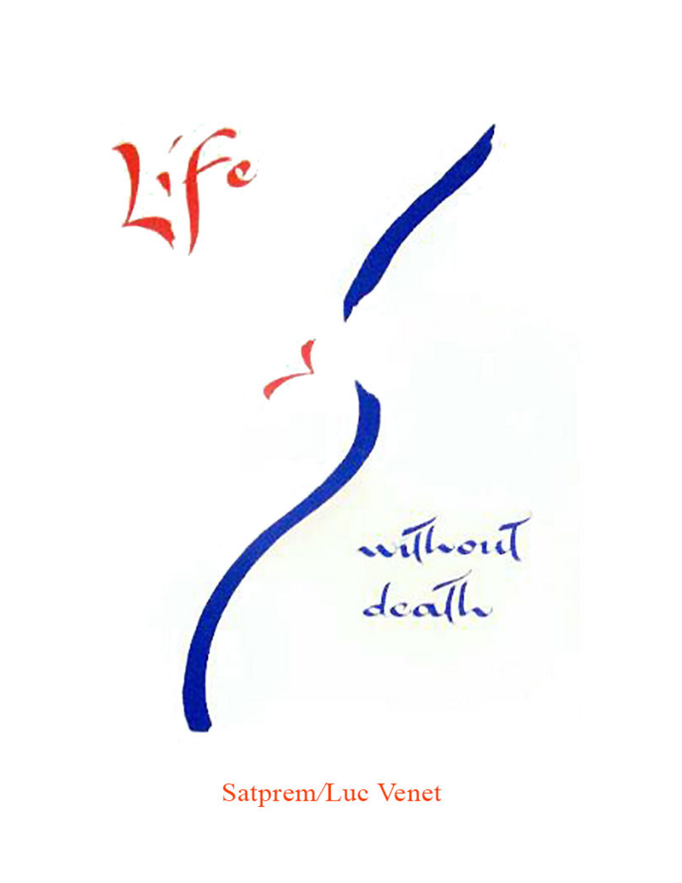# Life

# without death

Satprem/Luc Venet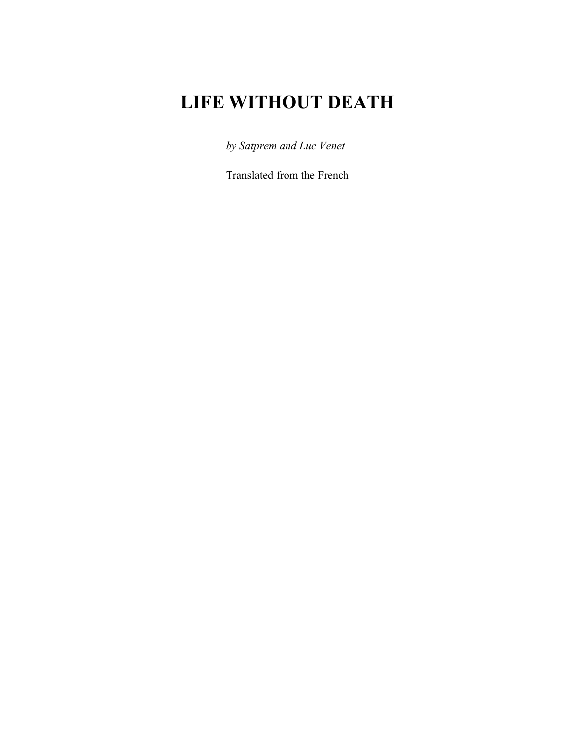# LIFE WITHOUT DEATH

*by Satprem and Luc Venet*

Translated from the French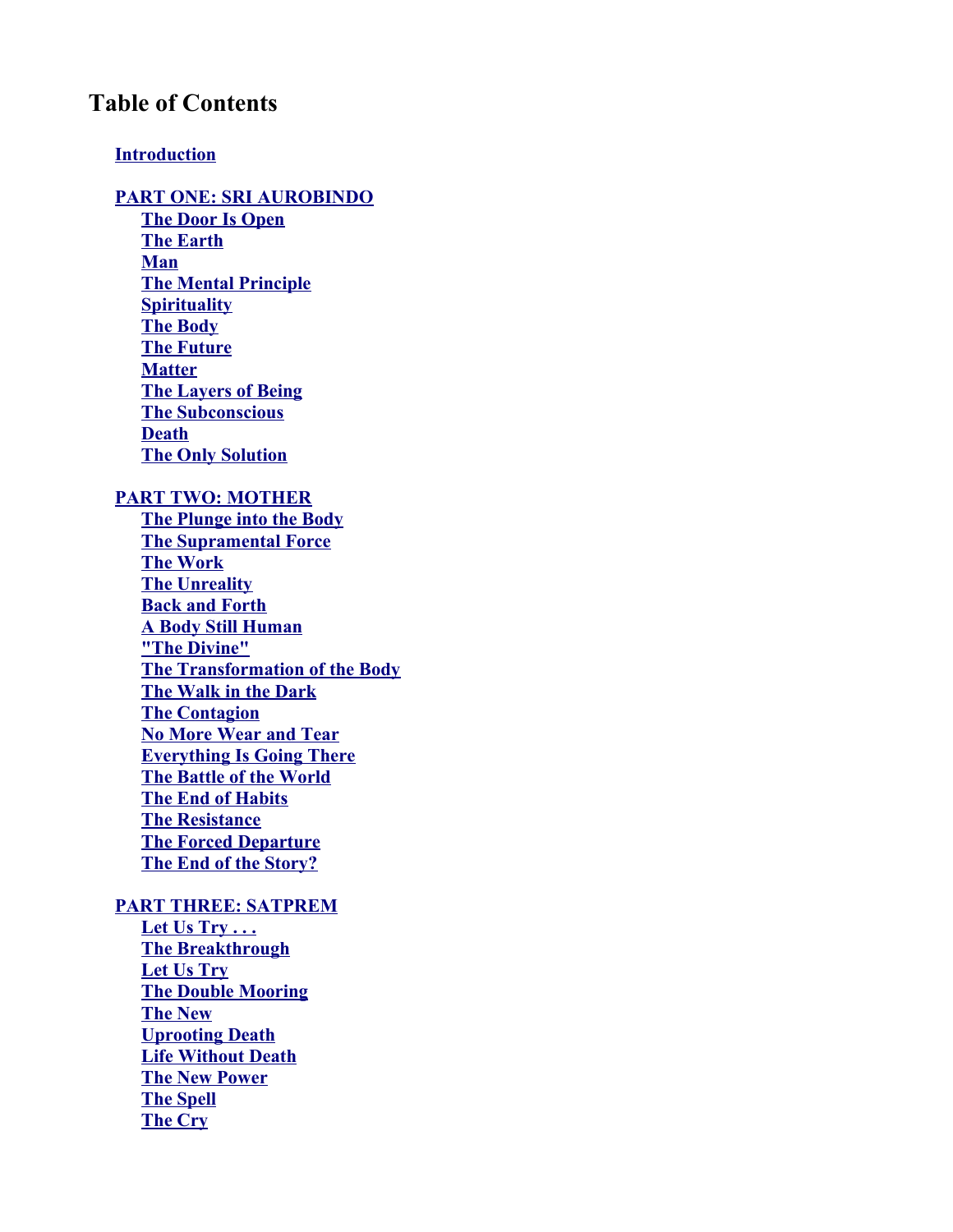## Table of Contents

**Introduction**

**PART ONE: SRI AUROBINDO**

- **The Door Is Open**
- **The Earth**
- **Man**
- **The Mental Principle**
- **Spirituality**
- **The Body**
- **The Future**
- **Matter**
- **The Layers of Being**
- **The Subconscious**
- **Death**
- **The Only Solution**

**PART TWO: MOTHER**

- **The Plunge into the Body**
- **The Supramental Force**
- **The Work**
- **The Unreality**
- **Back and Forth**
- **A Body Still Human**
- **"The Divine"**
- **The Transformation of the Body**
- **The Walk in the Dark**
- **The Contagion**
- **No More Wear and Tear**
- **Everything Is Going There**
- **The Battle of the World**
- **The End of Habits**
- **The Resistance**
- **The Forced Departure**
- **The End of the Story?**

**PART THREE: SATPREM**

- **Let Us Try . . .**
- **The Breakthrough**
- **Let Us Try**
- **The Double Mooring**
- **The New**
- **Uprooting Death**
- **Life Without Death**
- **The New Power**
- **The Spell**
- **The Cry**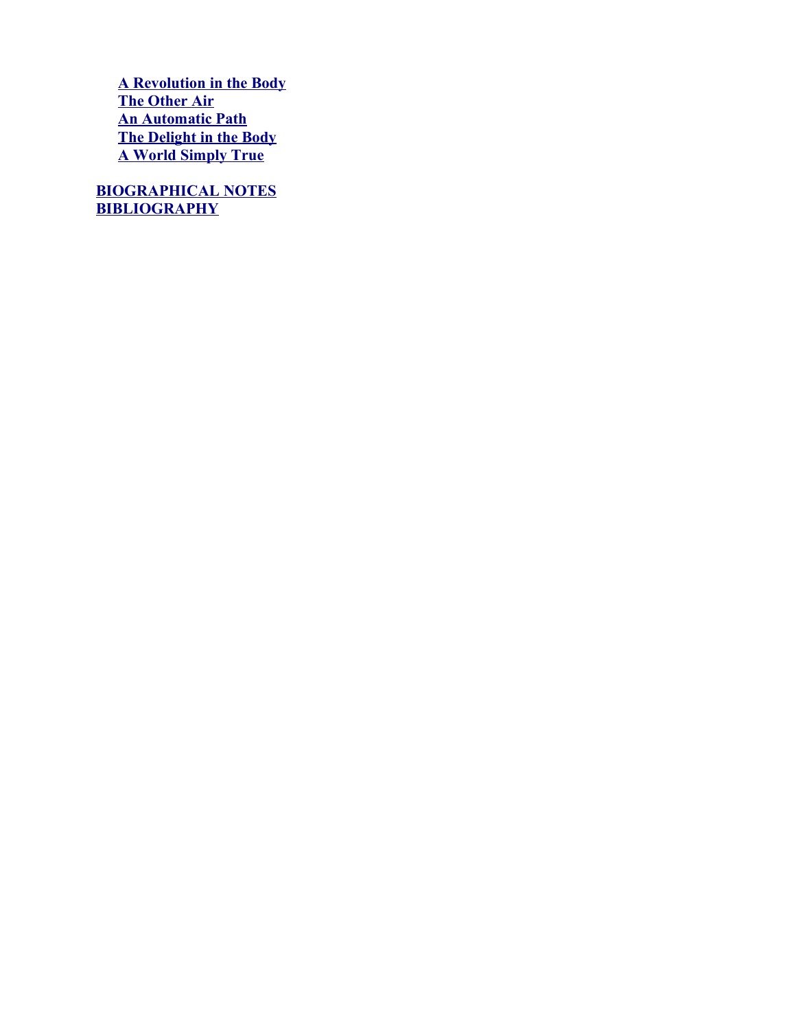- **A Revolution in the Body**
- **The Other Air**
- **An Automatic Path**
- **The Delight in the Body**
- **A World Simply True**

**BIOGRAPHICAL NOTES**
**BIBLIOGRAPHY**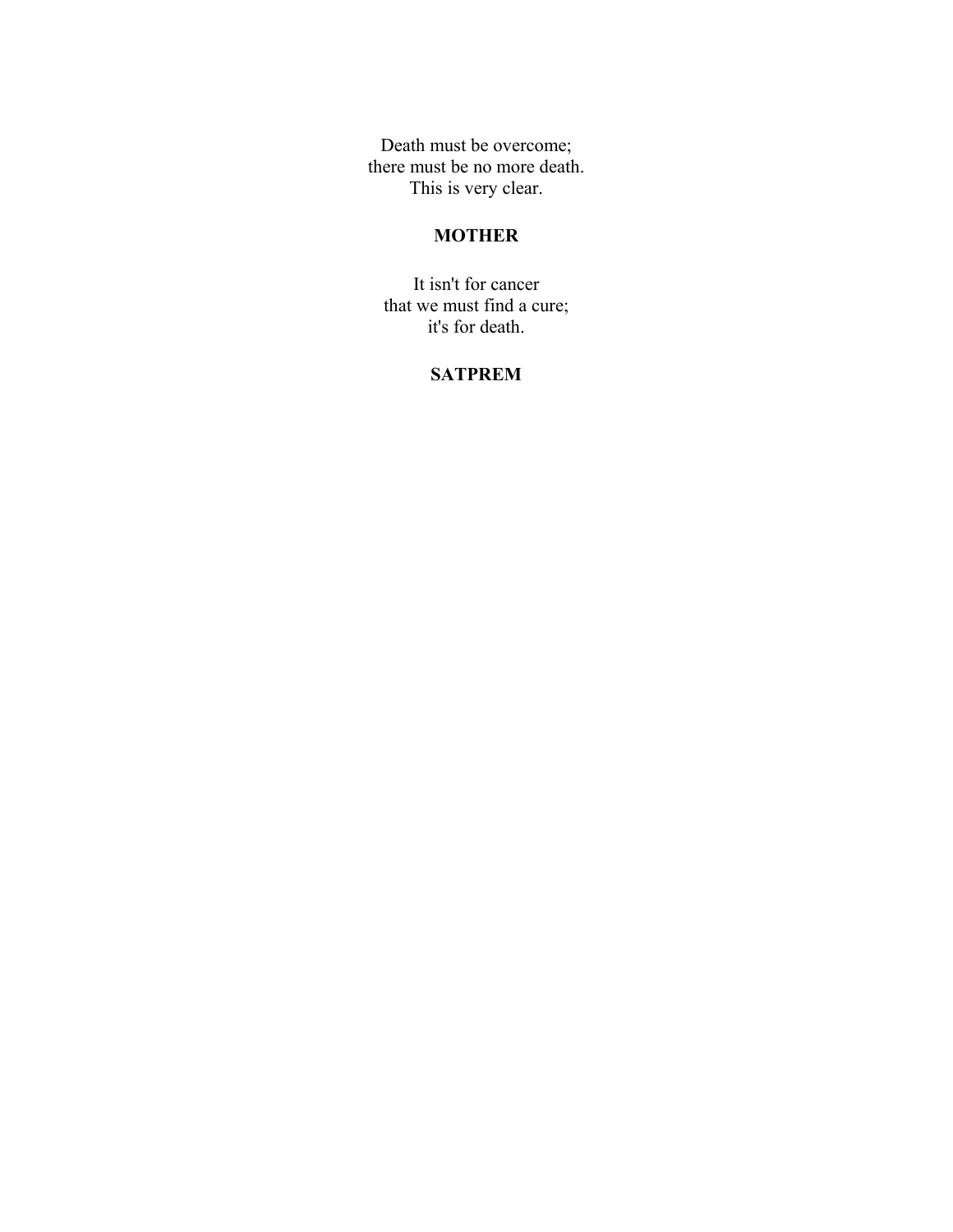Death must be overcome;
there must be no more death.
This is very clear.

**MOTHER**

It isn't for cancer
that we must find a cure;
it's for death.

**SATPREM**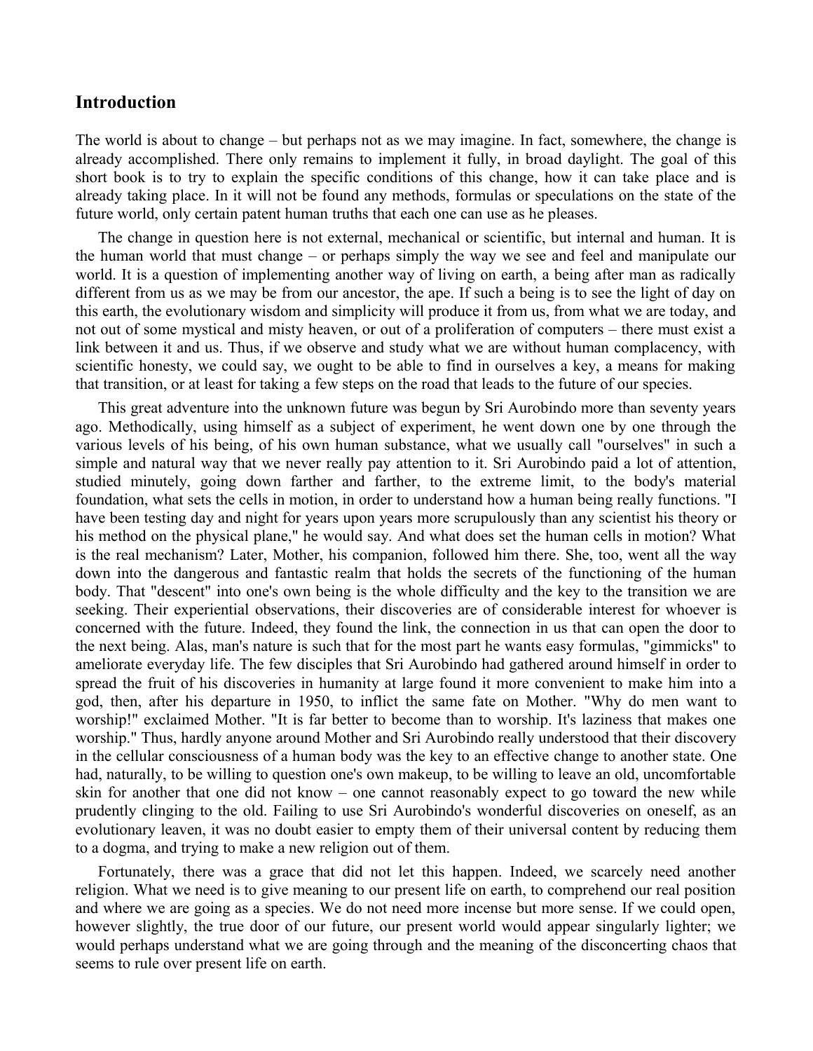## Introduction

The world is about to change – but perhaps not as we may imagine. In fact, somewhere, the change is already accomplished. There only remains to implement it fully, in broad daylight. The goal of this short book is to try to explain the specific conditions of this change, how it can take place and is already taking place. In it will not be found any methods, formulas or speculations on the state of the future world, only certain patent human truths that each one can use as he pleases.

The change in question here is not external, mechanical or scientific, but internal and human. It is the human world that must change – or perhaps simply the way we see and feel and manipulate our world. It is a question of implementing another way of living on earth, a being after man as radically different from us as we may be from our ancestor, the ape. If such a being is to see the light of day on this earth, the evolutionary wisdom and simplicity will produce it from us, from what we are today, and not out of some mystical and misty heaven, or out of a proliferation of computers – there must exist a link between it and us. Thus, if we observe and study what we are without human complacency, with scientific honesty, we could say, we ought to be able to find in ourselves a key, a means for making that transition, or at least for taking a few steps on the road that leads to the future of our species.

This great adventure into the unknown future was begun by Sri Aurobindo more than seventy years ago. Methodically, using himself as a subject of experiment, he went down one by one through the various levels of his being, of his own human substance, what we usually call "ourselves" in such a simple and natural way that we never really pay attention to it. Sri Aurobindo paid a lot of attention, studied minutely, going down farther and farther, to the extreme limit, to the body's material foundation, what sets the cells in motion, in order to understand how a human being really functions. "I have been testing day and night for years upon years more scrupulously than any scientist his theory or his method on the physical plane," he would say. And what does set the human cells in motion? What is the real mechanism? Later, Mother, his companion, followed him there. She, too, went all the way down into the dangerous and fantastic realm that holds the secrets of the functioning of the human body. That "descent" into one's own being is the whole difficulty and the key to the transition we are seeking. Their experiential observations, their discoveries are of considerable interest for whoever is concerned with the future. Indeed, they found the link, the connection in us that can open the door to the next being. Alas, man's nature is such that for the most part he wants easy formulas, "gimmicks" to ameliorate everyday life. The few disciples that Sri Aurobindo had gathered around himself in order to spread the fruit of his discoveries in humanity at large found it more convenient to make him into a god, then, after his departure in 1950, to inflict the same fate on Mother. "Why do men want to worship!" exclaimed Mother. "It is far better to become than to worship. It's laziness that makes one worship." Thus, hardly anyone around Mother and Sri Aurobindo really understood that their discovery in the cellular consciousness of a human body was the key to an effective change to another state. One had, naturally, to be willing to question one's own makeup, to be willing to leave an old, uncomfortable skin for another that one did not know – one cannot reasonably expect to go toward the new while prudently clinging to the old. Failing to use Sri Aurobindo's wonderful discoveries on oneself, as an evolutionary leaven, it was no doubt easier to empty them of their universal content by reducing them to a dogma, and trying to make a new religion out of them.

Fortunately, there was a grace that did not let this happen. Indeed, we scarcely need another religion. What we need is to give meaning to our present life on earth, to comprehend our real position and where we are going as a species. We do not need more incense but more sense. If we could open, however slightly, the true door of our future, our present world would appear singularly lighter; we would perhaps understand what we are going through and the meaning of the disconcerting chaos that seems to rule over present life on earth.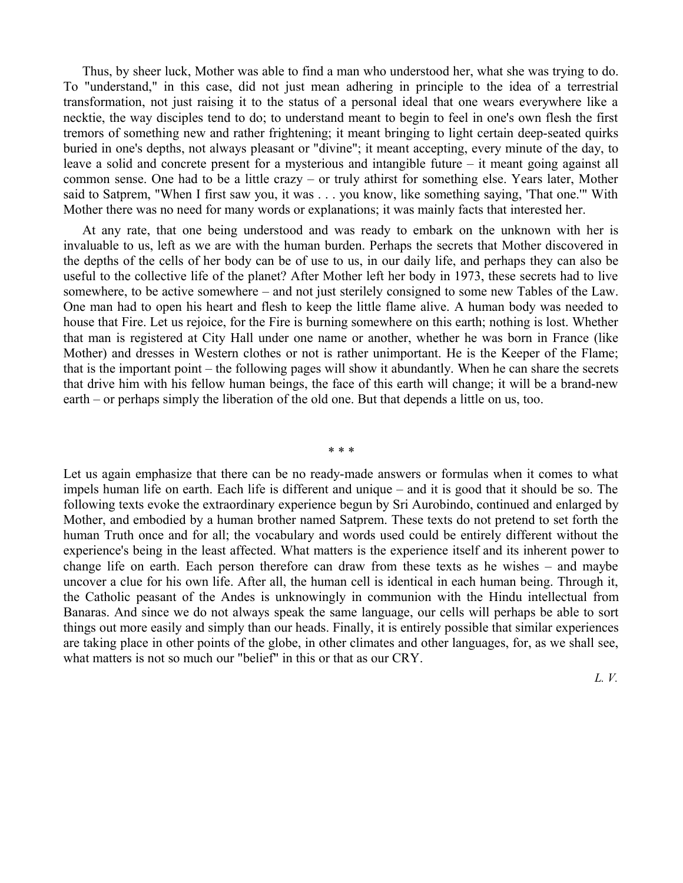Thus, by sheer luck, Mother was able to find a man who understood her, what she was trying to do. To "understand," in this case, did not just mean adhering in principle to the idea of a terrestrial transformation, not just raising it to the status of a personal ideal that one wears everywhere like a necktie, the way disciples tend to do; to understand meant to begin to feel in one's own flesh the first tremors of something new and rather frightening; it meant bringing to light certain deep-seated quirks buried in one's depths, not always pleasant or "divine"; it meant accepting, every minute of the day, to leave a solid and concrete present for a mysterious and intangible future – it meant going against all common sense. One had to be a little crazy – or truly athirst for something else. Years later, Mother said to Satprem, "When I first saw you, it was . . . you know, like something saying, 'That one.'" With Mother there was no need for many words or explanations; it was mainly facts that interested her.

At any rate, that one being understood and was ready to embark on the unknown with her is invaluable to us, left as we are with the human burden. Perhaps the secrets that Mother discovered in the depths of the cells of her body can be of use to us, in our daily life, and perhaps they can also be useful to the collective life of the planet? After Mother left her body in 1973, these secrets had to live somewhere, to be active somewhere – and not just sterilely consigned to some new Tables of the Law. One man had to open his heart and flesh to keep the little flame alive. A human body was needed to house that Fire. Let us rejoice, for the Fire is burning somewhere on this earth; nothing is lost. Whether that man is registered at City Hall under one name or another, whether he was born in France (like Mother) and dresses in Western clothes or not is rather unimportant. He is the Keeper of the Flame; that is the important point – the following pages will show it abundantly. When he can share the secrets that drive him with his fellow human beings, the face of this earth will change; it will be a brand-new earth – or perhaps simply the liberation of the old one. But that depends a little on us, too.

\* \* \*

Let us again emphasize that there can be no ready-made answers or formulas when it comes to what impels human life on earth. Each life is different and unique – and it is good that it should be so. The following texts evoke the extraordinary experience begun by Sri Aurobindo, continued and enlarged by Mother, and embodied by a human brother named Satprem. These texts do not pretend to set forth the human Truth once and for all; the vocabulary and words used could be entirely different without the experience's being in the least affected. What matters is the experience itself and its inherent power to change life on earth. Each person therefore can draw from these texts as he wishes – and maybe uncover a clue for his own life. After all, the human cell is identical in each human being. Through it, the Catholic peasant of the Andes is unknowingly in communion with the Hindu intellectual from Banaras. And since we do not always speak the same language, our cells will perhaps be able to sort things out more easily and simply than our heads. Finally, it is entirely possible that similar experiences are taking place in other points of the globe, in other climates and other languages, for, as we shall see, what matters is not so much our "belief" in this or that as our CRY.

*L. V.*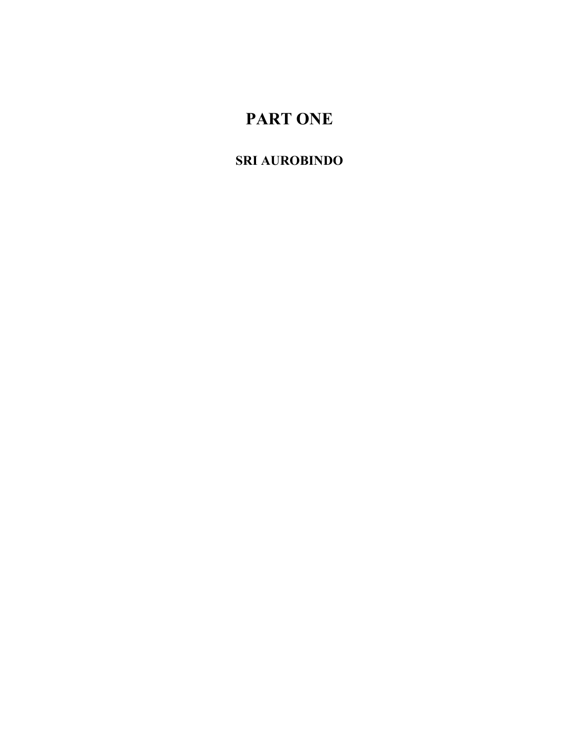# PART ONE

## SRI AUROBINDO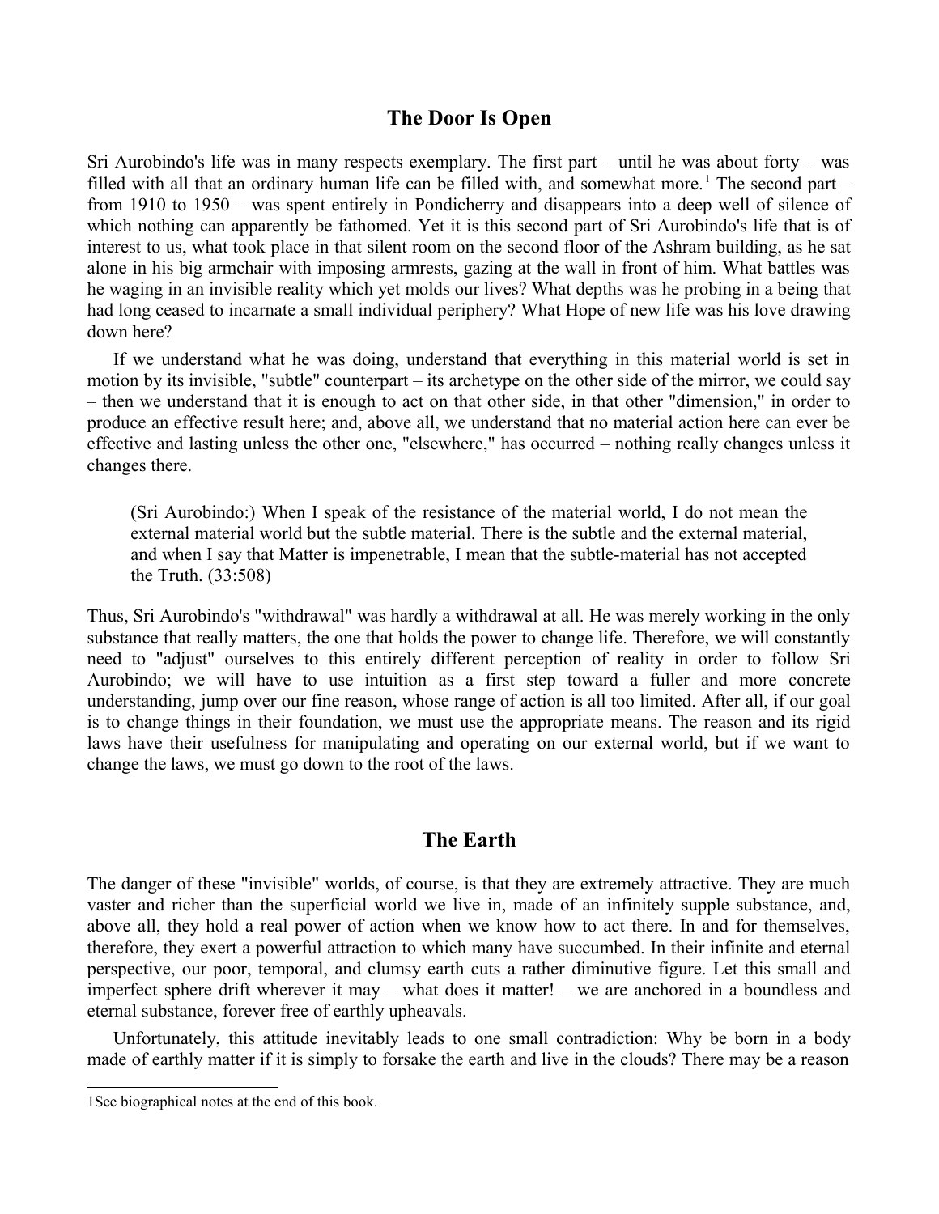## The Door Is Open

Sri Aurobindo's life was in many respects exemplary. The first part – until he was about forty – was filled with all that an ordinary human life can be filled with, and somewhat more.[1] The second part – from 1910 to 1950 – was spent entirely in Pondicherry and disappears into a deep well of silence of which nothing can apparently be fathomed. Yet it is this second part of Sri Aurobindo's life that is of interest to us, what took place in that silent room on the second floor of the Ashram building, as he sat alone in his big armchair with imposing armrests, gazing at the wall in front of him. What battles was he waging in an invisible reality which yet molds our lives? What depths was he probing in a being that had long ceased to incarnate a small individual periphery? What Hope of new life was his love drawing down here?

If we understand what he was doing, understand that everything in this material world is set in motion by its invisible, "subtle" counterpart – its archetype on the other side of the mirror, we could say – then we understand that it is enough to act on that other side, in that other "dimension," in order to produce an effective result here; and, above all, we understand that no material action here can ever be effective and lasting unless the other one, "elsewhere," has occurred – nothing really changes unless it changes there.

> (Sri Aurobindo:) When I speak of the resistance of the material world, I do not mean the external material world but the subtle material. There is the subtle and the external material, and when I say that Matter is impenetrable, I mean that the subtle-material has not accepted the Truth. (33:508)

Thus, Sri Aurobindo's "withdrawal" was hardly a withdrawal at all. He was merely working in the only substance that really matters, the one that holds the power to change life. Therefore, we will constantly need to "adjust" ourselves to this entirely different perception of reality in order to follow Sri Aurobindo; we will have to use intuition as a first step toward a fuller and more concrete understanding, jump over our fine reason, whose range of action is all too limited. After all, if our goal is to change things in their foundation, we must use the appropriate means. The reason and its rigid laws have their usefulness for manipulating and operating on our external world, but if we want to change the laws, we must go down to the root of the laws.

## The Earth

The danger of these "invisible" worlds, of course, is that they are extremely attractive. They are much vaster and richer than the superficial world we live in, made of an infinitely supple substance, and, above all, they hold a real power of action when we know how to act there. In and for themselves, therefore, they exert a powerful attraction to which many have succumbed. In their infinite and eternal perspective, our poor, temporal, and clumsy earth cuts a rather diminutive figure. Let this small and imperfect sphere drift wherever it may – what does it matter! – we are anchored in a boundless and eternal substance, forever free of earthly upheavals.

Unfortunately, this attitude inevitably leads to one small contradiction: Why be born in a body made of earthly matter if it is simply to forsake the earth and live in the clouds? There may be a reason

---

[1] See biographical notes at the end of this book.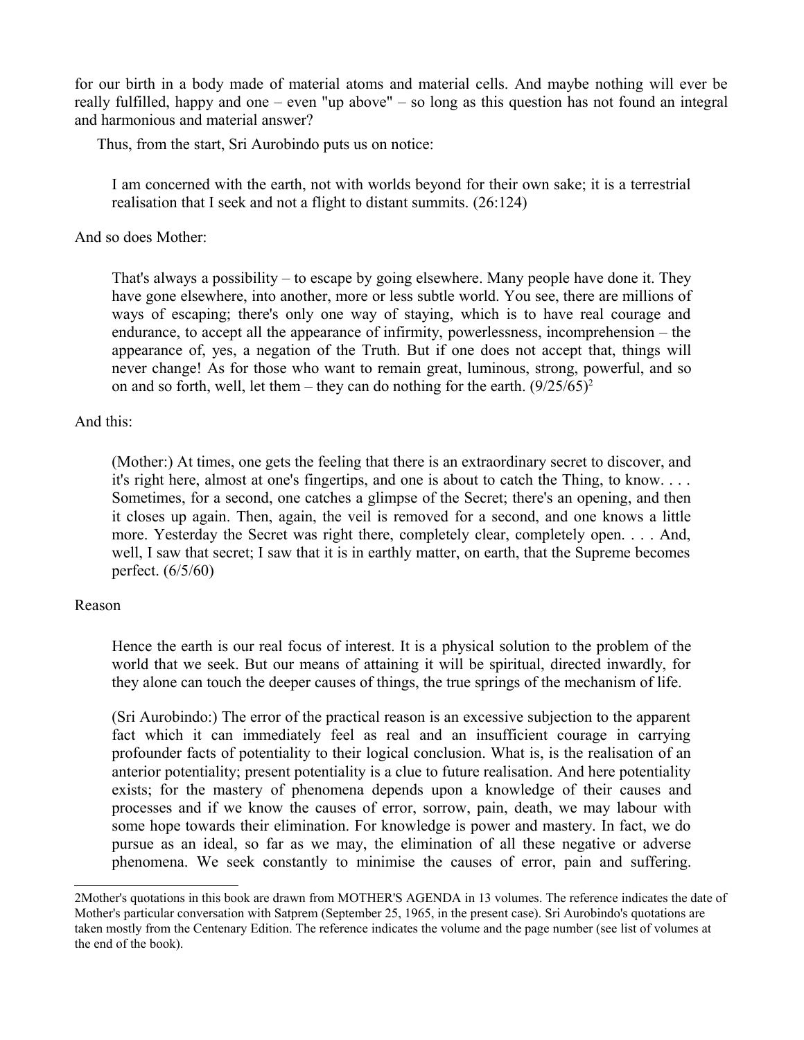for our birth in a body made of material atoms and material cells. And maybe nothing will ever be really fulfilled, happy and one – even "up above" – so long as this question has not found an integral and harmonious and material answer?

Thus, from the start, Sri Aurobindo puts us on notice:

> I am concerned with the earth, not with worlds beyond for their own sake; it is a terrestrial realisation that I seek and not a flight to distant summits. (26:124)

And so does Mother:

> That's always a possibility – to escape by going elsewhere. Many people have done it. They have gone elsewhere, into another, more or less subtle world. You see, there are millions of ways of escaping; there's only one way of staying, which is to have real courage and endurance, to accept all the appearance of infirmity, powerlessness, incomprehension – the appearance of, yes, a negation of the Truth. But if one does not accept that, things will never change! As for those who want to remain great, luminous, strong, powerful, and so on and so forth, well, let them – they can do nothing for the earth. (9/25/65)[2]

And this:

> (Mother:) At times, one gets the feeling that there is an extraordinary secret to discover, and it's right here, almost at one's fingertips, and one is about to catch the Thing, to know. . . . Sometimes, for a second, one catches a glimpse of the Secret; there's an opening, and then it closes up again. Then, again, the veil is removed for a second, and one knows a little more. Yesterday the Secret was right there, completely clear, completely open. . . . And, well, I saw that secret; I saw that it is in earthly matter, on earth, that the Supreme becomes perfect. (6/5/60)

Reason

> Hence the earth is our real focus of interest. It is a physical solution to the problem of the world that we seek. But our means of attaining it will be spiritual, directed inwardly, for they alone can touch the deeper causes of things, the true springs of the mechanism of life.
>
> (Sri Aurobindo:) The error of the practical reason is an excessive subjection to the apparent fact which it can immediately feel as real and an insufficient courage in carrying profounder facts of potentiality to their logical conclusion. What is, is the realisation of an anterior potentiality; present potentiality is a clue to future realisation. And here potentiality exists; for the mastery of phenomena depends upon a knowledge of their causes and processes and if we know the causes of error, sorrow, pain, death, we may labour with some hope towards their elimination. For knowledge is power and mastery. In fact, we do pursue as an ideal, so far as we may, the elimination of all these negative or adverse phenomena. We seek constantly to minimise the causes of error, pain and suffering.

---

2Mother's quotations in this book are drawn from MOTHER'S AGENDA in 13 volumes. The reference indicates the date of Mother's particular conversation with Satprem (September 25, 1965, in the present case). Sri Aurobindo's quotations are taken mostly from the Centenary Edition. The reference indicates the volume and the page number (see list of volumes at the end of the book).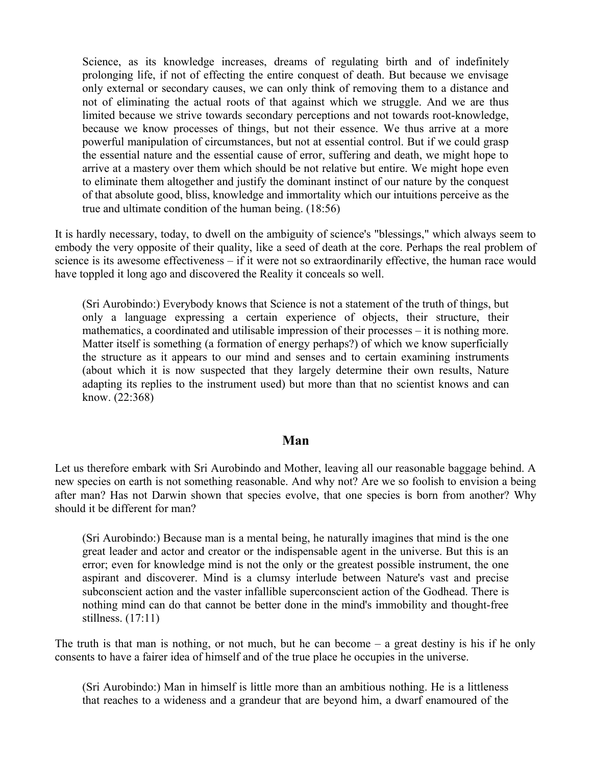> Science, as its knowledge increases, dreams of regulating birth and of indefinitely prolonging life, if not of effecting the entire conquest of death. But because we envisage only external or secondary causes, we can only think of removing them to a distance and not of eliminating the actual roots of that against which we struggle. And we are thus limited because we strive towards secondary perceptions and not towards root-knowledge, because we know processes of things, but not their essence. We thus arrive at a more powerful manipulation of circumstances, but not at essential control. But if we could grasp the essential nature and the essential cause of error, suffering and death, we might hope to arrive at a mastery over them which should be not relative but entire. We might hope even to eliminate them altogether and justify the dominant instinct of our nature by the conquest of that absolute good, bliss, knowledge and immortality which our intuitions perceive as the true and ultimate condition of the human being. (18:56)

It is hardly necessary, today, to dwell on the ambiguity of science's "blessings," which always seem to embody the very opposite of their quality, like a seed of death at the core. Perhaps the real problem of science is its awesome effectiveness – if it were not so extraordinarily effective, the human race would have toppled it long ago and discovered the Reality it conceals so well.

> (Sri Aurobindo:) Everybody knows that Science is not a statement of the truth of things, but only a language expressing a certain experience of objects, their structure, their mathematics, a coordinated and utilisable impression of their processes – it is nothing more. Matter itself is something (a formation of energy perhaps?) of which we know superficially the structure as it appears to our mind and senses and to certain examining instruments (about which it is now suspected that they largely determine their own results, Nature adapting its replies to the instrument used) but more than that no scientist knows and can know. (22:368)

## Man

Let us therefore embark with Sri Aurobindo and Mother, leaving all our reasonable baggage behind. A new species on earth is not something reasonable. And why not? Are we so foolish to envision a being after man? Has not Darwin shown that species evolve, that one species is born from another? Why should it be different for man?

> (Sri Aurobindo:) Because man is a mental being, he naturally imagines that mind is the one great leader and actor and creator or the indispensable agent in the universe. But this is an error; even for knowledge mind is not the only or the greatest possible instrument, the one aspirant and discoverer. Mind is a clumsy interlude between Nature's vast and precise subconscient action and the vaster infallible superconscient action of the Godhead. There is nothing mind can do that cannot be better done in the mind's immobility and thought-free stillness. (17:11)

The truth is that man is nothing, or not much, but he can become – a great destiny is his if he only consents to have a fairer idea of himself and of the true place he occupies in the universe.

> (Sri Aurobindo:) Man in himself is little more than an ambitious nothing. He is a littleness that reaches to a wideness and a grandeur that are beyond him, a dwarf enamoured of the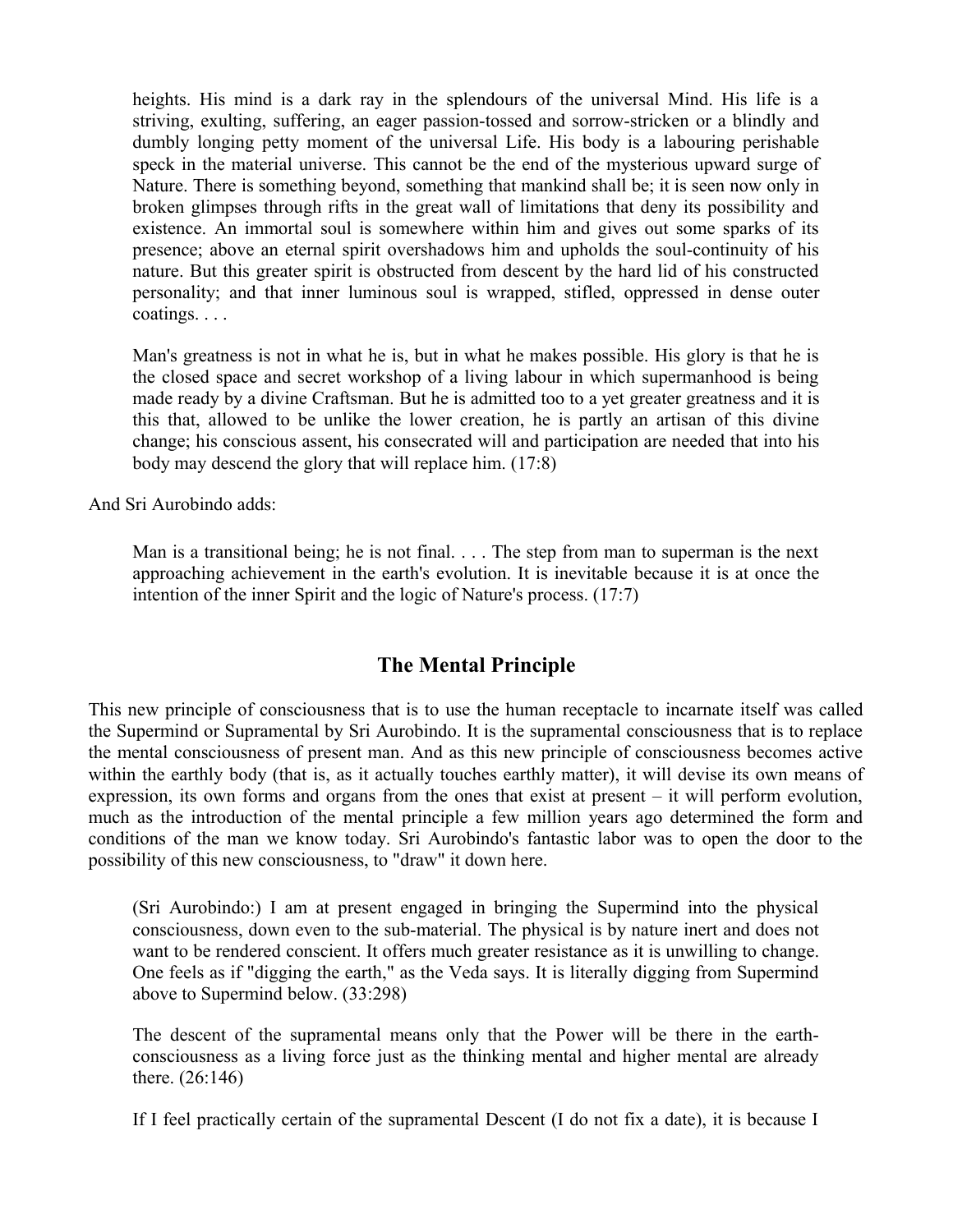> heights. His mind is a dark ray in the splendours of the universal Mind. His life is a striving, exulting, suffering, an eager passion-tossed and sorrow-stricken or a blindly and dumbly longing petty moment of the universal Life. His body is a labouring perishable speck in the material universe. This cannot be the end of the mysterious upward surge of Nature. There is something beyond, something that mankind shall be; it is seen now only in broken glimpses through rifts in the great wall of limitations that deny its possibility and existence. An immortal soul is somewhere within him and gives out some sparks of its presence; above an eternal spirit overshadows him and upholds the soul-continuity of his nature. But this greater spirit is obstructed from descent by the hard lid of his constructed personality; and that inner luminous soul is wrapped, stifled, oppressed in dense outer coatings. . . .
>
> Man's greatness is not in what he is, but in what he makes possible. His glory is that he is the closed space and secret workshop of a living labour in which supermanhood is being made ready by a divine Craftsman. But he is admitted too to a yet greater greatness and it is this that, allowed to be unlike the lower creation, he is partly an artisan of this divine change; his conscious assent, his consecrated will and participation are needed that into his body may descend the glory that will replace him. (17:8)

And Sri Aurobindo adds:

> Man is a transitional being; he is not final. . . . The step from man to superman is the next approaching achievement in the earth's evolution. It is inevitable because it is at once the intention of the inner Spirit and the logic of Nature's process. (17:7)

## The Mental Principle

This new principle of consciousness that is to use the human receptacle to incarnate itself was called the Supermind or Supramental by Sri Aurobindo. It is the supramental consciousness that is to replace the mental consciousness of present man. And as this new principle of consciousness becomes active within the earthly body (that is, as it actually touches earthly matter), it will devise its own means of expression, its own forms and organs from the ones that exist at present – it will perform evolution, much as the introduction of the mental principle a few million years ago determined the form and conditions of the man we know today. Sri Aurobindo's fantastic labor was to open the door to the possibility of this new consciousness, to "draw" it down here.

> (Sri Aurobindo:) I am at present engaged in bringing the Supermind into the physical consciousness, down even to the sub-material. The physical is by nature inert and does not want to be rendered conscient. It offers much greater resistance as it is unwilling to change. One feels as if "digging the earth," as the Veda says. It is literally digging from Supermind above to Supermind below. (33:298)
>
> The descent of the supramental means only that the Power will be there in the earth-consciousness as a living force just as the thinking mental and higher mental are already there. (26:146)
>
> If I feel practically certain of the supramental Descent (I do not fix a date), it is because I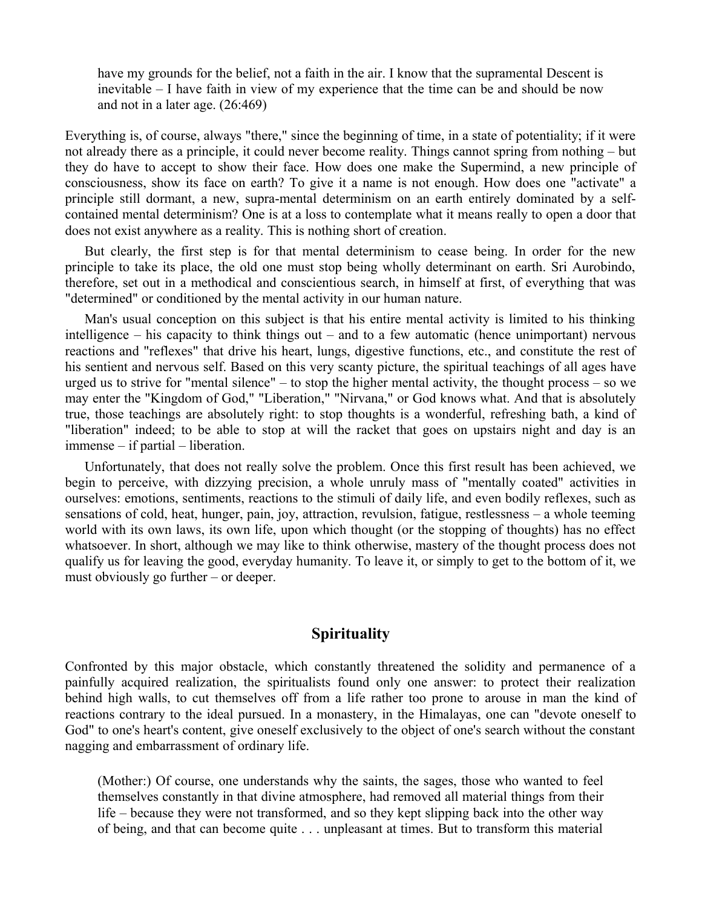> have my grounds for the belief, not a faith in the air. I know that the supramental Descent is inevitable – I have faith in view of my experience that the time can be and should be now and not in a later age. (26:469)

Everything is, of course, always "there," since the beginning of time, in a state of potentiality; if it were not already there as a principle, it could never become reality. Things cannot spring from nothing – but they do have to accept to show their face. How does one make the Supermind, a new principle of consciousness, show its face on earth? To give it a name is not enough. How does one "activate" a principle still dormant, a new, supra-mental determinism on an earth entirely dominated by a self-contained mental determinism? One is at a loss to contemplate what it means really to open a door that does not exist anywhere as a reality. This is nothing short of creation.

But clearly, the first step is for that mental determinism to cease being. In order for the new principle to take its place, the old one must stop being wholly determinant on earth. Sri Aurobindo, therefore, set out in a methodical and conscientious search, in himself at first, of everything that was "determined" or conditioned by the mental activity in our human nature.

Man's usual conception on this subject is that his entire mental activity is limited to his thinking intelligence – his capacity to think things out – and to a few automatic (hence unimportant) nervous reactions and "reflexes" that drive his heart, lungs, digestive functions, etc., and constitute the rest of his sentient and nervous self. Based on this very scanty picture, the spiritual teachings of all ages have urged us to strive for "mental silence" – to stop the higher mental activity, the thought process – so we may enter the "Kingdom of God," "Liberation," "Nirvana," or God knows what. And that is absolutely true, those teachings are absolutely right: to stop thoughts is a wonderful, refreshing bath, a kind of "liberation" indeed; to be able to stop at will the racket that goes on upstairs night and day is an immense – if partial – liberation.

Unfortunately, that does not really solve the problem. Once this first result has been achieved, we begin to perceive, with dizzying precision, a whole unruly mass of "mentally coated" activities in ourselves: emotions, sentiments, reactions to the stimuli of daily life, and even bodily reflexes, such as sensations of cold, heat, hunger, pain, joy, attraction, revulsion, fatigue, restlessness – a whole teeming world with its own laws, its own life, upon which thought (or the stopping of thoughts) has no effect whatsoever. In short, although we may like to think otherwise, mastery of the thought process does not qualify us for leaving the good, everyday humanity. To leave it, or simply to get to the bottom of it, we must obviously go further – or deeper.

## Spirituality

Confronted by this major obstacle, which constantly threatened the solidity and permanence of a painfully acquired realization, the spiritualists found only one answer: to protect their realization behind high walls, to cut themselves off from a life rather too prone to arouse in man the kind of reactions contrary to the ideal pursued. In a monastery, in the Himalayas, one can "devote oneself to God" to one's heart's content, give oneself exclusively to the object of one's search without the constant nagging and embarrassment of ordinary life.

> (Mother:) Of course, one understands why the saints, the sages, those who wanted to feel themselves constantly in that divine atmosphere, had removed all material things from their life – because they were not transformed, and so they kept slipping back into the other way of being, and that can become quite . . . unpleasant at times. But to transform this material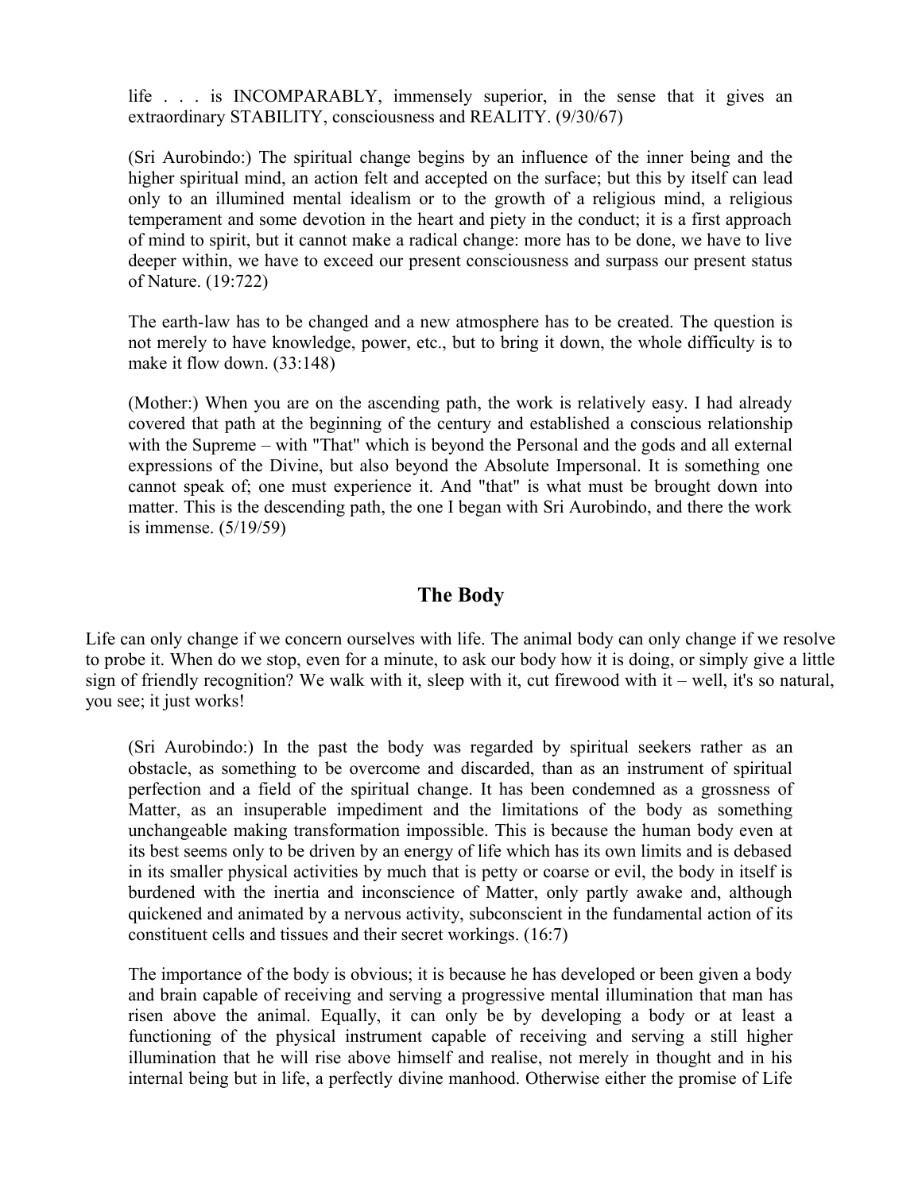> life . . . is INCOMPARABLY, immensely superior, in the sense that it gives an extraordinary STABILITY, consciousness and REALITY. (9/30/67)

> (Sri Aurobindo:) The spiritual change begins by an influence of the inner being and the higher spiritual mind, an action felt and accepted on the surface; but this by itself can lead only to an illumined mental idealism or to the growth of a religious mind, a religious temperament and some devotion in the heart and piety in the conduct; it is a first approach of mind to spirit, but it cannot make a radical change: more has to be done, we have to live deeper within, we have to exceed our present consciousness and surpass our present status of Nature. (19:722)

> The earth-law has to be changed and a new atmosphere has to be created. The question is not merely to have knowledge, power, etc., but to bring it down, the whole difficulty is to make it flow down. (33:148)

> (Mother:) When you are on the ascending path, the work is relatively easy. I had already covered that path at the beginning of the century and established a conscious relationship with the Supreme – with "That" which is beyond the Personal and the gods and all external expressions of the Divine, but also beyond the Absolute Impersonal. It is something one cannot speak of; one must experience it. And "that" is what must be brought down into matter. This is the descending path, the one I began with Sri Aurobindo, and there the work is immense. (5/19/59)

## The Body

Life can only change if we concern ourselves with life. The animal body can only change if we resolve to probe it. When do we stop, even for a minute, to ask our body how it is doing, or simply give a little sign of friendly recognition? We walk with it, sleep with it, cut firewood with it – well, it's so natural, you see; it just works!

> (Sri Aurobindo:) In the past the body was regarded by spiritual seekers rather as an obstacle, as something to be overcome and discarded, than as an instrument of spiritual perfection and a field of the spiritual change. It has been condemned as a grossness of Matter, as an insuperable impediment and the limitations of the body as something unchangeable making transformation impossible. This is because the human body even at its best seems only to be driven by an energy of life which has its own limits and is debased in its smaller physical activities by much that is petty or coarse or evil, the body in itself is burdened with the inertia and inconscience of Matter, only partly awake and, although quickened and animated by a nervous activity, subconscient in the fundamental action of its constituent cells and tissues and their secret workings. (16:7)

> The importance of the body is obvious; it is because he has developed or been given a body and brain capable of receiving and serving a progressive mental illumination that man has risen above the animal. Equally, it can only be by developing a body or at least a functioning of the physical instrument capable of receiving and serving a still higher illumination that he will rise above himself and realise, not merely in thought and in his internal being but in life, a perfectly divine manhood. Otherwise either the promise of Life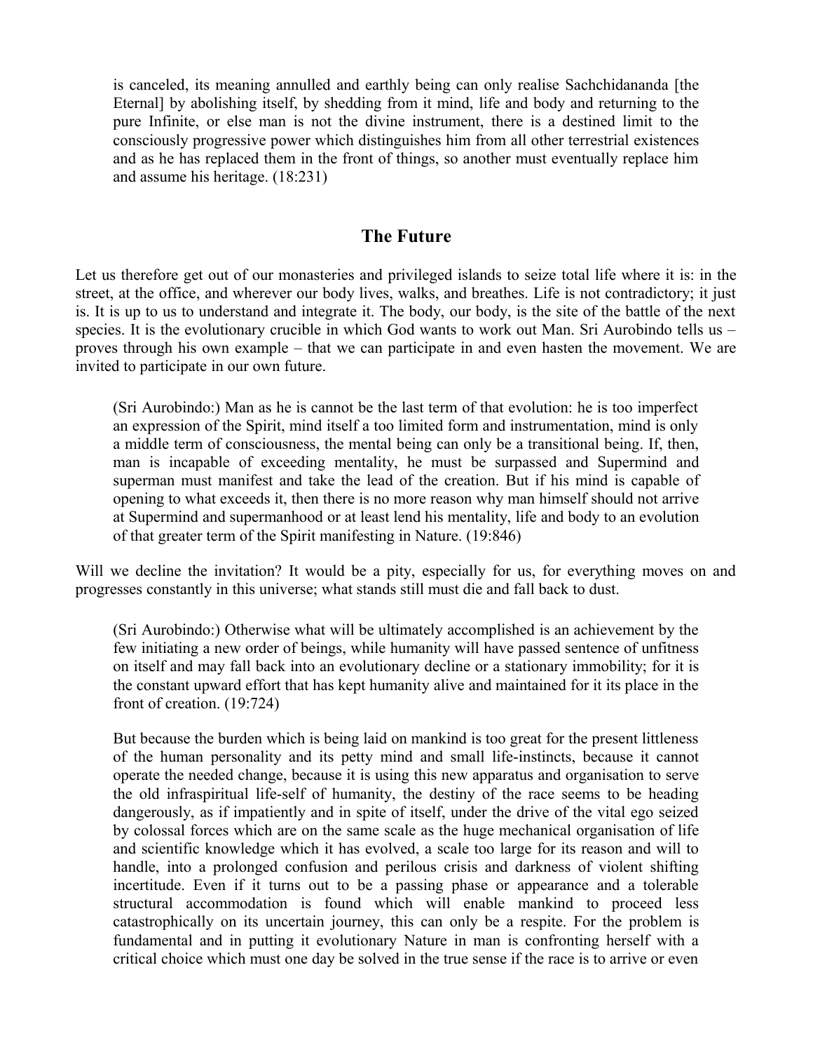> is canceled, its meaning annulled and earthly being can only realise Sachchidananda [the Eternal] by abolishing itself, by shedding from it mind, life and body and returning to the pure Infinite, or else man is not the divine instrument, there is a destined limit to the consciously progressive power which distinguishes him from all other terrestrial existences and as he has replaced them in the front of things, so another must eventually replace him and assume his heritage. (18:231)

## The Future

Let us therefore get out of our monasteries and privileged islands to seize total life where it is: in the street, at the office, and wherever our body lives, walks, and breathes. Life is not contradictory; it just is. It is up to us to understand and integrate it. The body, our body, is the site of the battle of the next species. It is the evolutionary crucible in which God wants to work out Man. Sri Aurobindo tells us – proves through his own example – that we can participate in and even hasten the movement. We are invited to participate in our own future.

> (Sri Aurobindo:) Man as he is cannot be the last term of that evolution: he is too imperfect an expression of the Spirit, mind itself a too limited form and instrumentation, mind is only a middle term of consciousness, the mental being can only be a transitional being. If, then, man is incapable of exceeding mentality, he must be surpassed and Supermind and superman must manifest and take the lead of the creation. But if his mind is capable of opening to what exceeds it, then there is no more reason why man himself should not arrive at Supermind and supermanhood or at least lend his mentality, life and body to an evolution of that greater term of the Spirit manifesting in Nature. (19:846)

Will we decline the invitation? It would be a pity, especially for us, for everything moves on and progresses constantly in this universe; what stands still must die and fall back to dust.

> (Sri Aurobindo:) Otherwise what will be ultimately accomplished is an achievement by the few initiating a new order of beings, while humanity will have passed sentence of unfitness on itself and may fall back into an evolutionary decline or a stationary immobility; for it is the constant upward effort that has kept humanity alive and maintained for it its place in the front of creation. (19:724)

> But because the burden which is being laid on mankind is too great for the present littleness of the human personality and its petty mind and small life-instincts, because it cannot operate the needed change, because it is using this new apparatus and organisation to serve the old infraspiritual life-self of humanity, the destiny of the race seems to be heading dangerously, as if impatiently and in spite of itself, under the drive of the vital ego seized by colossal forces which are on the same scale as the huge mechanical organisation of life and scientific knowledge which it has evolved, a scale too large for its reason and will to handle, into a prolonged confusion and perilous crisis and darkness of violent shifting incertitude. Even if it turns out to be a passing phase or appearance and a tolerable structural accommodation is found which will enable mankind to proceed less catastrophically on its uncertain journey, this can only be a respite. For the problem is fundamental and in putting it evolutionary Nature in man is confronting herself with a critical choice which must one day be solved in the true sense if the race is to arrive or even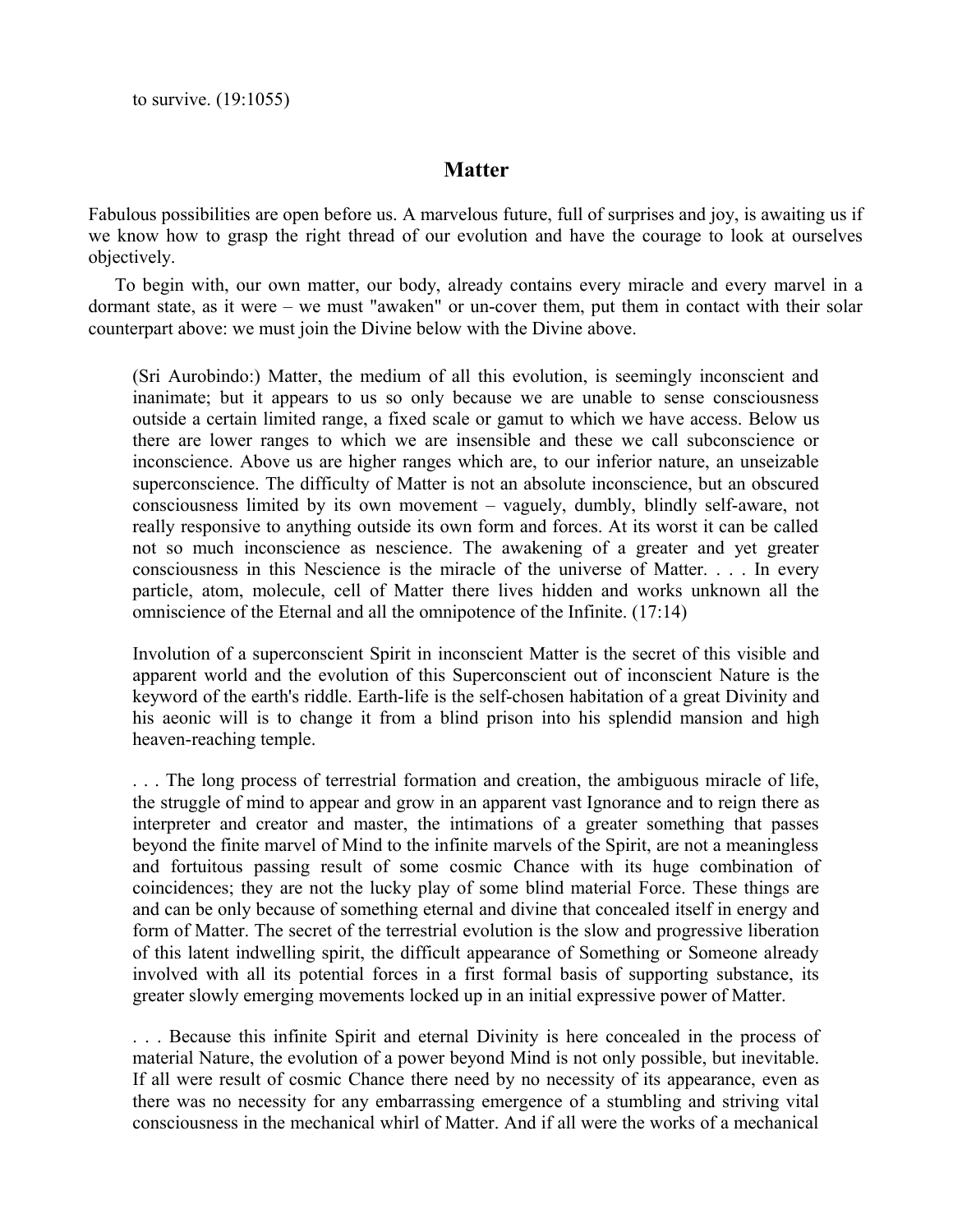to survive. (19:1055)

## Matter

Fabulous possibilities are open before us. A marvelous future, full of surprises and joy, is awaiting us if we know how to grasp the right thread of our evolution and have the courage to look at ourselves objectively.

To begin with, our own matter, our body, already contains every miracle and every marvel in a dormant state, as it were – we must "awaken" or un-cover them, put them in contact with their solar counterpart above: we must join the Divine below with the Divine above.

> (Sri Aurobindo:) Matter, the medium of all this evolution, is seemingly inconscient and inanimate; but it appears to us so only because we are unable to sense consciousness outside a certain limited range, a fixed scale or gamut to which we have access. Below us there are lower ranges to which we are insensible and these we call subconscience or inconscience. Above us are higher ranges which are, to our inferior nature, an unseizable superconscience. The difficulty of Matter is not an absolute inconscience, but an obscured consciousness limited by its own movement – vaguely, dumbly, blindly self-aware, not really responsive to anything outside its own form and forces. At its worst it can be called not so much inconscience as nescience. The awakening of a greater and yet greater consciousness in this Nescience is the miracle of the universe of Matter. . . . In every particle, atom, molecule, cell of Matter there lives hidden and works unknown all the omniscience of the Eternal and all the omnipotence of the Infinite. (17:14)
>
> Involution of a superconscient Spirit in inconscient Matter is the secret of this visible and apparent world and the evolution of this Superconscient out of inconscient Nature is the keyword of the earth's riddle. Earth-life is the self-chosen habitation of a great Divinity and his aeonic will is to change it from a blind prison into his splendid mansion and high heaven-reaching temple.
>
> . . . The long process of terrestrial formation and creation, the ambiguous miracle of life, the struggle of mind to appear and grow in an apparent vast Ignorance and to reign there as interpreter and creator and master, the intimations of a greater something that passes beyond the finite marvel of Mind to the infinite marvels of the Spirit, are not a meaningless and fortuitous passing result of some cosmic Chance with its huge combination of coincidences; they are not the lucky play of some blind material Force. These things are and can be only because of something eternal and divine that concealed itself in energy and form of Matter. The secret of the terrestrial evolution is the slow and progressive liberation of this latent indwelling spirit, the difficult appearance of Something or Someone already involved with all its potential forces in a first formal basis of supporting substance, its greater slowly emerging movements locked up in an initial expressive power of Matter.
>
> . . . Because this infinite Spirit and eternal Divinity is here concealed in the process of material Nature, the evolution of a power beyond Mind is not only possible, but inevitable. If all were result of cosmic Chance there need by no necessity of its appearance, even as there was no necessity for any embarrassing emergence of a stumbling and striving vital consciousness in the mechanical whirl of Matter. And if all were the works of a mechanical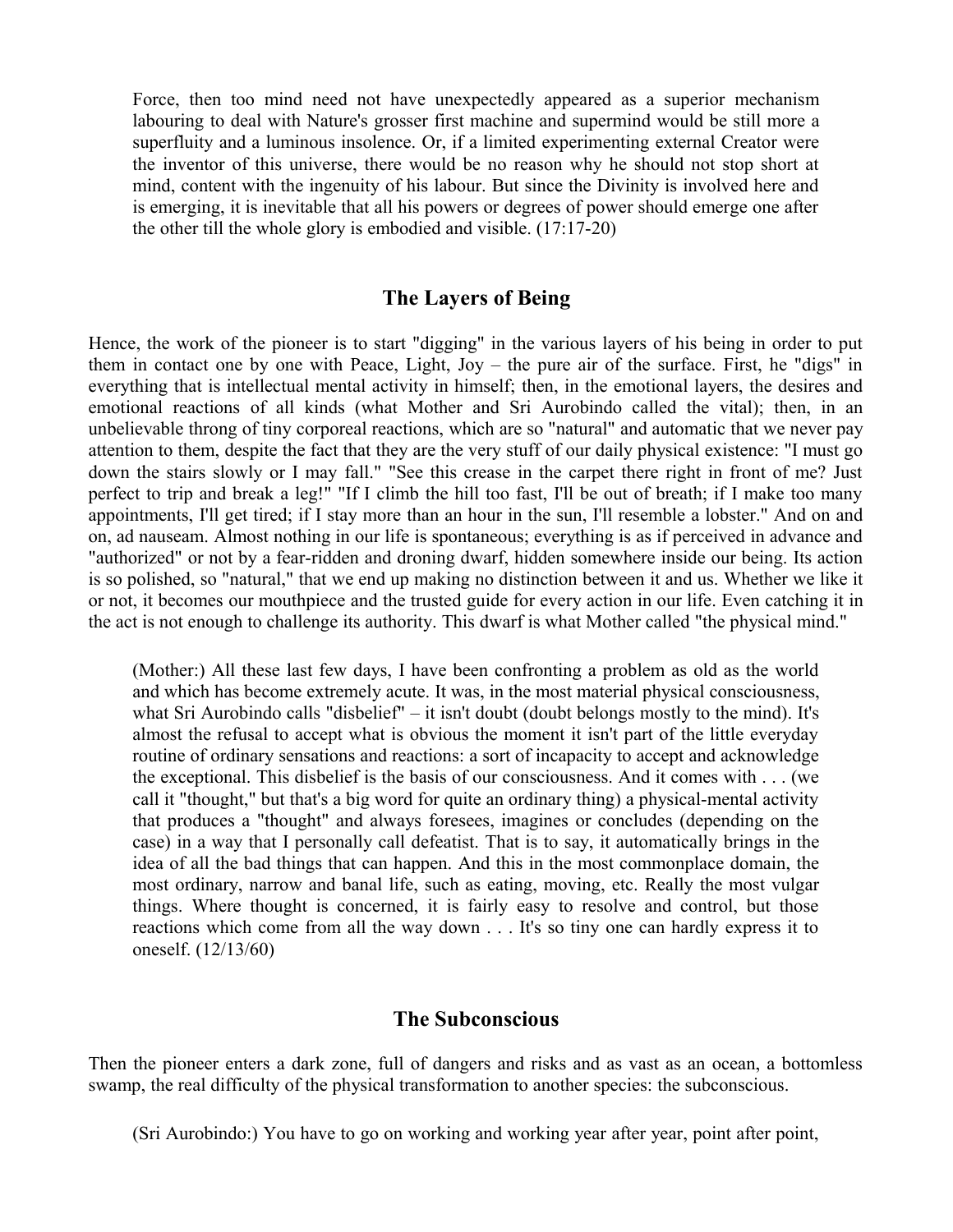> Force, then too mind need not have unexpectedly appeared as a superior mechanism labouring to deal with Nature's grosser first machine and supermind would be still more a superfluity and a luminous insolence. Or, if a limited experimenting external Creator were the inventor of this universe, there would be no reason why he should not stop short at mind, content with the ingenuity of his labour. But since the Divinity is involved here and is emerging, it is inevitable that all his powers or degrees of power should emerge one after the other till the whole glory is embodied and visible. (17:17-20)

## The Layers of Being

Hence, the work of the pioneer is to start "digging" in the various layers of his being in order to put them in contact one by one with Peace, Light, Joy – the pure air of the surface. First, he "digs" in everything that is intellectual mental activity in himself; then, in the emotional layers, the desires and emotional reactions of all kinds (what Mother and Sri Aurobindo called the vital); then, in an unbelievable throng of tiny corporeal reactions, which are so "natural" and automatic that we never pay attention to them, despite the fact that they are the very stuff of our daily physical existence: "I must go down the stairs slowly or I may fall." "See this crease in the carpet there right in front of me? Just perfect to trip and break a leg!" "If I climb the hill too fast, I'll be out of breath; if I make too many appointments, I'll get tired; if I stay more than an hour in the sun, I'll resemble a lobster." And on and on, ad nauseam. Almost nothing in our life is spontaneous; everything is as if perceived in advance and "authorized" or not by a fear-ridden and droning dwarf, hidden somewhere inside our being. Its action is so polished, so "natural," that we end up making no distinction between it and us. Whether we like it or not, it becomes our mouthpiece and the trusted guide for every action in our life. Even catching it in the act is not enough to challenge its authority. This dwarf is what Mother called "the physical mind."

> (Mother:) All these last few days, I have been confronting a problem as old as the world and which has become extremely acute. It was, in the most material physical consciousness, what Sri Aurobindo calls "disbelief" – it isn't doubt (doubt belongs mostly to the mind). It's almost the refusal to accept what is obvious the moment it isn't part of the little everyday routine of ordinary sensations and reactions: a sort of incapacity to accept and acknowledge the exceptional. This disbelief is the basis of our consciousness. And it comes with . . . (we call it "thought," but that's a big word for quite an ordinary thing) a physical-mental activity that produces a "thought" and always foresees, imagines or concludes (depending on the case) in a way that I personally call defeatist. That is to say, it automatically brings in the idea of all the bad things that can happen. And this in the most commonplace domain, the most ordinary, narrow and banal life, such as eating, moving, etc. Really the most vulgar things. Where thought is concerned, it is fairly easy to resolve and control, but those reactions which come from all the way down . . . It's so tiny one can hardly express it to oneself. (12/13/60)

## The Subconscious

Then the pioneer enters a dark zone, full of dangers and risks and as vast as an ocean, a bottomless swamp, the real difficulty of the physical transformation to another species: the subconscious.

> (Sri Aurobindo:) You have to go on working and working year after year, point after point,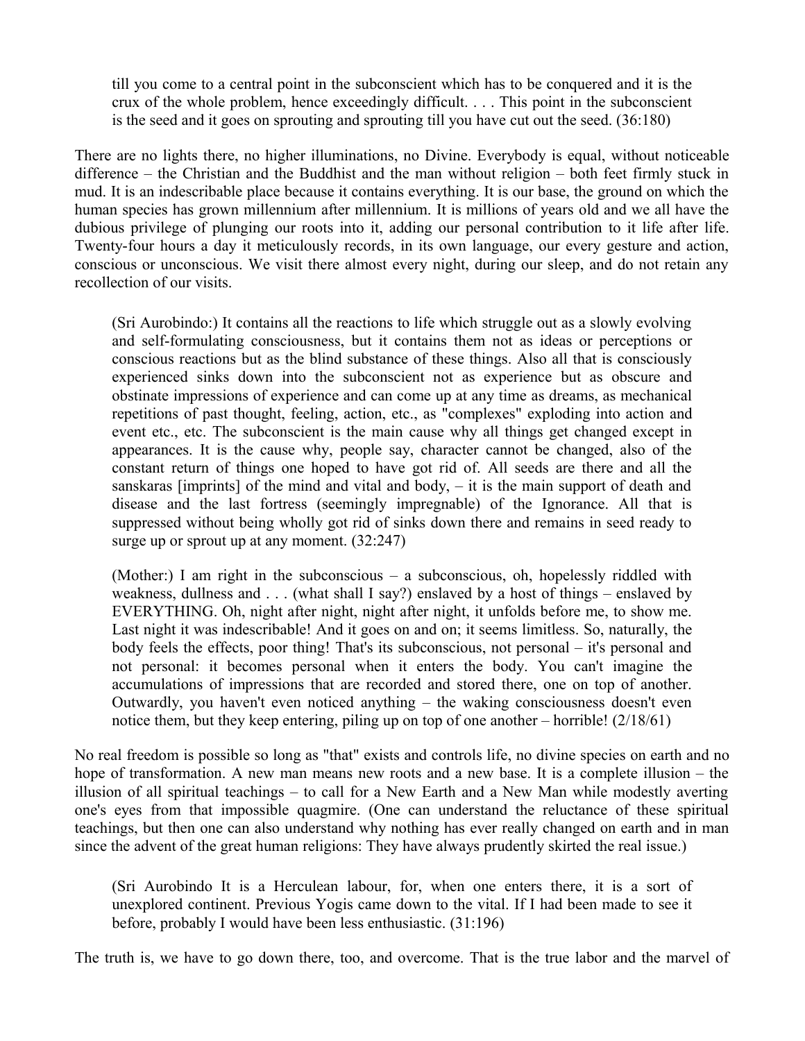> till you come to a central point in the subconscient which has to be conquered and it is the crux of the whole problem, hence exceedingly difficult. . . . This point in the subconscient is the seed and it goes on sprouting and sprouting till you have cut out the seed. (36:180)

There are no lights there, no higher illuminations, no Divine. Everybody is equal, without noticeable difference – the Christian and the Buddhist and the man without religion – both feet firmly stuck in mud. It is an indescribable place because it contains everything. It is our base, the ground on which the human species has grown millennium after millennium. It is millions of years old and we all have the dubious privilege of plunging our roots into it, adding our personal contribution to it life after life. Twenty-four hours a day it meticulously records, in its own language, our every gesture and action, conscious or unconscious. We visit there almost every night, during our sleep, and do not retain any recollection of our visits.

> (Sri Aurobindo:) It contains all the reactions to life which struggle out as a slowly evolving and self-formulating consciousness, but it contains them not as ideas or perceptions or conscious reactions but as the blind substance of these things. Also all that is consciously experienced sinks down into the subconscient not as experience but as obscure and obstinate impressions of experience and can come up at any time as dreams, as mechanical repetitions of past thought, feeling, action, etc., as "complexes" exploding into action and event etc., etc. The subconscient is the main cause why all things get changed except in appearances. It is the cause why, people say, character cannot be changed, also of the constant return of things one hoped to have got rid of. All seeds are there and all the sanskaras [imprints] of the mind and vital and body, – it is the main support of death and disease and the last fortress (seemingly impregnable) of the Ignorance. All that is suppressed without being wholly got rid of sinks down there and remains in seed ready to surge up or sprout up at any moment. (32:247)

> (Mother:) I am right in the subconscious – a subconscious, oh, hopelessly riddled with weakness, dullness and . . . (what shall I say?) enslaved by a host of things – enslaved by EVERYTHING. Oh, night after night, night after night, it unfolds before me, to show me. Last night it was indescribable! And it goes on and on; it seems limitless. So, naturally, the body feels the effects, poor thing! That's its subconscious, not personal – it's personal and not personal: it becomes personal when it enters the body. You can't imagine the accumulations of impressions that are recorded and stored there, one on top of another. Outwardly, you haven't even noticed anything – the waking consciousness doesn't even notice them, but they keep entering, piling up on top of one another – horrible! (2/18/61)

No real freedom is possible so long as "that" exists and controls life, no divine species on earth and no hope of transformation. A new man means new roots and a new base. It is a complete illusion – the illusion of all spiritual teachings – to call for a New Earth and a New Man while modestly averting one's eyes from that impossible quagmire. (One can understand the reluctance of these spiritual teachings, but then one can also understand why nothing has ever really changed on earth and in man since the advent of the great human religions: They have always prudently skirted the real issue.)

> (Sri Aurobindo It is a Herculean labour, for, when one enters there, it is a sort of unexplored continent. Previous Yogis came down to the vital. If I had been made to see it before, probably I would have been less enthusiastic. (31:196)

The truth is, we have to go down there, too, and overcome. That is the true labor and the marvel of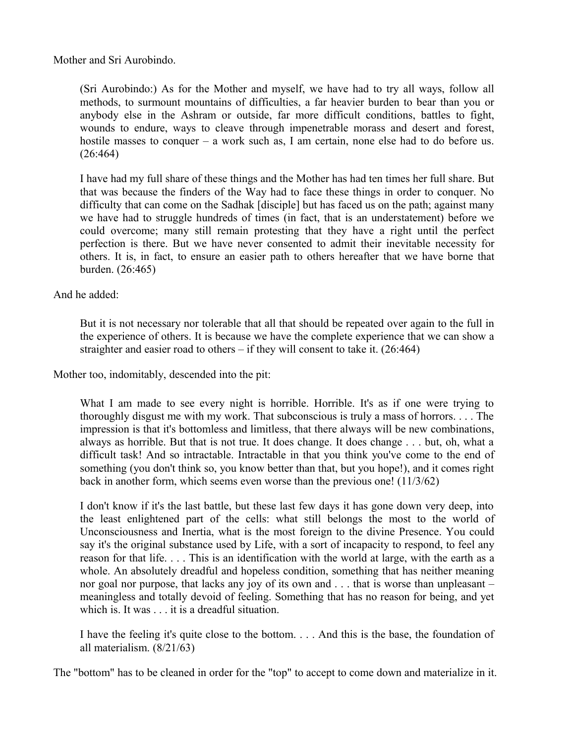Mother and Sri Aurobindo.

> (Sri Aurobindo:) As for the Mother and myself, we have had to try all ways, follow all methods, to surmount mountains of difficulties, a far heavier burden to bear than you or anybody else in the Ashram or outside, far more difficult conditions, battles to fight, wounds to endure, ways to cleave through impenetrable morass and desert and forest, hostile masses to conquer – a work such as, I am certain, none else had to do before us. (26:464)

> I have had my full share of these things and the Mother has had ten times her full share. But that was because the finders of the Way had to face these things in order to conquer. No difficulty that can come on the Sadhak [disciple] but has faced us on the path; against many we have had to struggle hundreds of times (in fact, that is an understatement) before we could overcome; many still remain protesting that they have a right until the perfect perfection is there. But we have never consented to admit their inevitable necessity for others. It is, in fact, to ensure an easier path to others hereafter that we have borne that burden. (26:465)

And he added:

> But it is not necessary nor tolerable that all that should be repeated over again to the full in the experience of others. It is because we have the complete experience that we can show a straighter and easier road to others – if they will consent to take it. (26:464)

Mother too, indomitably, descended into the pit:

> What I am made to see every night is horrible. Horrible. It's as if one were trying to thoroughly disgust me with my work. That subconscious is truly a mass of horrors. . . . The impression is that it's bottomless and limitless, that there always will be new combinations, always as horrible. But that is not true. It does change. It does change . . . but, oh, what a difficult task! And so intractable. Intractable in that you think you've come to the end of something (you don't think so, you know better than that, but you hope!), and it comes right back in another form, which seems even worse than the previous one! (11/3/62)

> I don't know if it's the last battle, but these last few days it has gone down very deep, into the least enlightened part of the cells: what still belongs the most to the world of Unconsciousness and Inertia, what is the most foreign to the divine Presence. You could say it's the original substance used by Life, with a sort of incapacity to respond, to feel any reason for that life. . . . This is an identification with the world at large, with the earth as a whole. An absolutely dreadful and hopeless condition, something that has neither meaning nor goal nor purpose, that lacks any joy of its own and . . . that is worse than unpleasant – meaningless and totally devoid of feeling. Something that has no reason for being, and yet which is. It was . . . it is a dreadful situation.

> I have the feeling it's quite close to the bottom. . . . And this is the base, the foundation of all materialism. (8/21/63)

The "bottom" has to be cleaned in order for the "top" to accept to come down and materialize in it.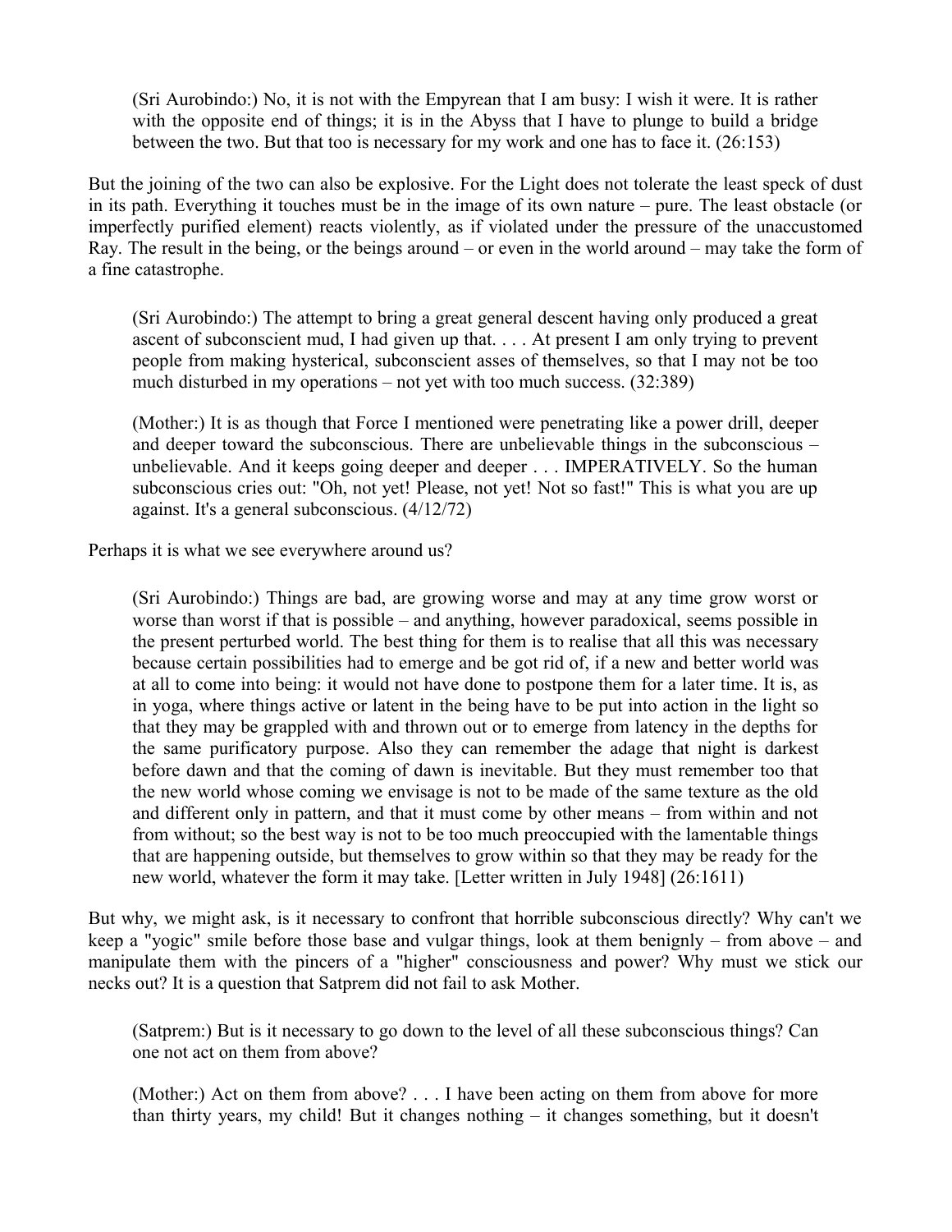> (Sri Aurobindo:) No, it is not with the Empyrean that I am busy: I wish it were. It is rather with the opposite end of things; it is in the Abyss that I have to plunge to build a bridge between the two. But that too is necessary for my work and one has to face it. (26:153)

But the joining of the two can also be explosive. For the Light does not tolerate the least speck of dust in its path. Everything it touches must be in the image of its own nature – pure. The least obstacle (or imperfectly purified element) reacts violently, as if violated under the pressure of the unaccustomed Ray. The result in the being, or the beings around – or even in the world around – may take the form of a fine catastrophe.

> (Sri Aurobindo:) The attempt to bring a great general descent having only produced a great ascent of subconscient mud, I had given up that. . . . At present I am only trying to prevent people from making hysterical, subconscient asses of themselves, so that I may not be too much disturbed in my operations – not yet with too much success. (32:389)

> (Mother:) It is as though that Force I mentioned were penetrating like a power drill, deeper and deeper toward the subconscious. There are unbelievable things in the subconscious – unbelievable. And it keeps going deeper and deeper . . . IMPERATIVELY. So the human subconscious cries out: "Oh, not yet! Please, not yet! Not so fast!" This is what you are up against. It's a general subconscious. (4/12/72)

Perhaps it is what we see everywhere around us?

> (Sri Aurobindo:) Things are bad, are growing worse and may at any time grow worst or worse than worst if that is possible – and anything, however paradoxical, seems possible in the present perturbed world. The best thing for them is to realise that all this was necessary because certain possibilities had to emerge and be got rid of, if a new and better world was at all to come into being: it would not have done to postpone them for a later time. It is, as in yoga, where things active or latent in the being have to be put into action in the light so that they may be grappled with and thrown out or to emerge from latency in the depths for the same purificatory purpose. Also they can remember the adage that night is darkest before dawn and that the coming of dawn is inevitable. But they must remember too that the new world whose coming we envisage is not to be made of the same texture as the old and different only in pattern, and that it must come by other means – from within and not from without; so the best way is not to be too much preoccupied with the lamentable things that are happening outside, but themselves to grow within so that they may be ready for the new world, whatever the form it may take. [Letter written in July 1948] (26:1611)

But why, we might ask, is it necessary to confront that horrible subconscious directly? Why can't we keep a "yogic" smile before those base and vulgar things, look at them benignly – from above – and manipulate them with the pincers of a "higher" consciousness and power? Why must we stick our necks out? It is a question that Satprem did not fail to ask Mother.

> (Satprem:) But is it necessary to go down to the level of all these subconscious things? Can one not act on them from above?

> (Mother:) Act on them from above? . . . I have been acting on them from above for more than thirty years, my child! But it changes nothing – it changes something, but it doesn't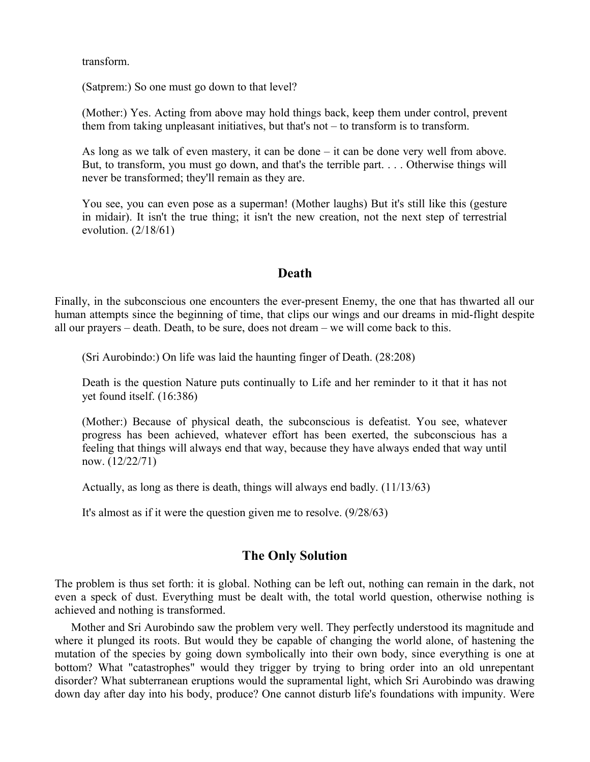transform.

> (Satprem:) So one must go down to that level?
>
> (Mother:) Yes. Acting from above may hold things back, keep them under control, prevent them from taking unpleasant initiatives, but that's not – to transform is to transform.
>
> As long as we talk of even mastery, it can be done – it can be done very well from above. But, to transform, you must go down, and that's the terrible part. . . . Otherwise things will never be transformed; they'll remain as they are.
>
> You see, you can even pose as a superman! (Mother laughs) But it's still like this (gesture in midair). It isn't the true thing; it isn't the new creation, not the next step of terrestrial evolution. (2/18/61)

## Death

Finally, in the subconscious one encounters the ever-present Enemy, the one that has thwarted all our human attempts since the beginning of time, that clips our wings and our dreams in mid-flight despite all our prayers – death. Death, to be sure, does not dream – we will come back to this.

> (Sri Aurobindo:) On life was laid the haunting finger of Death. (28:208)
>
> Death is the question Nature puts continually to Life and her reminder to it that it has not yet found itself. (16:386)
>
> (Mother:) Because of physical death, the subconscious is defeatist. You see, whatever progress has been achieved, whatever effort has been exerted, the subconscious has a feeling that things will always end that way, because they have always ended that way until now. (12/22/71)
>
> Actually, as long as there is death, things will always end badly. (11/13/63)
>
> It's almost as if it were the question given me to resolve. (9/28/63)

## The Only Solution

The problem is thus set forth: it is global. Nothing can be left out, nothing can remain in the dark, not even a speck of dust. Everything must be dealt with, the total world question, otherwise nothing is achieved and nothing is transformed.

Mother and Sri Aurobindo saw the problem very well. They perfectly understood its magnitude and where it plunged its roots. But would they be capable of changing the world alone, of hastening the mutation of the species by going down symbolically into their own body, since everything is one at bottom? What "catastrophes" would they trigger by trying to bring order into an old unrepentant disorder? What subterranean eruptions would the supramental light, which Sri Aurobindo was drawing down day after day into his body, produce? One cannot disturb life's foundations with impunity. Were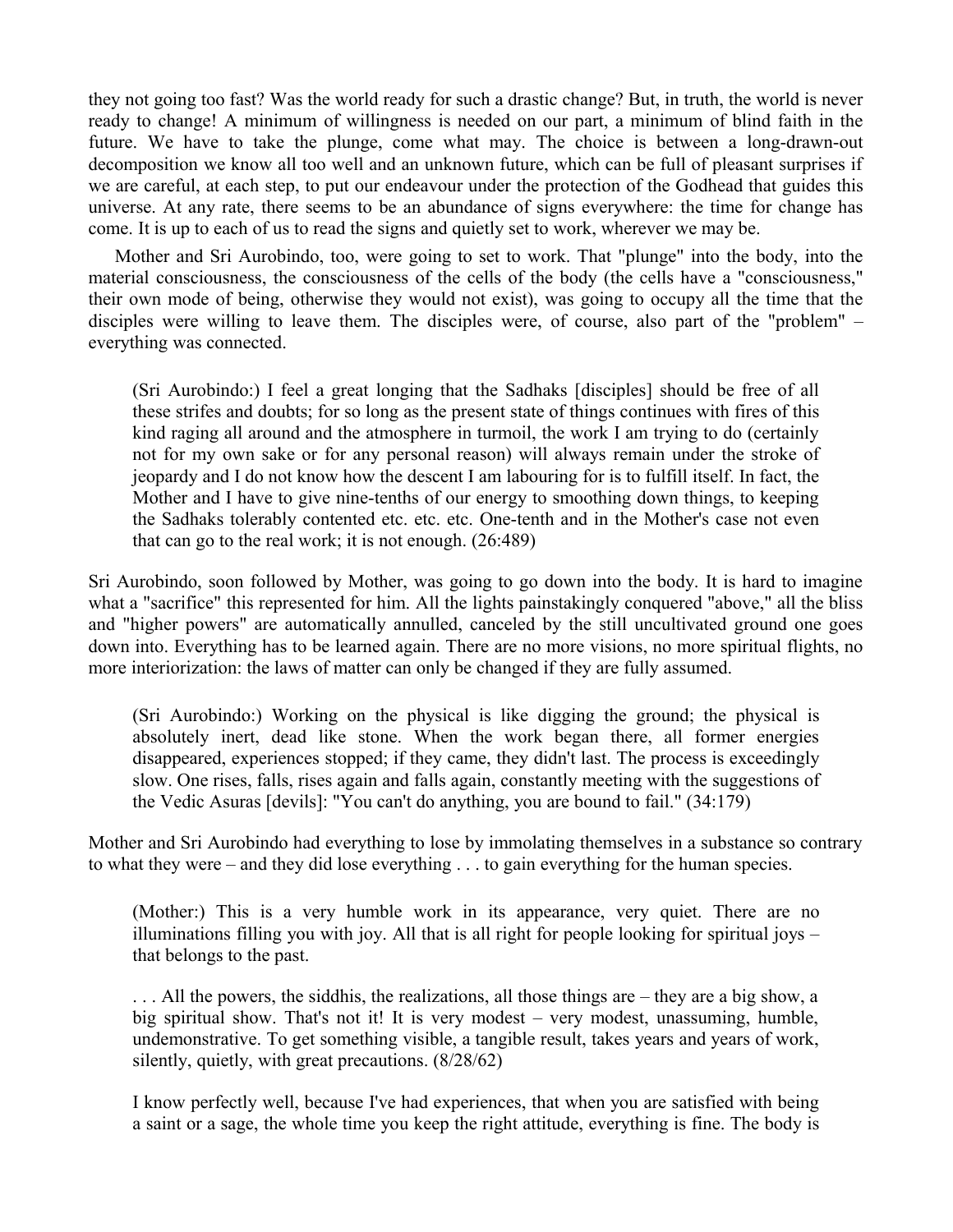they not going too fast? Was the world ready for such a drastic change? But, in truth, the world is never ready to change! A minimum of willingness is needed on our part, a minimum of blind faith in the future. We have to take the plunge, come what may. The choice is between a long-drawn-out decomposition we know all too well and an unknown future, which can be full of pleasant surprises if we are careful, at each step, to put our endeavour under the protection of the Godhead that guides this universe. At any rate, there seems to be an abundance of signs everywhere: the time for change has come. It is up to each of us to read the signs and quietly set to work, wherever we may be.

Mother and Sri Aurobindo, too, were going to set to work. That "plunge" into the body, into the material consciousness, the consciousness of the cells of the body (the cells have a "consciousness," their own mode of being, otherwise they would not exist), was going to occupy all the time that the disciples were willing to leave them. The disciples were, of course, also part of the "problem" – everything was connected.

> (Sri Aurobindo:) I feel a great longing that the Sadhaks [disciples] should be free of all these strifes and doubts; for so long as the present state of things continues with fires of this kind raging all around and the atmosphere in turmoil, the work I am trying to do (certainly not for my own sake or for any personal reason) will always remain under the stroke of jeopardy and I do not know how the descent I am labouring for is to fulfill itself. In fact, the Mother and I have to give nine-tenths of our energy to smoothing down things, to keeping the Sadhaks tolerably contented etc. etc. etc. One-tenth and in the Mother's case not even that can go to the real work; it is not enough. (26:489)

Sri Aurobindo, soon followed by Mother, was going to go down into the body. It is hard to imagine what a "sacrifice" this represented for him. All the lights painstakingly conquered "above," all the bliss and "higher powers" are automatically annulled, canceled by the still uncultivated ground one goes down into. Everything has to be learned again. There are no more visions, no more spiritual flights, no more interiorization: the laws of matter can only be changed if they are fully assumed.

> (Sri Aurobindo:) Working on the physical is like digging the ground; the physical is absolutely inert, dead like stone. When the work began there, all former energies disappeared, experiences stopped; if they came, they didn't last. The process is exceedingly slow. One rises, falls, rises again and falls again, constantly meeting with the suggestions of the Vedic Asuras [devils]: "You can't do anything, you are bound to fail." (34:179)

Mother and Sri Aurobindo had everything to lose by immolating themselves in a substance so contrary to what they were – and they did lose everything . . . to gain everything for the human species.

> (Mother:) This is a very humble work in its appearance, very quiet. There are no illuminations filling you with joy. All that is all right for people looking for spiritual joys – that belongs to the past.
>
> . . . All the powers, the siddhis, the realizations, all those things are – they are a big show, a big spiritual show. That's not it! It is very modest – very modest, unassuming, humble, undemonstrative. To get something visible, a tangible result, takes years and years of work, silently, quietly, with great precautions. (8/28/62)
>
> I know perfectly well, because I've had experiences, that when you are satisfied with being a saint or a sage, the whole time you keep the right attitude, everything is fine. The body is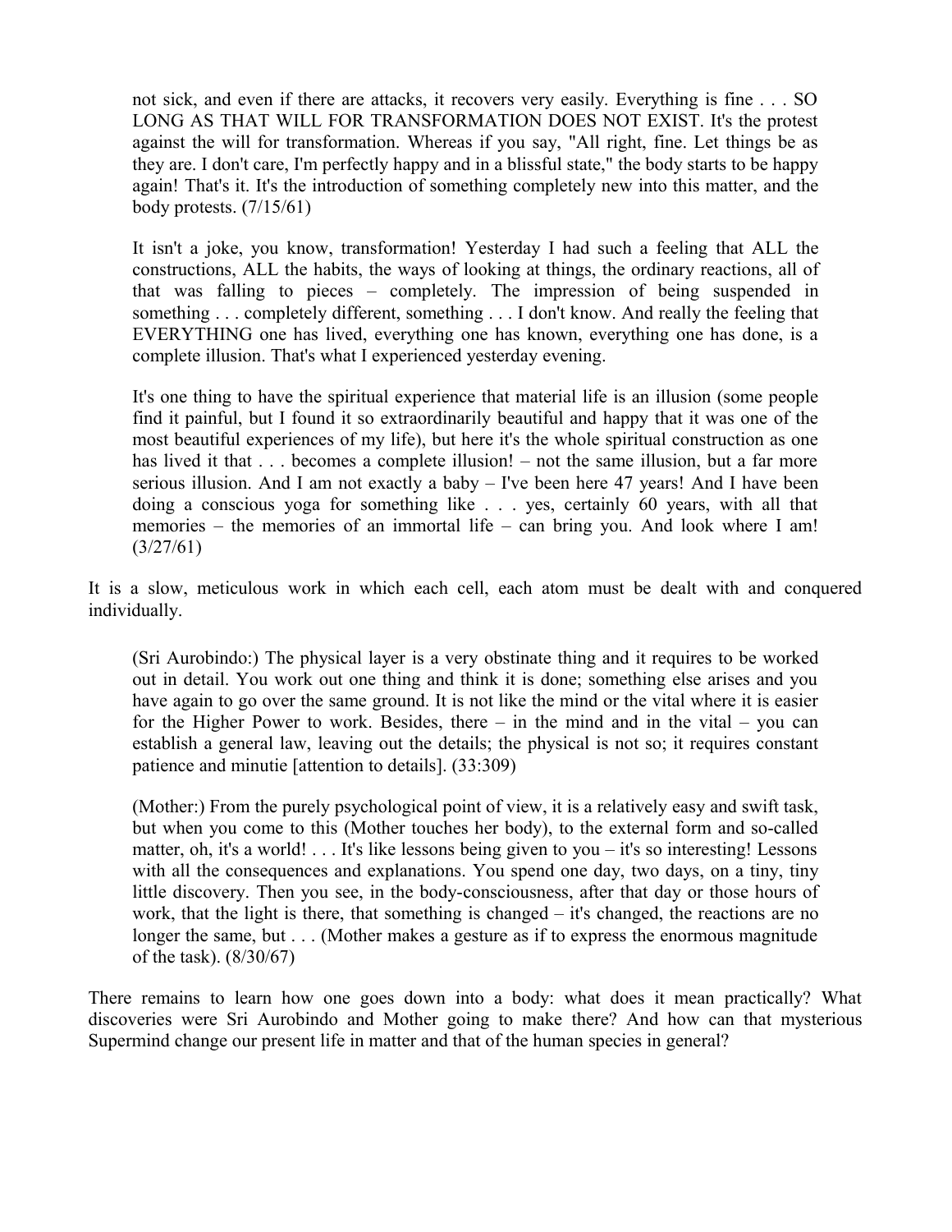> not sick, and even if there are attacks, it recovers very easily. Everything is fine . . . SO LONG AS THAT WILL FOR TRANSFORMATION DOES NOT EXIST. It's the protest against the will for transformation. Whereas if you say, "All right, fine. Let things be as they are. I don't care, I'm perfectly happy and in a blissful state," the body starts to be happy again! That's it. It's the introduction of something completely new into this matter, and the body protests. (7/15/61)

> It isn't a joke, you know, transformation! Yesterday I had such a feeling that ALL the constructions, ALL the habits, the ways of looking at things, the ordinary reactions, all of that was falling to pieces – completely. The impression of being suspended in something . . . completely different, something . . . I don't know. And really the feeling that EVERYTHING one has lived, everything one has known, everything one has done, is a complete illusion. That's what I experienced yesterday evening.

> It's one thing to have the spiritual experience that material life is an illusion (some people find it painful, but I found it so extraordinarily beautiful and happy that it was one of the most beautiful experiences of my life), but here it's the whole spiritual construction as one has lived it that . . . becomes a complete illusion! – not the same illusion, but a far more serious illusion. And I am not exactly a baby – I've been here 47 years! And I have been doing a conscious yoga for something like . . . yes, certainly 60 years, with all that memories – the memories of an immortal life – can bring you. And look where I am! (3/27/61)

It is a slow, meticulous work in which each cell, each atom must be dealt with and conquered individually.

> (Sri Aurobindo:) The physical layer is a very obstinate thing and it requires to be worked out in detail. You work out one thing and think it is done; something else arises and you have again to go over the same ground. It is not like the mind or the vital where it is easier for the Higher Power to work. Besides, there – in the mind and in the vital – you can establish a general law, leaving out the details; the physical is not so; it requires constant patience and minutie [attention to details]. (33:309)

> (Mother:) From the purely psychological point of view, it is a relatively easy and swift task, but when you come to this (Mother touches her body), to the external form and so-called matter, oh, it's a world! . . . It's like lessons being given to you – it's so interesting! Lessons with all the consequences and explanations. You spend one day, two days, on a tiny, tiny little discovery. Then you see, in the body-consciousness, after that day or those hours of work, that the light is there, that something is changed – it's changed, the reactions are no longer the same, but . . . (Mother makes a gesture as if to express the enormous magnitude of the task). (8/30/67)

There remains to learn how one goes down into a body: what does it mean practically? What discoveries were Sri Aurobindo and Mother going to make there? And how can that mysterious Supermind change our present life in matter and that of the human species in general?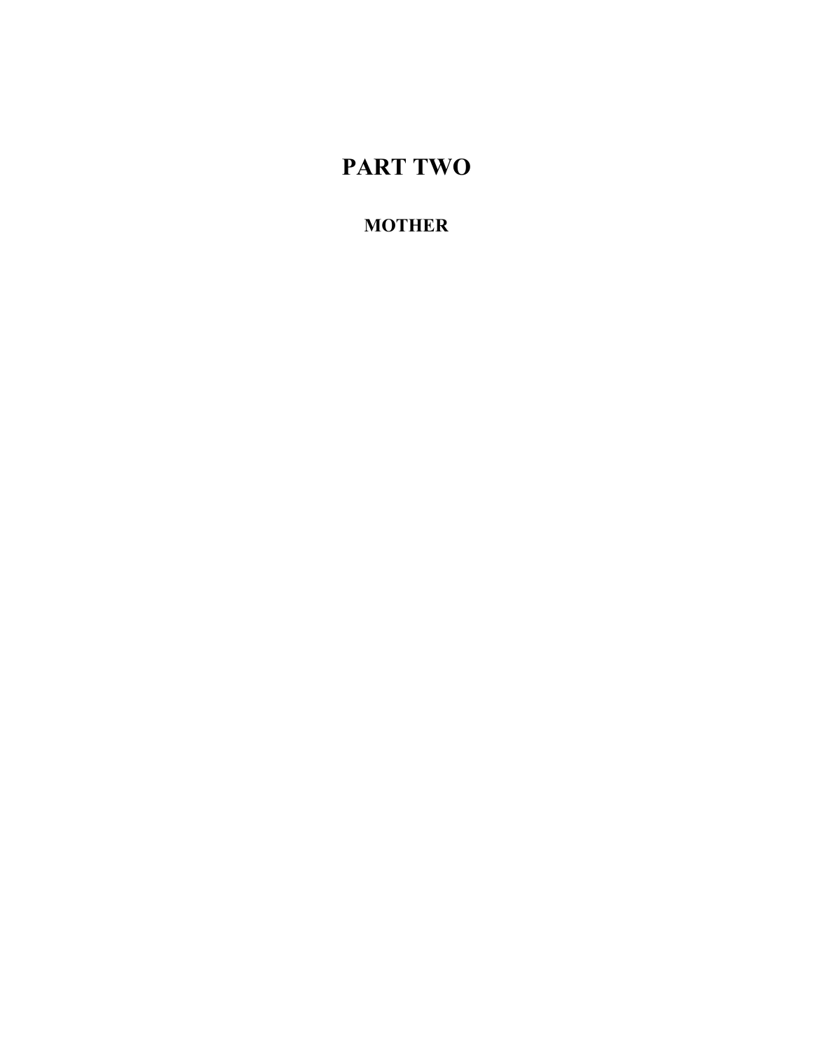# PART TWO

## MOTHER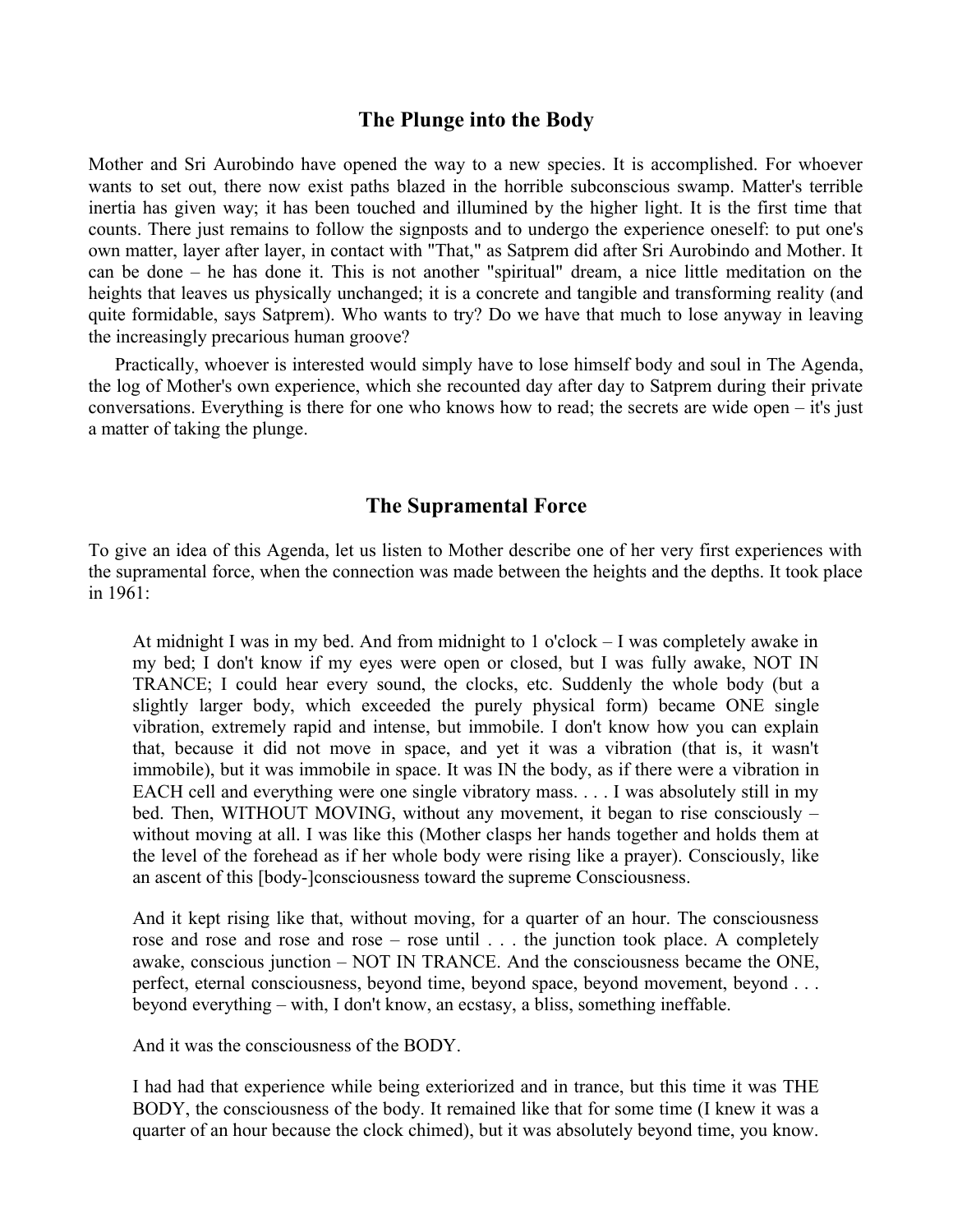## The Plunge into the Body

Mother and Sri Aurobindo have opened the way to a new species. It is accomplished. For whoever wants to set out, there now exist paths blazed in the horrible subconscious swamp. Matter's terrible inertia has given way; it has been touched and illumined by the higher light. It is the first time that counts. There just remains to follow the signposts and to undergo the experience oneself: to put one's own matter, layer after layer, in contact with "That," as Satprem did after Sri Aurobindo and Mother. It can be done – he has done it. This is not another "spiritual" dream, a nice little meditation on the heights that leaves us physically unchanged; it is a concrete and tangible and transforming reality (and quite formidable, says Satprem). Who wants to try? Do we have that much to lose anyway in leaving the increasingly precarious human groove?

Practically, whoever is interested would simply have to lose himself body and soul in The Agenda, the log of Mother's own experience, which she recounted day after day to Satprem during their private conversations. Everything is there for one who knows how to read; the secrets are wide open – it's just a matter of taking the plunge.

## The Supramental Force

To give an idea of this Agenda, let us listen to Mother describe one of her very first experiences with the supramental force, when the connection was made between the heights and the depths. It took place in 1961:

> At midnight I was in my bed. And from midnight to 1 o'clock – I was completely awake in my bed; I don't know if my eyes were open or closed, but I was fully awake, NOT IN TRANCE; I could hear every sound, the clocks, etc. Suddenly the whole body (but a slightly larger body, which exceeded the purely physical form) became ONE single vibration, extremely rapid and intense, but immobile. I don't know how you can explain that, because it did not move in space, and yet it was a vibration (that is, it wasn't immobile), but it was immobile in space. It was IN the body, as if there were a vibration in EACH cell and everything were one single vibratory mass. . . . I was absolutely still in my bed. Then, WITHOUT MOVING, without any movement, it began to rise consciously – without moving at all. I was like this (Mother clasps her hands together and holds them at the level of the forehead as if her whole body were rising like a prayer). Consciously, like an ascent of this [body-]consciousness toward the supreme Consciousness.
>
> And it kept rising like that, without moving, for a quarter of an hour. The consciousness rose and rose and rose and rose – rose until . . . the junction took place. A completely awake, conscious junction – NOT IN TRANCE. And the consciousness became the ONE, perfect, eternal consciousness, beyond time, beyond space, beyond movement, beyond . . . beyond everything – with, I don't know, an ecstasy, a bliss, something ineffable.
>
> And it was the consciousness of the BODY.
>
> I had had that experience while being exteriorized and in trance, but this time it was THE BODY, the consciousness of the body. It remained like that for some time (I knew it was a quarter of an hour because the clock chimed), but it was absolutely beyond time, you know.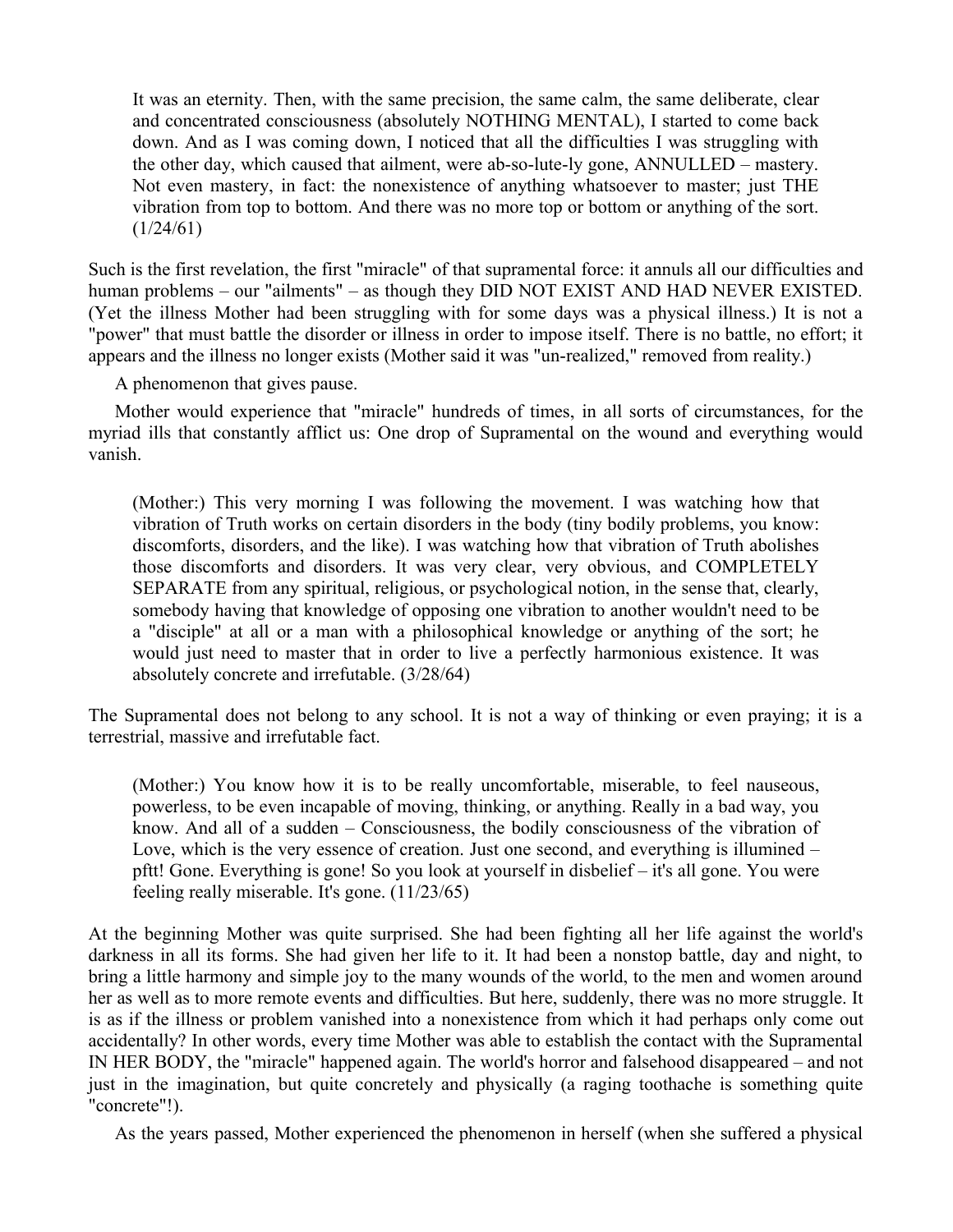> It was an eternity. Then, with the same precision, the same calm, the same deliberate, clear and concentrated consciousness (absolutely NOTHING MENTAL), I started to come back down. And as I was coming down, I noticed that all the difficulties I was struggling with the other day, which caused that ailment, were ab-so-lute-ly gone, ANNULLED – mastery. Not even mastery, in fact: the nonexistence of anything whatsoever to master; just THE vibration from top to bottom. And there was no more top or bottom or anything of the sort. (1/24/61)

Such is the first revelation, the first "miracle" of that supramental force: it annuls all our difficulties and human problems – our "ailments" – as though they DID NOT EXIST AND HAD NEVER EXISTED. (Yet the illness Mother had been struggling with for some days was a physical illness.) It is not a "power" that must battle the disorder or illness in order to impose itself. There is no battle, no effort; it appears and the illness no longer exists (Mother said it was "un-realized," removed from reality.)

A phenomenon that gives pause.

Mother would experience that "miracle" hundreds of times, in all sorts of circumstances, for the myriad ills that constantly afflict us: One drop of Supramental on the wound and everything would vanish.

> (Mother:) This very morning I was following the movement. I was watching how that vibration of Truth works on certain disorders in the body (tiny bodily problems, you know: discomforts, disorders, and the like). I was watching how that vibration of Truth abolishes those discomforts and disorders. It was very clear, very obvious, and COMPLETELY SEPARATE from any spiritual, religious, or psychological notion, in the sense that, clearly, somebody having that knowledge of opposing one vibration to another wouldn't need to be a "disciple" at all or a man with a philosophical knowledge or anything of the sort; he would just need to master that in order to live a perfectly harmonious existence. It was absolutely concrete and irrefutable. (3/28/64)

The Supramental does not belong to any school. It is not a way of thinking or even praying; it is a terrestrial, massive and irrefutable fact.

> (Mother:) You know how it is to be really uncomfortable, miserable, to feel nauseous, powerless, to be even incapable of moving, thinking, or anything. Really in a bad way, you know. And all of a sudden – Consciousness, the bodily consciousness of the vibration of Love, which is the very essence of creation. Just one second, and everything is illumined – pftt! Gone. Everything is gone! So you look at yourself in disbelief – it's all gone. You were feeling really miserable. It's gone. (11/23/65)

At the beginning Mother was quite surprised. She had been fighting all her life against the world's darkness in all its forms. She had given her life to it. It had been a nonstop battle, day and night, to bring a little harmony and simple joy to the many wounds of the world, to the men and women around her as well as to more remote events and difficulties. But here, suddenly, there was no more struggle. It is as if the illness or problem vanished into a nonexistence from which it had perhaps only come out accidentally? In other words, every time Mother was able to establish the contact with the Supramental IN HER BODY, the "miracle" happened again. The world's horror and falsehood disappeared – and not just in the imagination, but quite concretely and physically (a raging toothache is something quite "concrete"!).

As the years passed, Mother experienced the phenomenon in herself (when she suffered a physical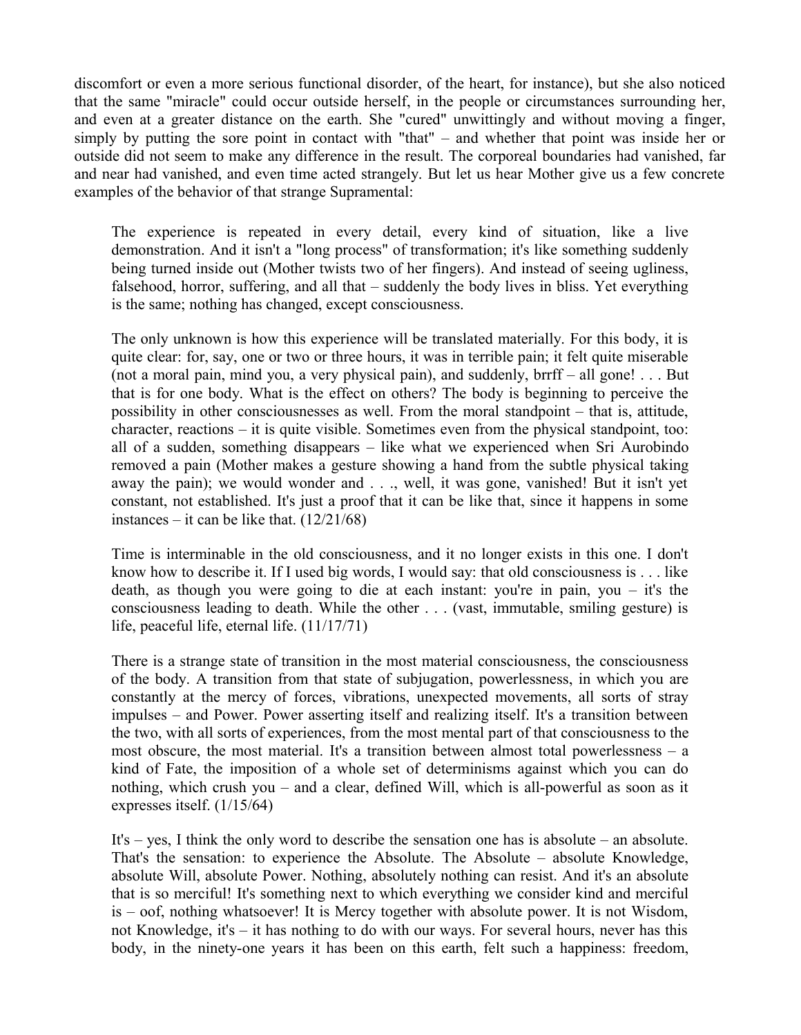discomfort or even a more serious functional disorder, of the heart, for instance), but she also noticed that the same "miracle" could occur outside herself, in the people or circumstances surrounding her, and even at a greater distance on the earth. She "cured" unwittingly and without moving a finger, simply by putting the sore point in contact with "that" – and whether that point was inside her or outside did not seem to make any difference in the result. The corporeal boundaries had vanished, far and near had vanished, and even time acted strangely. But let us hear Mother give us a few concrete examples of the behavior of that strange Supramental:

> The experience is repeated in every detail, every kind of situation, like a live demonstration. And it isn't a "long process" of transformation; it's like something suddenly being turned inside out (Mother twists two of her fingers). And instead of seeing ugliness, falsehood, horror, suffering, and all that – suddenly the body lives in bliss. Yet everything is the same; nothing has changed, except consciousness.
>
> The only unknown is how this experience will be translated materially. For this body, it is quite clear: for, say, one or two or three hours, it was in terrible pain; it felt quite miserable (not a moral pain, mind you, a very physical pain), and suddenly, brrff – all gone! . . . But that is for one body. What is the effect on others? The body is beginning to perceive the possibility in other consciousnesses as well. From the moral standpoint – that is, attitude, character, reactions – it is quite visible. Sometimes even from the physical standpoint, too: all of a sudden, something disappears – like what we experienced when Sri Aurobindo removed a pain (Mother makes a gesture showing a hand from the subtle physical taking away the pain); we would wonder and . . ., well, it was gone, vanished! But it isn't yet constant, not established. It's just a proof that it can be like that, since it happens in some instances – it can be like that. (12/21/68)
>
> Time is interminable in the old consciousness, and it no longer exists in this one. I don't know how to describe it. If I used big words, I would say: that old consciousness is . . . like death, as though you were going to die at each instant: you're in pain, you – it's the consciousness leading to death. While the other . . . (vast, immutable, smiling gesture) is life, peaceful life, eternal life. (11/17/71)
>
> There is a strange state of transition in the most material consciousness, the consciousness of the body. A transition from that state of subjugation, powerlessness, in which you are constantly at the mercy of forces, vibrations, unexpected movements, all sorts of stray impulses – and Power. Power asserting itself and realizing itself. It's a transition between the two, with all sorts of experiences, from the most mental part of that consciousness to the most obscure, the most material. It's a transition between almost total powerlessness – a kind of Fate, the imposition of a whole set of determinisms against which you can do nothing, which crush you – and a clear, defined Will, which is all-powerful as soon as it expresses itself. (1/15/64)
>
> It's – yes, I think the only word to describe the sensation one has is absolute – an absolute. That's the sensation: to experience the Absolute. The Absolute – absolute Knowledge, absolute Will, absolute Power. Nothing, absolutely nothing can resist. And it's an absolute that is so merciful! It's something next to which everything we consider kind and merciful is – oof, nothing whatsoever! It is Mercy together with absolute power. It is not Wisdom, not Knowledge, it's – it has nothing to do with our ways. For several hours, never has this body, in the ninety-one years it has been on this earth, felt such a happiness: freedom,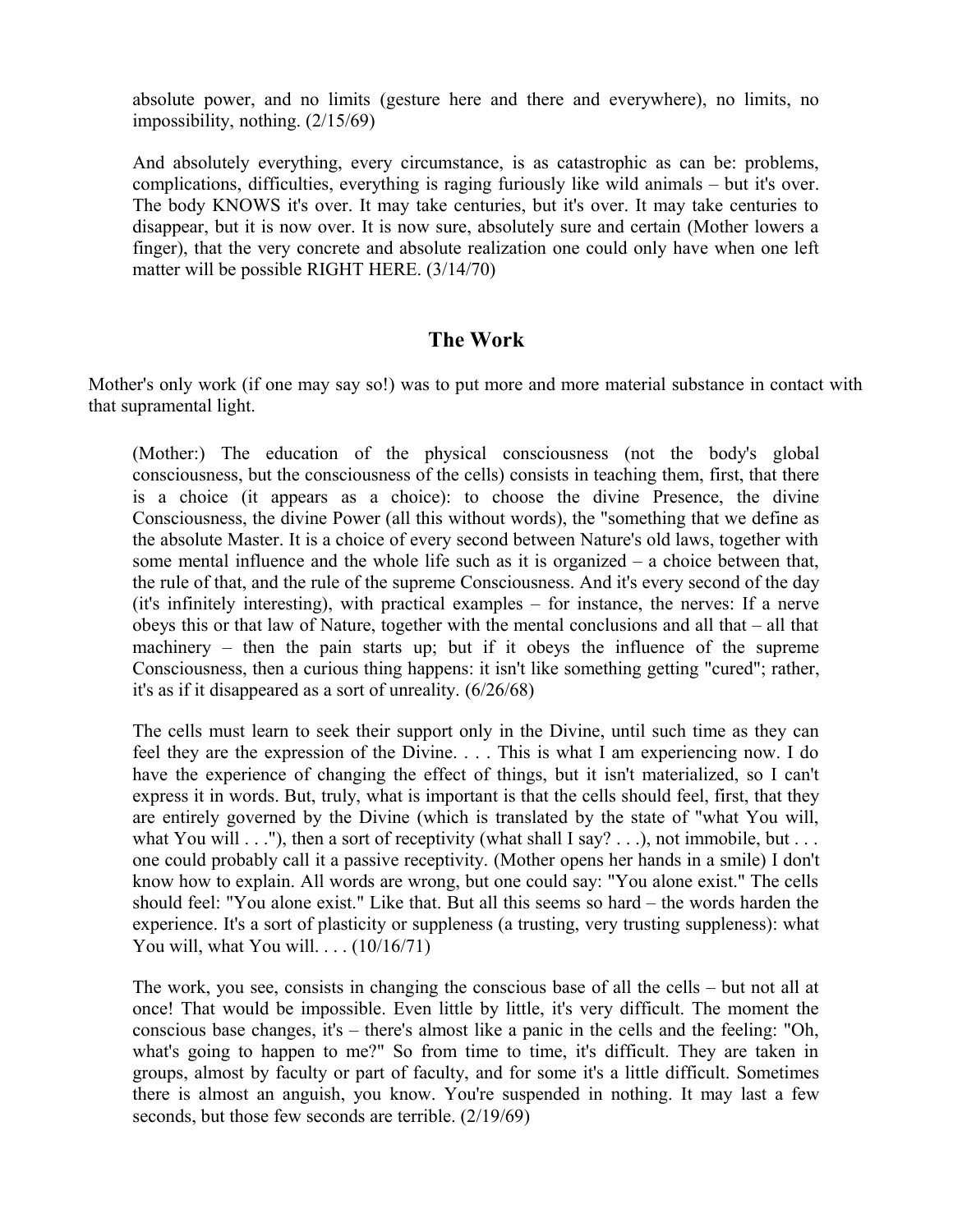absolute power, and no limits (gesture here and there and everywhere), no limits, no impossibility, nothing. (2/15/69)

And absolutely everything, every circumstance, is as catastrophic as can be: problems, complications, difficulties, everything is raging furiously like wild animals – but it's over. The body KNOWS it's over. It may take centuries, but it's over. It may take centuries to disappear, but it is now over. It is now sure, absolutely sure and certain (Mother lowers a finger), that the very concrete and absolute realization one could only have when one left matter will be possible RIGHT HERE. (3/14/70)

## The Work

Mother's only work (if one may say so!) was to put more and more material substance in contact with that supramental light.

(Mother:) The education of the physical consciousness (not the body's global consciousness, but the consciousness of the cells) consists in teaching them, first, that there is a choice (it appears as a choice): to choose the divine Presence, the divine Consciousness, the divine Power (all this without words), the "something that we define as the absolute Master. It is a choice of every second between Nature's old laws, together with some mental influence and the whole life such as it is organized – a choice between that, the rule of that, and the rule of the supreme Consciousness. And it's every second of the day (it's infinitely interesting), with practical examples – for instance, the nerves: If a nerve obeys this or that law of Nature, together with the mental conclusions and all that – all that machinery – then the pain starts up; but if it obeys the influence of the supreme Consciousness, then a curious thing happens: it isn't like something getting "cured"; rather, it's as if it disappeared as a sort of unreality. (6/26/68)

The cells must learn to seek their support only in the Divine, until such time as they can feel they are the expression of the Divine. . . . This is what I am experiencing now. I do have the experience of changing the effect of things, but it isn't materialized, so I can't express it in words. But, truly, what is important is that the cells should feel, first, that they are entirely governed by the Divine (which is translated by the state of "what You will, what You will . . ."), then a sort of receptivity (what shall I say? . . .), not immobile, but . . . one could probably call it a passive receptivity. (Mother opens her hands in a smile) I don't know how to explain. All words are wrong, but one could say: "You alone exist." The cells should feel: "You alone exist." Like that. But all this seems so hard – the words harden the experience. It's a sort of plasticity or suppleness (a trusting, very trusting suppleness): what You will, what You will. . . . (10/16/71)

The work, you see, consists in changing the conscious base of all the cells – but not all at once! That would be impossible. Even little by little, it's very difficult. The moment the conscious base changes, it's – there's almost like a panic in the cells and the feeling: "Oh, what's going to happen to me?" So from time to time, it's difficult. They are taken in groups, almost by faculty or part of faculty, and for some it's a little difficult. Sometimes there is almost an anguish, you know. You're suspended in nothing. It may last a few seconds, but those few seconds are terrible. (2/19/69)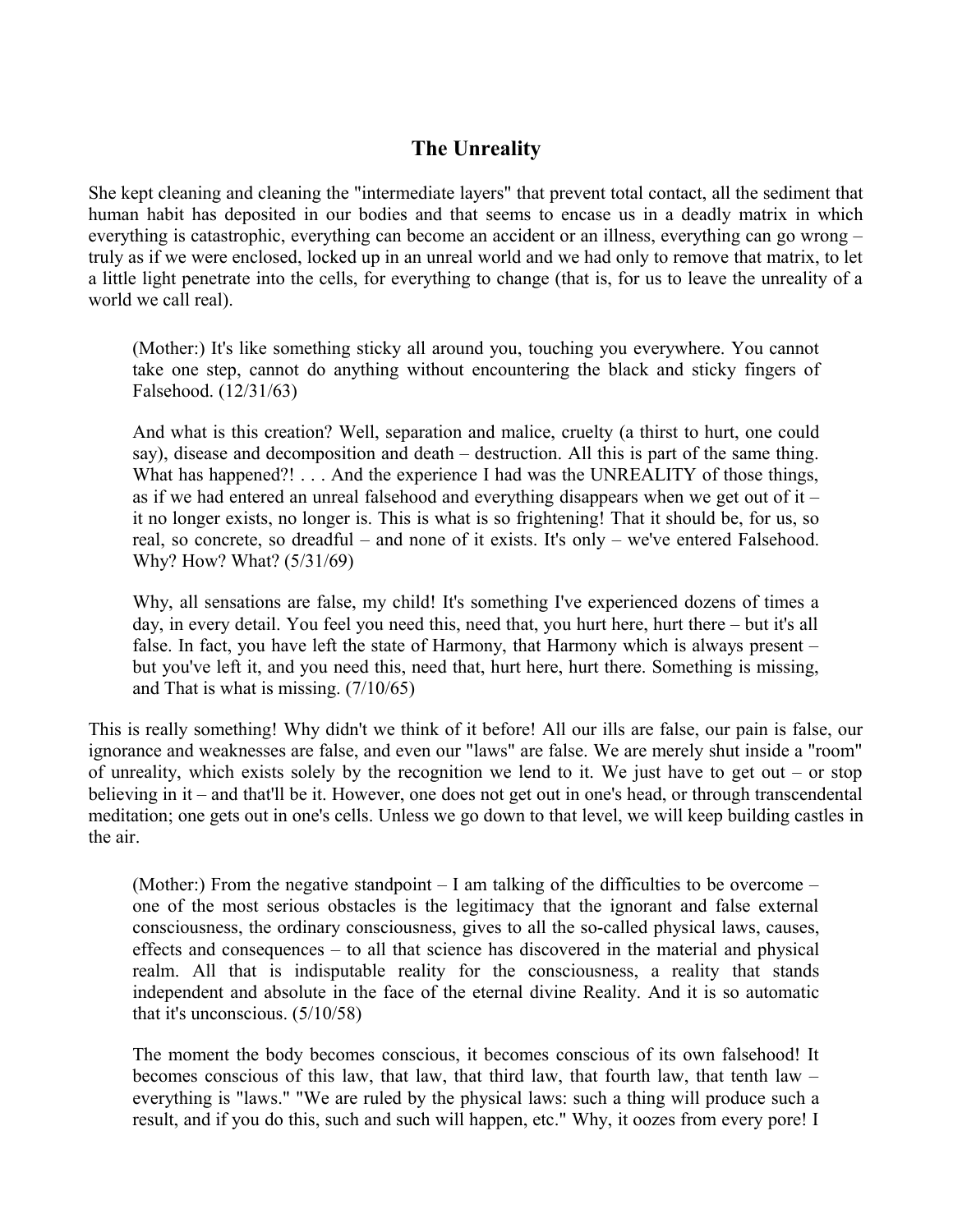## The Unreality

She kept cleaning and cleaning the "intermediate layers" that prevent total contact, all the sediment that human habit has deposited in our bodies and that seems to encase us in a deadly matrix in which everything is catastrophic, everything can become an accident or an illness, everything can go wrong – truly as if we were enclosed, locked up in an unreal world and we had only to remove that matrix, to let a little light penetrate into the cells, for everything to change (that is, for us to leave the unreality of a world we call real).

> (Mother:) It's like something sticky all around you, touching you everywhere. You cannot take one step, cannot do anything without encountering the black and sticky fingers of Falsehood. (12/31/63)
>
> And what is this creation? Well, separation and malice, cruelty (a thirst to hurt, one could say), disease and decomposition and death – destruction. All this is part of the same thing. What has happened?! . . . And the experience I had was the UNREALITY of those things, as if we had entered an unreal falsehood and everything disappears when we get out of it – it no longer exists, no longer is. This is what is so frightening! That it should be, for us, so real, so concrete, so dreadful – and none of it exists. It's only – we've entered Falsehood. Why? How? What? (5/31/69)
>
> Why, all sensations are false, my child! It's something I've experienced dozens of times a day, in every detail. You feel you need this, need that, you hurt here, hurt there – but it's all false. In fact, you have left the state of Harmony, that Harmony which is always present – but you've left it, and you need this, need that, hurt here, hurt there. Something is missing, and That is what is missing. (7/10/65)

This is really something! Why didn't we think of it before! All our ills are false, our pain is false, our ignorance and weaknesses are false, and even our "laws" are false. We are merely shut inside a "room" of unreality, which exists solely by the recognition we lend to it. We just have to get out – or stop believing in it – and that'll be it. However, one does not get out in one's head, or through transcendental meditation; one gets out in one's cells. Unless we go down to that level, we will keep building castles in the air.

> (Mother:) From the negative standpoint – I am talking of the difficulties to be overcome – one of the most serious obstacles is the legitimacy that the ignorant and false external consciousness, the ordinary consciousness, gives to all the so-called physical laws, causes, effects and consequences – to all that science has discovered in the material and physical realm. All that is indisputable reality for the consciousness, a reality that stands independent and absolute in the face of the eternal divine Reality. And it is so automatic that it's unconscious. (5/10/58)
>
> The moment the body becomes conscious, it becomes conscious of its own falsehood! It becomes conscious of this law, that law, that third law, that fourth law, that tenth law – everything is "laws." "We are ruled by the physical laws: such a thing will produce such a result, and if you do this, such and such will happen, etc." Why, it oozes from every pore! I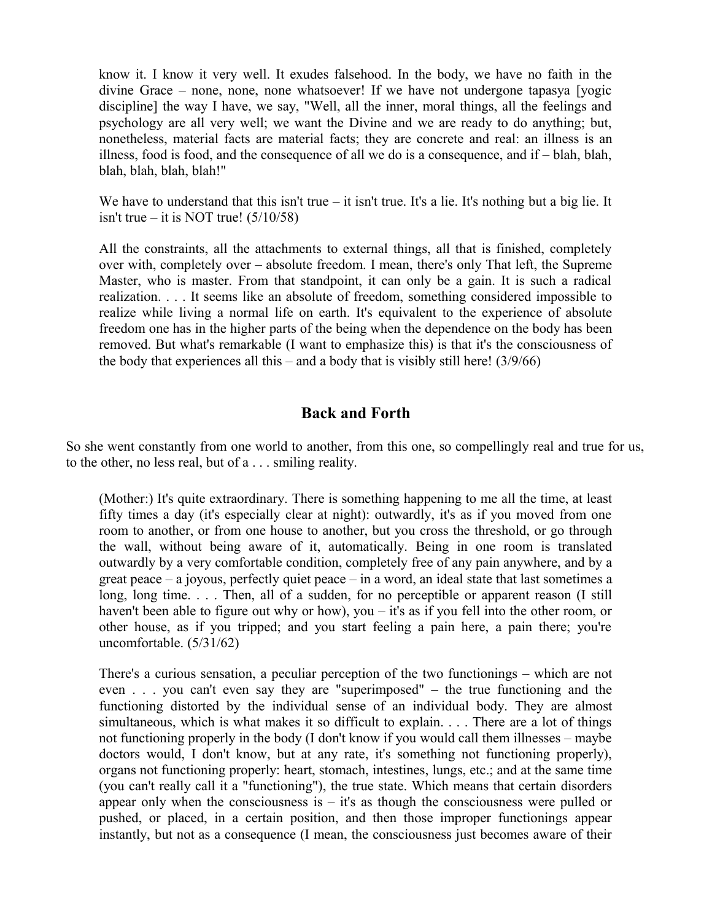know it. I know it very well. It exudes falsehood. In the body, we have no faith in the divine Grace – none, none, none whatsoever! If we have not undergone tapasya [yogic discipline] the way I have, we say, "Well, all the inner, moral things, all the feelings and psychology are all very well; we want the Divine and we are ready to do anything; but, nonetheless, material facts are material facts; they are concrete and real: an illness is an illness, food is food, and the consequence of all we do is a consequence, and if – blah, blah, blah, blah, blah, blah!"

We have to understand that this isn't true – it isn't true. It's a lie. It's nothing but a big lie. It isn't true – it is NOT true! (5/10/58)

All the constraints, all the attachments to external things, all that is finished, completely over with, completely over – absolute freedom. I mean, there's only That left, the Supreme Master, who is master. From that standpoint, it can only be a gain. It is such a radical realization. . . . It seems like an absolute of freedom, something considered impossible to realize while living a normal life on earth. It's equivalent to the experience of absolute freedom one has in the higher parts of the being when the dependence on the body has been removed. But what's remarkable (I want to emphasize this) is that it's the consciousness of the body that experiences all this – and a body that is visibly still here! (3/9/66)

## Back and Forth

So she went constantly from one world to another, from this one, so compellingly real and true for us, to the other, no less real, but of a . . . smiling reality.

(Mother:) It's quite extraordinary. There is something happening to me all the time, at least fifty times a day (it's especially clear at night): outwardly, it's as if you moved from one room to another, or from one house to another, but you cross the threshold, or go through the wall, without being aware of it, automatically. Being in one room is translated outwardly by a very comfortable condition, completely free of any pain anywhere, and by a great peace – a joyous, perfectly quiet peace – in a word, an ideal state that last sometimes a long, long time. . . . Then, all of a sudden, for no perceptible or apparent reason (I still haven't been able to figure out why or how), you – it's as if you fell into the other room, or other house, as if you tripped; and you start feeling a pain here, a pain there; you're uncomfortable. (5/31/62)

There's a curious sensation, a peculiar perception of the two functionings – which are not even . . . you can't even say they are "superimposed" – the true functioning and the functioning distorted by the individual sense of an individual body. They are almost simultaneous, which is what makes it so difficult to explain. . . . There are a lot of things not functioning properly in the body (I don't know if you would call them illnesses – maybe doctors would, I don't know, but at any rate, it's something not functioning properly), organs not functioning properly: heart, stomach, intestines, lungs, etc.; and at the same time (you can't really call it a "functioning"), the true state. Which means that certain disorders appear only when the consciousness is – it's as though the consciousness were pulled or pushed, or placed, in a certain position, and then those improper functionings appear instantly, but not as a consequence (I mean, the consciousness just becomes aware of their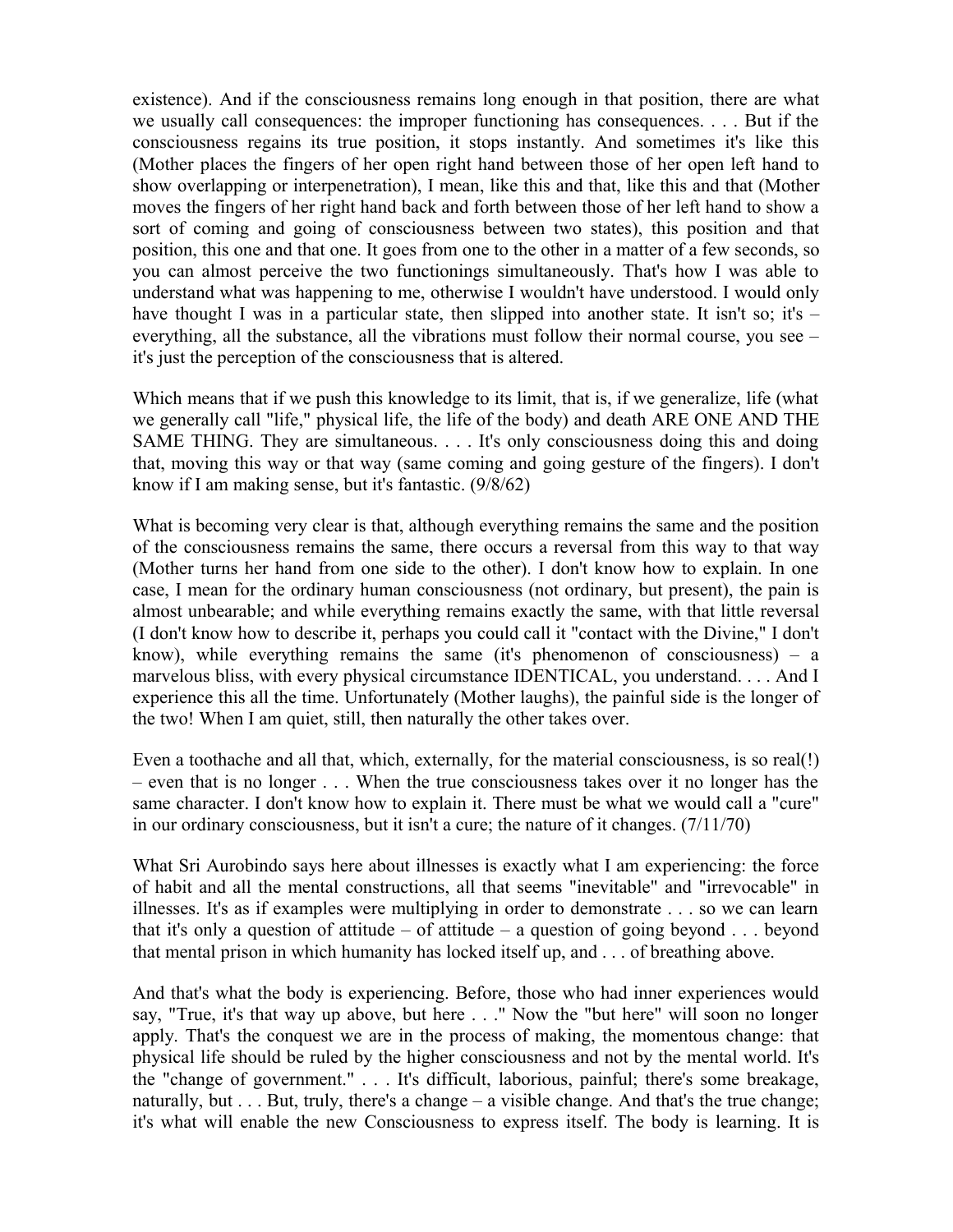existence). And if the consciousness remains long enough in that position, there are what we usually call consequences: the improper functioning has consequences. . . . But if the consciousness regains its true position, it stops instantly. And sometimes it's like this (Mother places the fingers of her open right hand between those of her open left hand to show overlapping or interpenetration), I mean, like this and that, like this and that (Mother moves the fingers of her right hand back and forth between those of her left hand to show a sort of coming and going of consciousness between two states), this position and that position, this one and that one. It goes from one to the other in a matter of a few seconds, so you can almost perceive the two functionings simultaneously. That's how I was able to understand what was happening to me, otherwise I wouldn't have understood. I would only have thought I was in a particular state, then slipped into another state. It isn't so; it's – everything, all the substance, all the vibrations must follow their normal course, you see – it's just the perception of the consciousness that is altered.

Which means that if we push this knowledge to its limit, that is, if we generalize, life (what we generally call "life," physical life, the life of the body) and death ARE ONE AND THE SAME THING. They are simultaneous. . . . It's only consciousness doing this and doing that, moving this way or that way (same coming and going gesture of the fingers). I don't know if I am making sense, but it's fantastic. (9/8/62)

What is becoming very clear is that, although everything remains the same and the position of the consciousness remains the same, there occurs a reversal from this way to that way (Mother turns her hand from one side to the other). I don't know how to explain. In one case, I mean for the ordinary human consciousness (not ordinary, but present), the pain is almost unbearable; and while everything remains exactly the same, with that little reversal (I don't know how to describe it, perhaps you could call it "contact with the Divine," I don't know), while everything remains the same (it's phenomenon of consciousness) – a marvelous bliss, with every physical circumstance IDENTICAL, you understand. . . . And I experience this all the time. Unfortunately (Mother laughs), the painful side is the longer of the two! When I am quiet, still, then naturally the other takes over.

Even a toothache and all that, which, externally, for the material consciousness, is so real(!) – even that is no longer . . . When the true consciousness takes over it no longer has the same character. I don't know how to explain it. There must be what we would call a "cure" in our ordinary consciousness, but it isn't a cure; the nature of it changes. (7/11/70)

What Sri Aurobindo says here about illnesses is exactly what I am experiencing: the force of habit and all the mental constructions, all that seems "inevitable" and "irrevocable" in illnesses. It's as if examples were multiplying in order to demonstrate . . . so we can learn that it's only a question of attitude – of attitude – a question of going beyond . . . beyond that mental prison in which humanity has locked itself up, and . . . of breathing above.

And that's what the body is experiencing. Before, those who had inner experiences would say, "True, it's that way up above, but here . . ." Now the "but here" will soon no longer apply. That's the conquest we are in the process of making, the momentous change: that physical life should be ruled by the higher consciousness and not by the mental world. It's the "change of government." . . . It's difficult, laborious, painful; there's some breakage, naturally, but . . . But, truly, there's a change – a visible change. And that's the true change; it's what will enable the new Consciousness to express itself. The body is learning. It is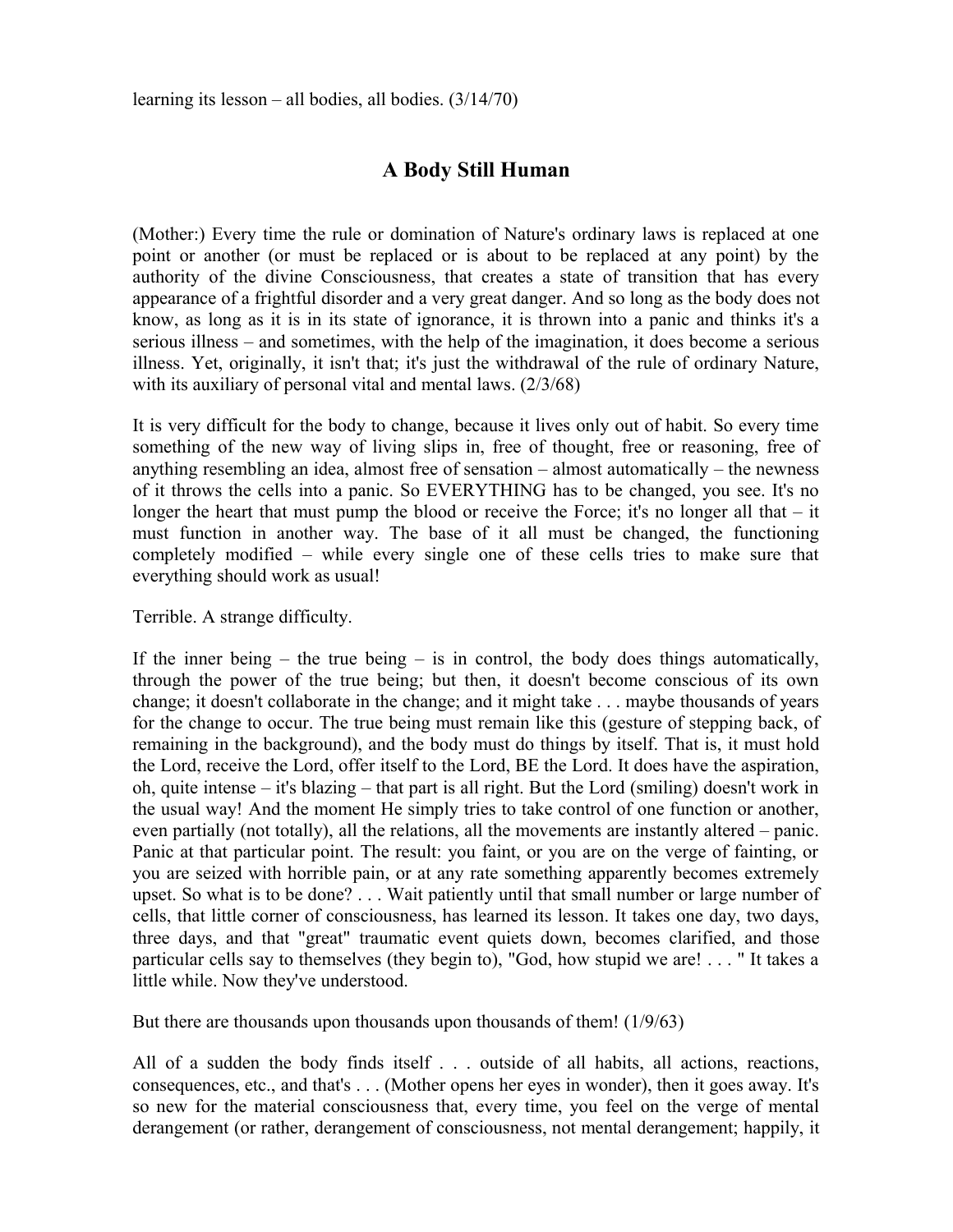learning its lesson – all bodies, all bodies. (3/14/70)

## A Body Still Human

(Mother:) Every time the rule or domination of Nature's ordinary laws is replaced at one point or another (or must be replaced or is about to be replaced at any point) by the authority of the divine Consciousness, that creates a state of transition that has every appearance of a frightful disorder and a very great danger. And so long as the body does not know, as long as it is in its state of ignorance, it is thrown into a panic and thinks it's a serious illness – and sometimes, with the help of the imagination, it does become a serious illness. Yet, originally, it isn't that; it's just the withdrawal of the rule of ordinary Nature, with its auxiliary of personal vital and mental laws. (2/3/68)

It is very difficult for the body to change, because it lives only out of habit. So every time something of the new way of living slips in, free of thought, free or reasoning, free of anything resembling an idea, almost free of sensation – almost automatically – the newness of it throws the cells into a panic. So EVERYTHING has to be changed, you see. It's no longer the heart that must pump the blood or receive the Force; it's no longer all that – it must function in another way. The base of it all must be changed, the functioning completely modified – while every single one of these cells tries to make sure that everything should work as usual!

Terrible. A strange difficulty.

If the inner being – the true being – is in control, the body does things automatically, through the power of the true being; but then, it doesn't become conscious of its own change; it doesn't collaborate in the change; and it might take . . . maybe thousands of years for the change to occur. The true being must remain like this (gesture of stepping back, of remaining in the background), and the body must do things by itself. That is, it must hold the Lord, receive the Lord, offer itself to the Lord, BE the Lord. It does have the aspiration, oh, quite intense – it's blazing – that part is all right. But the Lord (smiling) doesn't work in the usual way! And the moment He simply tries to take control of one function or another, even partially (not totally), all the relations, all the movements are instantly altered – panic. Panic at that particular point. The result: you faint, or you are on the verge of fainting, or you are seized with horrible pain, or at any rate something apparently becomes extremely upset. So what is to be done? . . . Wait patiently until that small number or large number of cells, that little corner of consciousness, has learned its lesson. It takes one day, two days, three days, and that "great" traumatic event quiets down, becomes clarified, and those particular cells say to themselves (they begin to), "God, how stupid we are! . . . " It takes a little while. Now they've understood.

But there are thousands upon thousands upon thousands of them! (1/9/63)

All of a sudden the body finds itself . . . outside of all habits, all actions, reactions, consequences, etc., and that's . . . (Mother opens her eyes in wonder), then it goes away. It's so new for the material consciousness that, every time, you feel on the verge of mental derangement (or rather, derangement of consciousness, not mental derangement; happily, it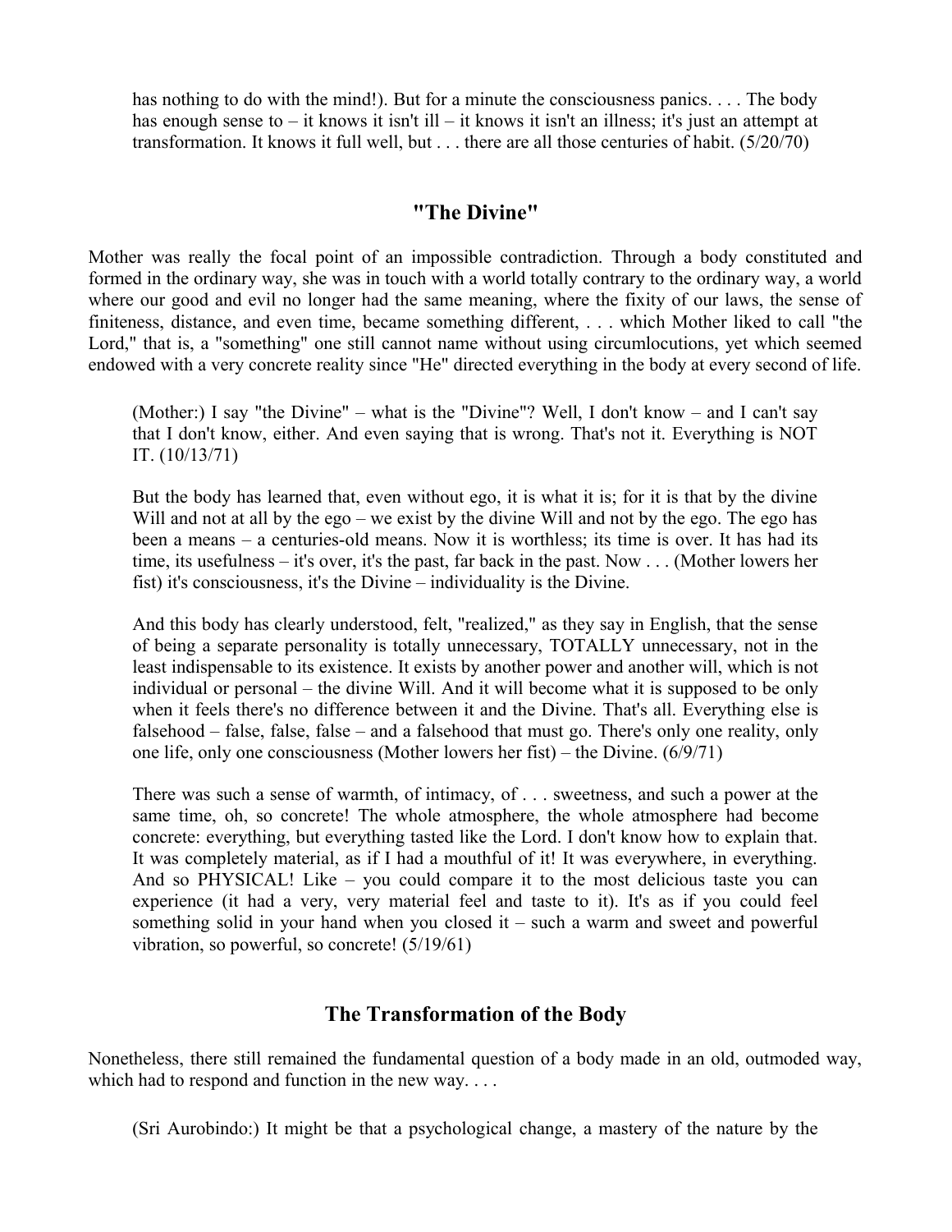has nothing to do with the mind!). But for a minute the consciousness panics. . . . The body has enough sense to – it knows it isn't ill – it knows it isn't an illness; it's just an attempt at transformation. It knows it full well, but . . . there are all those centuries of habit. (5/20/70)

## "The Divine"

Mother was really the focal point of an impossible contradiction. Through a body constituted and formed in the ordinary way, she was in touch with a world totally contrary to the ordinary way, a world where our good and evil no longer had the same meaning, where the fixity of our laws, the sense of finiteness, distance, and even time, became something different, . . . which Mother liked to call "the Lord," that is, a "something" one still cannot name without using circumlocutions, yet which seemed endowed with a very concrete reality since "He" directed everything in the body at every second of life.

> (Mother:) I say "the Divine" – what is the "Divine"? Well, I don't know – and I can't say that I don't know, either. And even saying that is wrong. That's not it. Everything is NOT IT. (10/13/71)
>
> But the body has learned that, even without ego, it is what it is; for it is that by the divine Will and not at all by the ego – we exist by the divine Will and not by the ego. The ego has been a means – a centuries-old means. Now it is worthless; its time is over. It has had its time, its usefulness – it's over, it's the past, far back in the past. Now . . . (Mother lowers her fist) it's consciousness, it's the Divine – individuality is the Divine.
>
> And this body has clearly understood, felt, "realized," as they say in English, that the sense of being a separate personality is totally unnecessary, TOTALLY unnecessary, not in the least indispensable to its existence. It exists by another power and another will, which is not individual or personal – the divine Will. And it will become what it is supposed to be only when it feels there's no difference between it and the Divine. That's all. Everything else is falsehood – false, false, false – and a falsehood that must go. There's only one reality, only one life, only one consciousness (Mother lowers her fist) – the Divine. (6/9/71)
>
> There was such a sense of warmth, of intimacy, of . . . sweetness, and such a power at the same time, oh, so concrete! The whole atmosphere, the whole atmosphere had become concrete: everything, but everything tasted like the Lord. I don't know how to explain that. It was completely material, as if I had a mouthful of it! It was everywhere, in everything. And so PHYSICAL! Like – you could compare it to the most delicious taste you can experience (it had a very, very material feel and taste to it). It's as if you could feel something solid in your hand when you closed it – such a warm and sweet and powerful vibration, so powerful, so concrete! (5/19/61)

## The Transformation of the Body

Nonetheless, there still remained the fundamental question of a body made in an old, outmoded way, which had to respond and function in the new way. . . .

> (Sri Aurobindo:) It might be that a psychological change, a mastery of the nature by the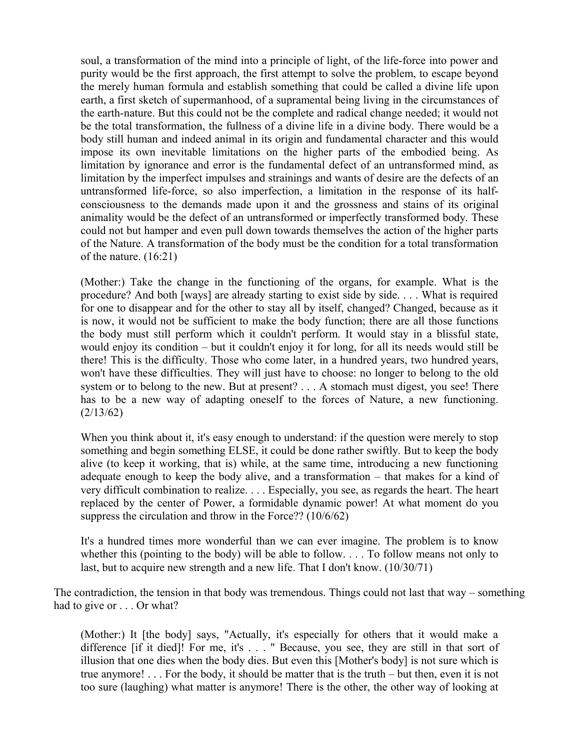> soul, a transformation of the mind into a principle of light, of the life-force into power and purity would be the first approach, the first attempt to solve the problem, to escape beyond the merely human formula and establish something that could be called a divine life upon earth, a first sketch of supermanhood, of a supramental being living in the circumstances of the earth-nature. But this could not be the complete and radical change needed; it would not be the total transformation, the fullness of a divine life in a divine body. There would be a body still human and indeed animal in its origin and fundamental character and this would impose its own inevitable limitations on the higher parts of the embodied being. As limitation by ignorance and error is the fundamental defect of an untransformed mind, as limitation by the imperfect impulses and strainings and wants of desire are the defects of an untransformed life-force, so also imperfection, a limitation in the response of its half-consciousness to the demands made upon it and the grossness and stains of its original animality would be the defect of an untransformed or imperfectly transformed body. These could not but hamper and even pull down towards themselves the action of the higher parts of the Nature. A transformation of the body must be the condition for a total transformation of the nature. (16:21)

> (Mother:) Take the change in the functioning of the organs, for example. What is the procedure? And both [ways] are already starting to exist side by side. . . . What is required for one to disappear and for the other to stay all by itself, changed? Changed, because as it is now, it would not be sufficient to make the body function; there are all those functions the body must still perform which it couldn't perform. It would stay in a blissful state, would enjoy its condition – but it couldn't enjoy it for long, for all its needs would still be there! This is the difficulty. Those who come later, in a hundred years, two hundred years, won't have these difficulties. They will just have to choose: no longer to belong to the old system or to belong to the new. But at present? . . . A stomach must digest, you see! There has to be a new way of adapting oneself to the forces of Nature, a new functioning. (2/13/62)

> When you think about it, it's easy enough to understand: if the question were merely to stop something and begin something ELSE, it could be done rather swiftly. But to keep the body alive (to keep it working, that is) while, at the same time, introducing a new functioning adequate enough to keep the body alive, and a transformation – that makes for a kind of very difficult combination to realize. . . . Especially, you see, as regards the heart. The heart replaced by the center of Power, a formidable dynamic power! At what moment do you suppress the circulation and throw in the Force?? (10/6/62)

> It's a hundred times more wonderful than we can ever imagine. The problem is to know whether this (pointing to the body) will be able to follow. . . . To follow means not only to last, but to acquire new strength and a new life. That I don't know. (10/30/71)

The contradiction, the tension in that body was tremendous. Things could not last that way – something had to give or . . . Or what?

> (Mother:) It [the body] says, "Actually, it's especially for others that it would make a difference [if it died]! For me, it's . . . " Because, you see, they are still in that sort of illusion that one dies when the body dies. But even this [Mother's body] is not sure which is true anymore! . . . For the body, it should be matter that is the truth – but then, even it is not too sure (laughing) what matter is anymore! There is the other, the other way of looking at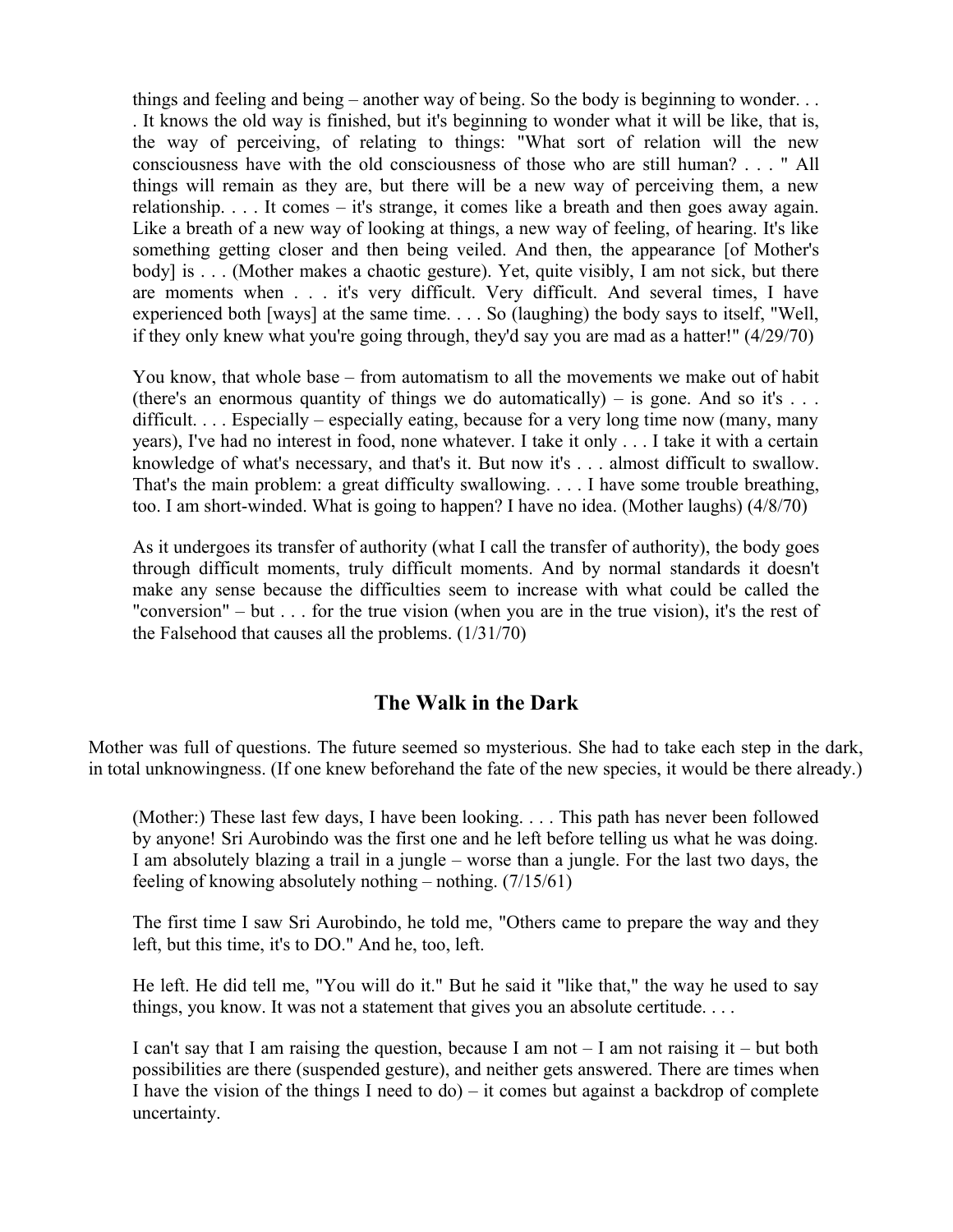things and feeling and being – another way of being. So the body is beginning to wonder. . . . It knows the old way is finished, but it's beginning to wonder what it will be like, that is, the way of perceiving, of relating to things: "What sort of relation will the new consciousness have with the old consciousness of those who are still human? . . . " All things will remain as they are, but there will be a new way of perceiving them, a new relationship. . . . It comes – it's strange, it comes like a breath and then goes away again. Like a breath of a new way of looking at things, a new way of feeling, of hearing. It's like something getting closer and then being veiled. And then, the appearance [of Mother's body] is . . . (Mother makes a chaotic gesture). Yet, quite visibly, I am not sick, but there are moments when . . . it's very difficult. Very difficult. And several times, I have experienced both [ways] at the same time. . . . So (laughing) the body says to itself, "Well, if they only knew what you're going through, they'd say you are mad as a hatter!" (4/29/70)

You know, that whole base – from automatism to all the movements we make out of habit (there's an enormous quantity of things we do automatically) – is gone. And so it's . . . difficult. . . . Especially – especially eating, because for a very long time now (many, many years), I've had no interest in food, none whatever. I take it only . . . I take it with a certain knowledge of what's necessary, and that's it. But now it's . . . almost difficult to swallow. That's the main problem: a great difficulty swallowing. . . . I have some trouble breathing, too. I am short-winded. What is going to happen? I have no idea. (Mother laughs) (4/8/70)

As it undergoes its transfer of authority (what I call the transfer of authority), the body goes through difficult moments, truly difficult moments. And by normal standards it doesn't make any sense because the difficulties seem to increase with what could be called the "conversion" – but . . . for the true vision (when you are in the true vision), it's the rest of the Falsehood that causes all the problems. (1/31/70)

## The Walk in the Dark

Mother was full of questions. The future seemed so mysterious. She had to take each step in the dark, in total unknowingness. (If one knew beforehand the fate of the new species, it would be there already.)

(Mother:) These last few days, I have been looking. . . . This path has never been followed by anyone! Sri Aurobindo was the first one and he left before telling us what he was doing. I am absolutely blazing a trail in a jungle – worse than a jungle. For the last two days, the feeling of knowing absolutely nothing – nothing. (7/15/61)

The first time I saw Sri Aurobindo, he told me, "Others came to prepare the way and they left, but this time, it's to DO." And he, too, left.

He left. He did tell me, "You will do it." But he said it "like that," the way he used to say things, you know. It was not a statement that gives you an absolute certitude. . . .

I can't say that I am raising the question, because I am not – I am not raising it – but both possibilities are there (suspended gesture), and neither gets answered. There are times when I have the vision of the things I need to do) – it comes but against a backdrop of complete uncertainty.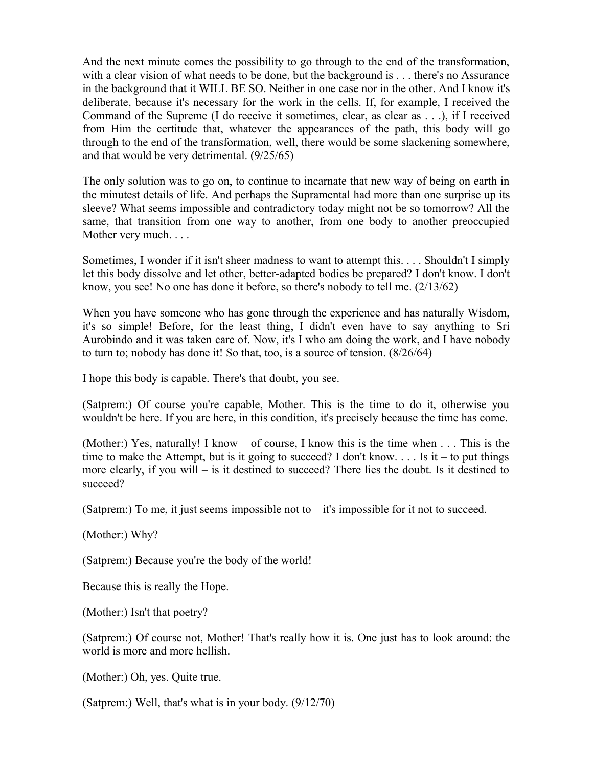And the next minute comes the possibility to go through to the end of the transformation, with a clear vision of what needs to be done, but the background is . . . there's no Assurance in the background that it WILL BE SO. Neither in one case nor in the other. And I know it's deliberate, because it's necessary for the work in the cells. If, for example, I received the Command of the Supreme (I do receive it sometimes, clear, as clear as . . .), if I received from Him the certitude that, whatever the appearances of the path, this body will go through to the end of the transformation, well, there would be some slackening somewhere, and that would be very detrimental. (9/25/65)

The only solution was to go on, to continue to incarnate that new way of being on earth in the minutest details of life. And perhaps the Supramental had more than one surprise up its sleeve? What seems impossible and contradictory today might not be so tomorrow? All the same, that transition from one way to another, from one body to another preoccupied Mother very much. . . .

Sometimes, I wonder if it isn't sheer madness to want to attempt this. . . . Shouldn't I simply let this body dissolve and let other, better-adapted bodies be prepared? I don't know. I don't know, you see! No one has done it before, so there's nobody to tell me. (2/13/62)

When you have someone who has gone through the experience and has naturally Wisdom, it's so simple! Before, for the least thing, I didn't even have to say anything to Sri Aurobindo and it was taken care of. Now, it's I who am doing the work, and I have nobody to turn to; nobody has done it! So that, too, is a source of tension. (8/26/64)

I hope this body is capable. There's that doubt, you see.

(Satprem:) Of course you're capable, Mother. This is the time to do it, otherwise you wouldn't be here. If you are here, in this condition, it's precisely because the time has come.

(Mother:) Yes, naturally! I know – of course, I know this is the time when . . . This is the time to make the Attempt, but is it going to succeed? I don't know. . . . Is it – to put things more clearly, if you will – is it destined to succeed? There lies the doubt. Is it destined to succeed?

(Satprem:) To me, it just seems impossible not to – it's impossible for it not to succeed.

(Mother:) Why?

(Satprem:) Because you're the body of the world!

Because this is really the Hope.

(Mother:) Isn't that poetry?

(Satprem:) Of course not, Mother! That's really how it is. One just has to look around: the world is more and more hellish.

(Mother:) Oh, yes. Quite true.

(Satprem:) Well, that's what is in your body. (9/12/70)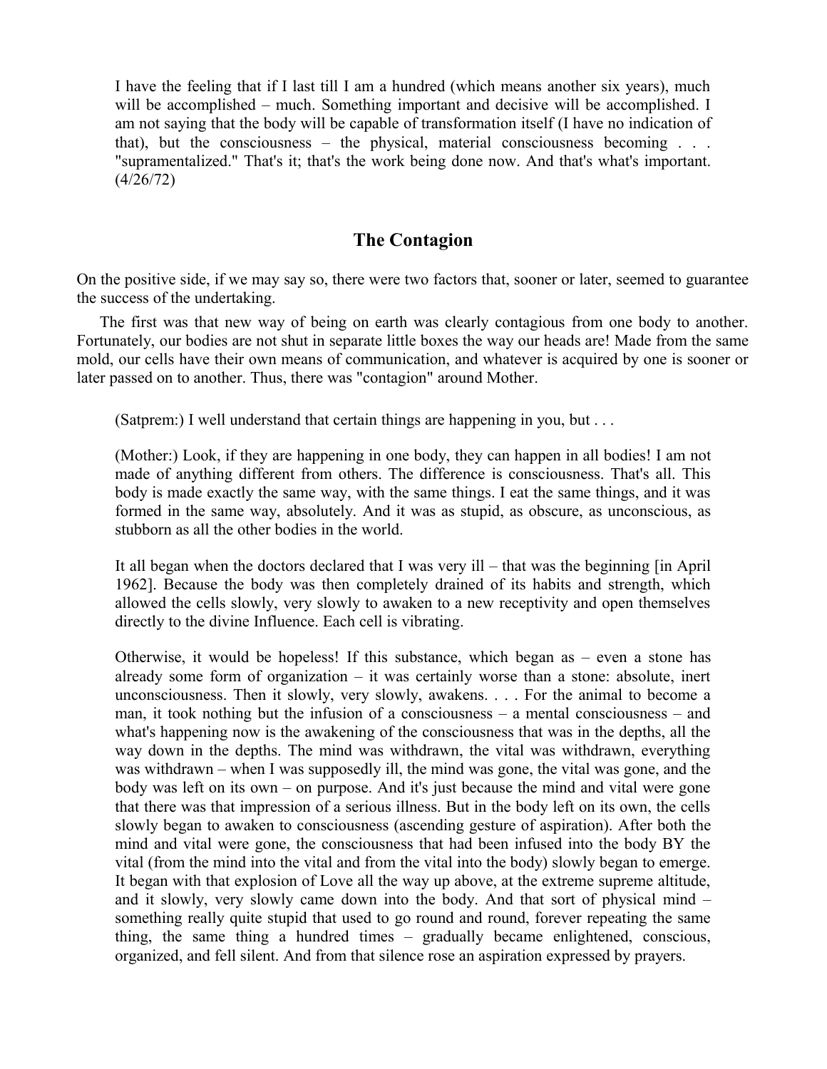> I have the feeling that if I last till I am a hundred (which means another six years), much will be accomplished – much. Something important and decisive will be accomplished. I am not saying that the body will be capable of transformation itself (I have no indication of that), but the consciousness – the physical, material consciousness becoming . . . "supramentalized." That's it; that's the work being done now. And that's what's important. (4/26/72)

## The Contagion

On the positive side, if we may say so, there were two factors that, sooner or later, seemed to guarantee the success of the undertaking.

The first was that new way of being on earth was clearly contagious from one body to another. Fortunately, our bodies are not shut in separate little boxes the way our heads are! Made from the same mold, our cells have their own means of communication, and whatever is acquired by one is sooner or later passed on to another. Thus, there was "contagion" around Mother.

> (Satprem:) I well understand that certain things are happening in you, but . . .
>
> (Mother:) Look, if they are happening in one body, they can happen in all bodies! I am not made of anything different from others. The difference is consciousness. That's all. This body is made exactly the same way, with the same things. I eat the same things, and it was formed in the same way, absolutely. And it was as stupid, as obscure, as unconscious, as stubborn as all the other bodies in the world.
>
> It all began when the doctors declared that I was very ill – that was the beginning [in April 1962]. Because the body was then completely drained of its habits and strength, which allowed the cells slowly, very slowly to awaken to a new receptivity and open themselves directly to the divine Influence. Each cell is vibrating.
>
> Otherwise, it would be hopeless! If this substance, which began as – even a stone has already some form of organization – it was certainly worse than a stone: absolute, inert unconsciousness. Then it slowly, very slowly, awakens. . . . For the animal to become a man, it took nothing but the infusion of a consciousness – a mental consciousness – and what's happening now is the awakening of the consciousness that was in the depths, all the way down in the depths. The mind was withdrawn, the vital was withdrawn, everything was withdrawn – when I was supposedly ill, the mind was gone, the vital was gone, and the body was left on its own – on purpose. And it's just because the mind and vital were gone that there was that impression of a serious illness. But in the body left on its own, the cells slowly began to awaken to consciousness (ascending gesture of aspiration). After both the mind and vital were gone, the consciousness that had been infused into the body BY the vital (from the mind into the vital and from the vital into the body) slowly began to emerge. It began with that explosion of Love all the way up above, at the extreme supreme altitude, and it slowly, very slowly came down into the body. And that sort of physical mind – something really quite stupid that used to go round and round, forever repeating the same thing, the same thing a hundred times – gradually became enlightened, conscious, organized, and fell silent. And from that silence rose an aspiration expressed by prayers.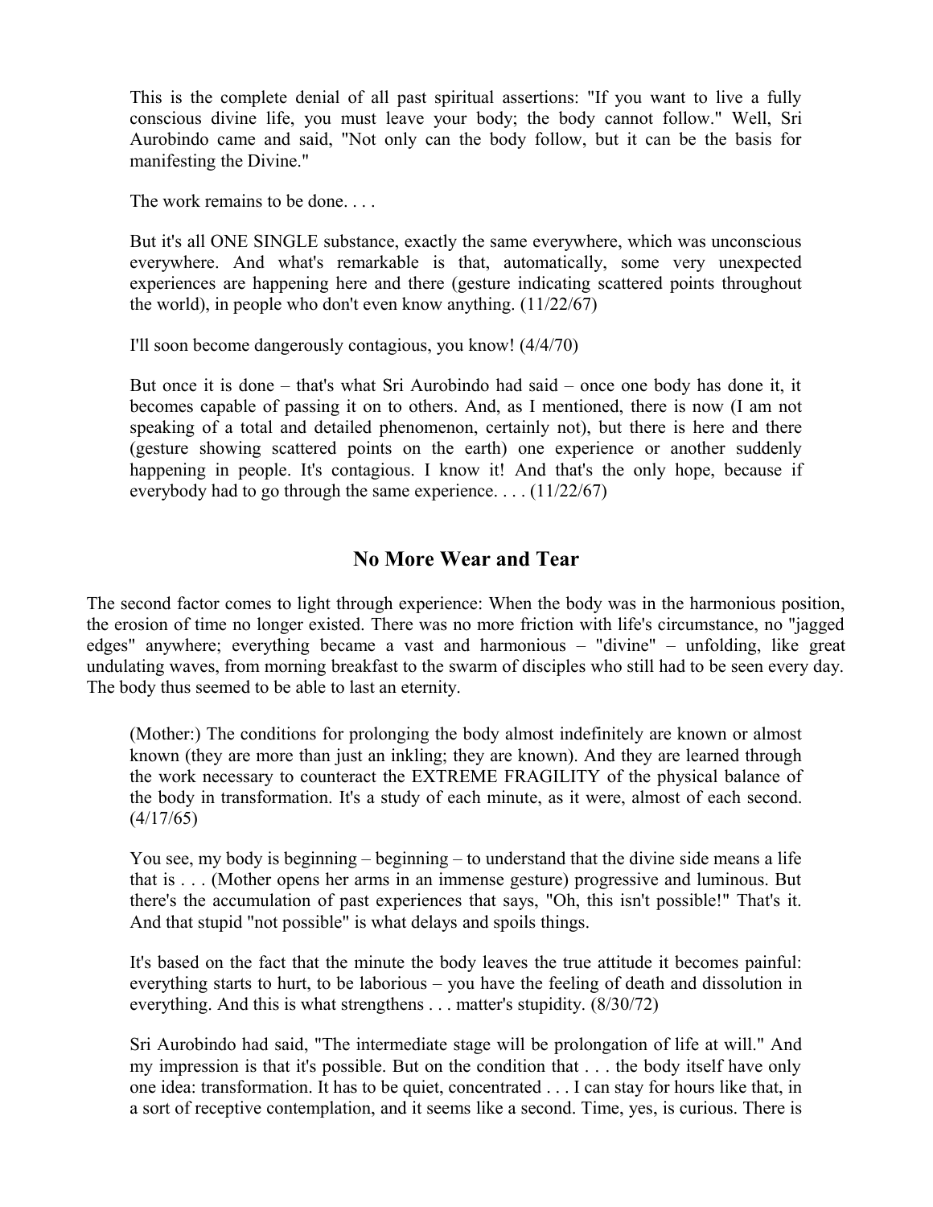This is the complete denial of all past spiritual assertions: "If you want to live a fully conscious divine life, you must leave your body; the body cannot follow." Well, Sri Aurobindo came and said, "Not only can the body follow, but it can be the basis for manifesting the Divine."

The work remains to be done. . . .

But it's all ONE SINGLE substance, exactly the same everywhere, which was unconscious everywhere. And what's remarkable is that, automatically, some very unexpected experiences are happening here and there (gesture indicating scattered points throughout the world), in people who don't even know anything. (11/22/67)

I'll soon become dangerously contagious, you know! (4/4/70)

But once it is done – that's what Sri Aurobindo had said – once one body has done it, it becomes capable of passing it on to others. And, as I mentioned, there is now (I am not speaking of a total and detailed phenomenon, certainly not), but there is here and there (gesture showing scattered points on the earth) one experience or another suddenly happening in people. It's contagious. I know it! And that's the only hope, because if everybody had to go through the same experience. . . . (11/22/67)

## No More Wear and Tear

The second factor comes to light through experience: When the body was in the harmonious position, the erosion of time no longer existed. There was no more friction with life's circumstance, no "jagged edges" anywhere; everything became a vast and harmonious – "divine" – unfolding, like great undulating waves, from morning breakfast to the swarm of disciples who still had to be seen every day. The body thus seemed to be able to last an eternity.

(Mother:) The conditions for prolonging the body almost indefinitely are known or almost known (they are more than just an inkling; they are known). And they are learned through the work necessary to counteract the EXTREME FRAGILITY of the physical balance of the body in transformation. It's a study of each minute, as it were, almost of each second. (4/17/65)

You see, my body is beginning – beginning – to understand that the divine side means a life that is . . . (Mother opens her arms in an immense gesture) progressive and luminous. But there's the accumulation of past experiences that says, "Oh, this isn't possible!" That's it. And that stupid "not possible" is what delays and spoils things.

It's based on the fact that the minute the body leaves the true attitude it becomes painful: everything starts to hurt, to be laborious – you have the feeling of death and dissolution in everything. And this is what strengthens . . . matter's stupidity. (8/30/72)

Sri Aurobindo had said, "The intermediate stage will be prolongation of life at will." And my impression is that it's possible. But on the condition that . . . the body itself have only one idea: transformation. It has to be quiet, concentrated . . . I can stay for hours like that, in a sort of receptive contemplation, and it seems like a second. Time, yes, is curious. There is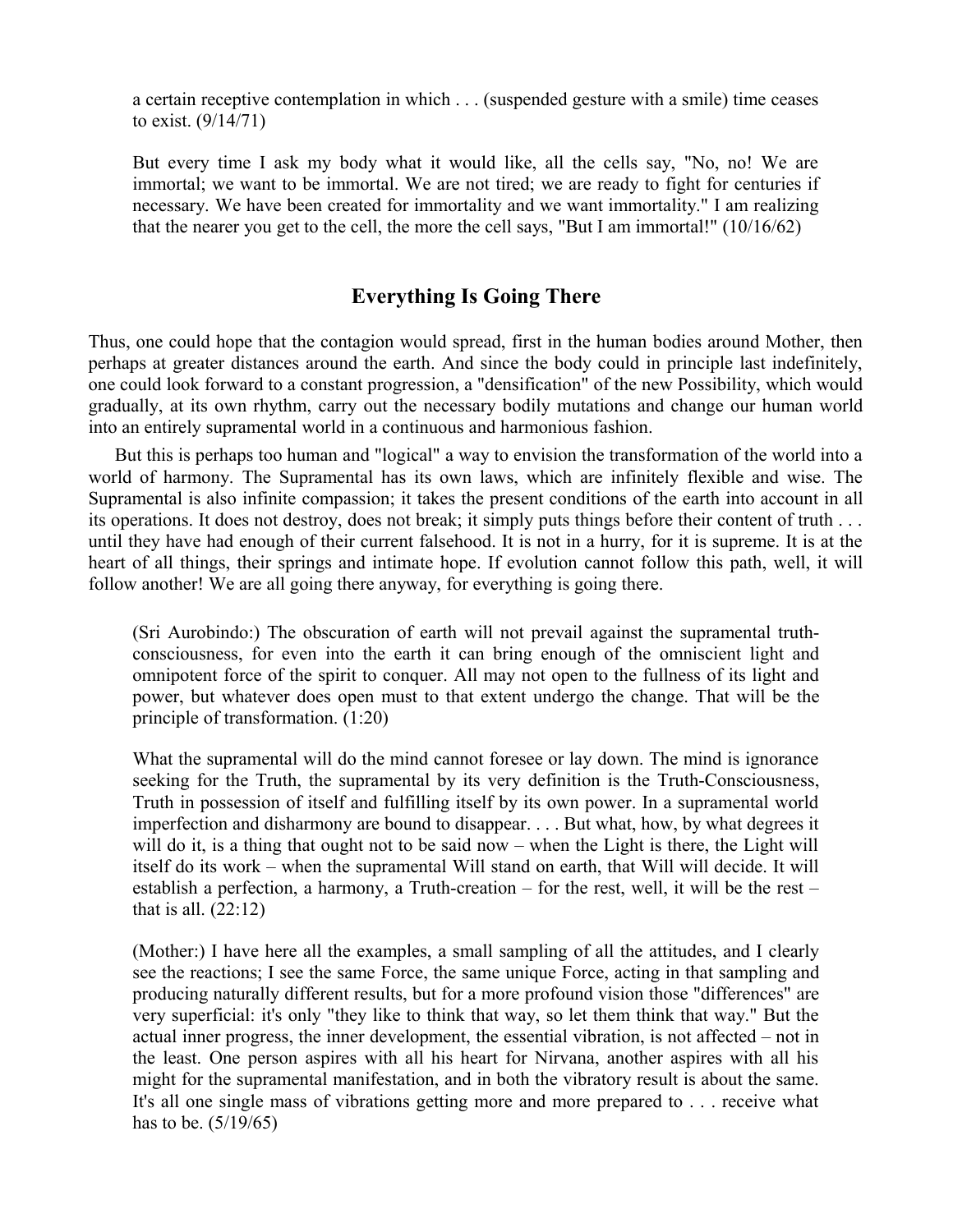a certain receptive contemplation in which . . . (suspended gesture with a smile) time ceases to exist. (9/14/71)

> But every time I ask my body what it would like, all the cells say, "No, no! We are immortal; we want to be immortal. We are not tired; we are ready to fight for centuries if necessary. We have been created for immortality and we want immortality." I am realizing that the nearer you get to the cell, the more the cell says, "But I am immortal!" (10/16/62)

## Everything Is Going There

Thus, one could hope that the contagion would spread, first in the human bodies around Mother, then perhaps at greater distances around the earth. And since the body could in principle last indefinitely, one could look forward to a constant progression, a "densification" of the new Possibility, which would gradually, at its own rhythm, carry out the necessary bodily mutations and change our human world into an entirely supramental world in a continuous and harmonious fashion.

But this is perhaps too human and "logical" a way to envision the transformation of the world into a world of harmony. The Supramental has its own laws, which are infinitely flexible and wise. The Supramental is also infinite compassion; it takes the present conditions of the earth into account in all its operations. It does not destroy, does not break; it simply puts things before their content of truth . . . until they have had enough of their current falsehood. It is not in a hurry, for it is supreme. It is at the heart of all things, their springs and intimate hope. If evolution cannot follow this path, well, it will follow another! We are all going there anyway, for everything is going there.

> (Sri Aurobindo:) The obscuration of earth will not prevail against the supramental truth-consciousness, for even into the earth it can bring enough of the omniscient light and omnipotent force of the spirit to conquer. All may not open to the fullness of its light and power, but whatever does open must to that extent undergo the change. That will be the principle of transformation. (1:20)

> What the supramental will do the mind cannot foresee or lay down. The mind is ignorance seeking for the Truth, the supramental by its very definition is the Truth-Consciousness, Truth in possession of itself and fulfilling itself by its own power. In a supramental world imperfection and disharmony are bound to disappear. . . . But what, how, by what degrees it will do it, is a thing that ought not to be said now – when the Light is there, the Light will itself do its work – when the supramental Will stand on earth, that Will will decide. It will establish a perfection, a harmony, a Truth-creation – for the rest, well, it will be the rest – that is all. (22:12)

> (Mother:) I have here all the examples, a small sampling of all the attitudes, and I clearly see the reactions; I see the same Force, the same unique Force, acting in that sampling and producing naturally different results, but for a more profound vision those "differences" are very superficial: it's only "they like to think that way, so let them think that way." But the actual inner progress, the inner development, the essential vibration, is not affected – not in the least. One person aspires with all his heart for Nirvana, another aspires with all his might for the supramental manifestation, and in both the vibratory result is about the same. It's all one single mass of vibrations getting more and more prepared to . . . receive what has to be. (5/19/65)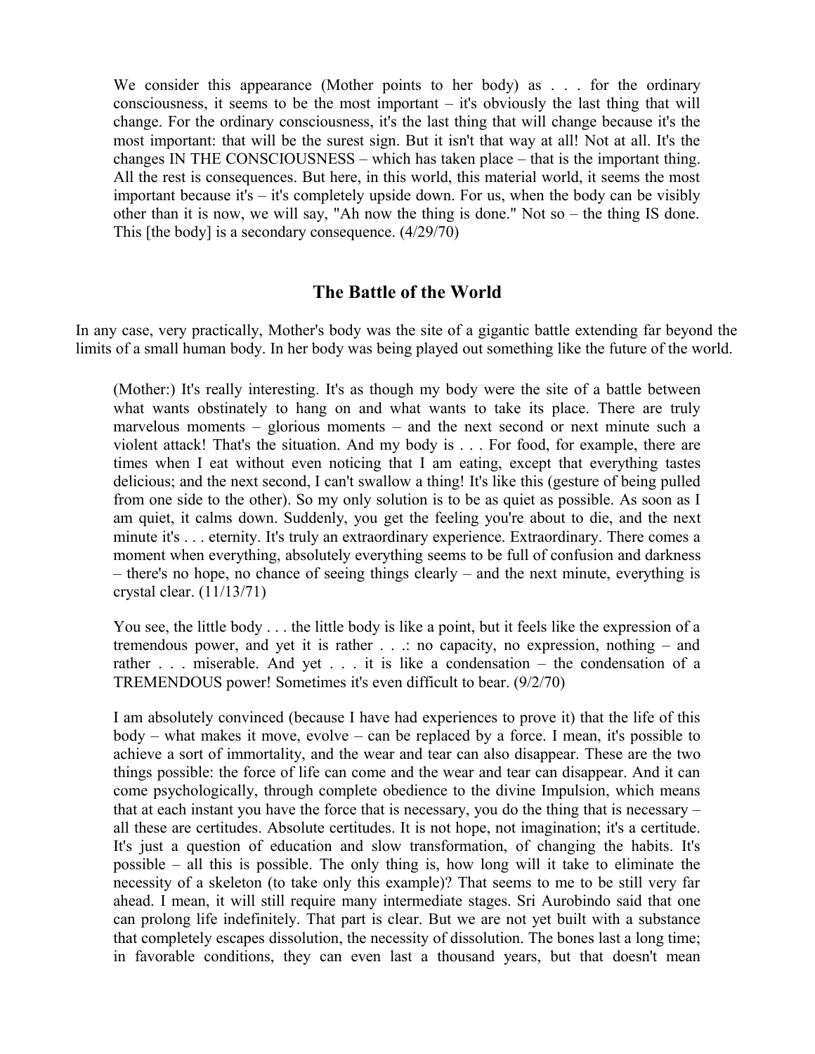We consider this appearance (Mother points to her body) as . . . for the ordinary consciousness, it seems to be the most important – it's obviously the last thing that will change. For the ordinary consciousness, it's the last thing that will change because it's the most important: that will be the surest sign. But it isn't that way at all! Not at all. It's the changes IN THE CONSCIOUSNESS – which has taken place – that is the important thing. All the rest is consequences. But here, in this world, this material world, it seems the most important because it's – it's completely upside down. For us, when the body can be visibly other than it is now, we will say, "Ah now the thing is done." Not so – the thing IS done. This [the body] is a secondary consequence. (4/29/70)

## The Battle of the World

In any case, very practically, Mother's body was the site of a gigantic battle extending far beyond the limits of a small human body. In her body was being played out something like the future of the world.

(Mother:) It's really interesting. It's as though my body were the site of a battle between what wants obstinately to hang on and what wants to take its place. There are truly marvelous moments – glorious moments – and the next second or next minute such a violent attack! That's the situation. And my body is . . . For food, for example, there are times when I eat without even noticing that I am eating, except that everything tastes delicious; and the next second, I can't swallow a thing! It's like this (gesture of being pulled from one side to the other). So my only solution is to be as quiet as possible. As soon as I am quiet, it calms down. Suddenly, you get the feeling you're about to die, and the next minute it's . . . eternity. It's truly an extraordinary experience. Extraordinary. There comes a moment when everything, absolutely everything seems to be full of confusion and darkness – there's no hope, no chance of seeing things clearly – and the next minute, everything is crystal clear. (11/13/71)

You see, the little body . . . the little body is like a point, but it feels like the expression of a tremendous power, and yet it is rather . . .: no capacity, no expression, nothing – and rather . . . miserable. And yet . . . it is like a condensation – the condensation of a TREMENDOUS power! Sometimes it's even difficult to bear. (9/2/70)

I am absolutely convinced (because I have had experiences to prove it) that the life of this body – what makes it move, evolve – can be replaced by a force. I mean, it's possible to achieve a sort of immortality, and the wear and tear can also disappear. These are the two things possible: the force of life can come and the wear and tear can disappear. And it can come psychologically, through complete obedience to the divine Impulsion, which means that at each instant you have the force that is necessary, you do the thing that is necessary – all these are certitudes. Absolute certitudes. It is not hope, not imagination; it's a certitude. It's just a question of education and slow transformation, of changing the habits. It's possible – all this is possible. The only thing is, how long will it take to eliminate the necessity of a skeleton (to take only this example)? That seems to me to be still very far ahead. I mean, it will still require many intermediate stages. Sri Aurobindo said that one can prolong life indefinitely. That part is clear. But we are not yet built with a substance that completely escapes dissolution, the necessity of dissolution. The bones last a long time; in favorable conditions, they can even last a thousand years, but that doesn't mean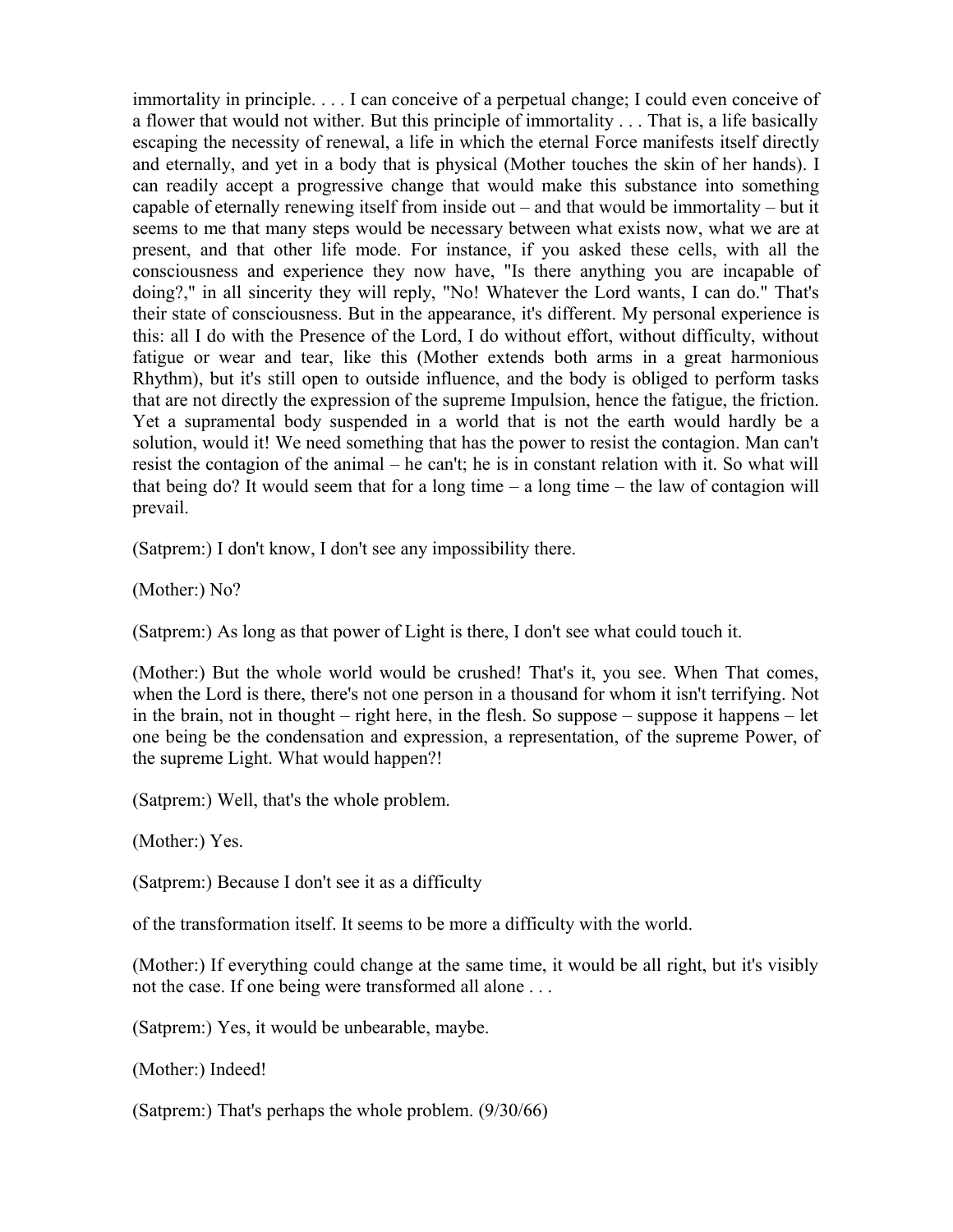immortality in principle. . . . I can conceive of a perpetual change; I could even conceive of a flower that would not wither. But this principle of immortality . . . That is, a life basically escaping the necessity of renewal, a life in which the eternal Force manifests itself directly and eternally, and yet in a body that is physical (Mother touches the skin of her hands). I can readily accept a progressive change that would make this substance into something capable of eternally renewing itself from inside out – and that would be immortality – but it seems to me that many steps would be necessary between what exists now, what we are at present, and that other life mode. For instance, if you asked these cells, with all the consciousness and experience they now have, "Is there anything you are incapable of doing?," in all sincerity they will reply, "No! Whatever the Lord wants, I can do." That's their state of consciousness. But in the appearance, it's different. My personal experience is this: all I do with the Presence of the Lord, I do without effort, without difficulty, without fatigue or wear and tear, like this (Mother extends both arms in a great harmonious Rhythm), but it's still open to outside influence, and the body is obliged to perform tasks that are not directly the expression of the supreme Impulsion, hence the fatigue, the friction. Yet a supramental body suspended in a world that is not the earth would hardly be a solution, would it! We need something that has the power to resist the contagion. Man can't resist the contagion of the animal – he can't; he is in constant relation with it. So what will that being do? It would seem that for a long time – a long time – the law of contagion will prevail.

(Satprem:) I don't know, I don't see any impossibility there.

(Mother:) No?

(Satprem:) As long as that power of Light is there, I don't see what could touch it.

(Mother:) But the whole world would be crushed! That's it, you see. When That comes, when the Lord is there, there's not one person in a thousand for whom it isn't terrifying. Not in the brain, not in thought – right here, in the flesh. So suppose – suppose it happens – let one being be the condensation and expression, a representation, of the supreme Power, of the supreme Light. What would happen?!

(Satprem:) Well, that's the whole problem.

(Mother:) Yes.

(Satprem:) Because I don't see it as a difficulty of the transformation itself. It seems to be more a difficulty with the world.

(Mother:) If everything could change at the same time, it would be all right, but it's visibly not the case. If one being were transformed all alone . . .

(Satprem:) Yes, it would be unbearable, maybe.

(Mother:) Indeed!

(Satprem:) That's perhaps the whole problem. (9/30/66)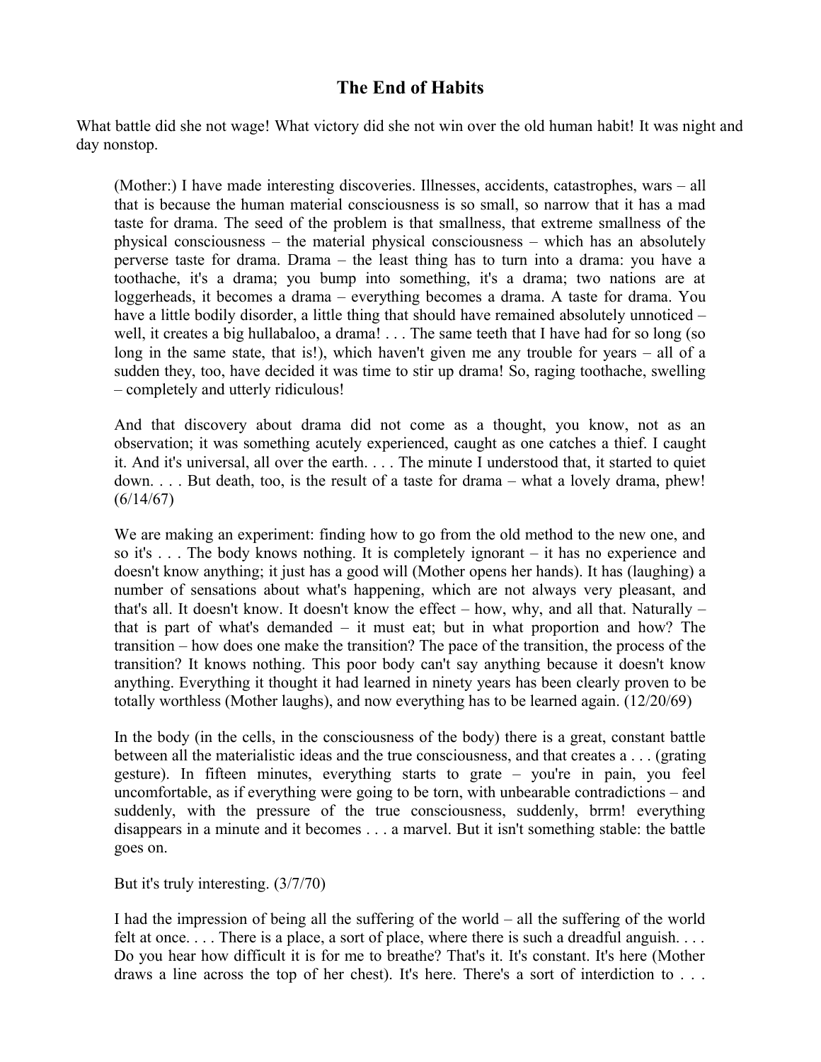# The End of Habits

What battle did she not wage! What victory did she not win over the old human habit! It was night and day nonstop.

> (Mother:) I have made interesting discoveries. Illnesses, accidents, catastrophes, wars – all that is because the human material consciousness is so small, so narrow that it has a mad taste for drama. The seed of the problem is that smallness, that extreme smallness of the physical consciousness – the material physical consciousness – which has an absolutely perverse taste for drama. Drama – the least thing has to turn into a drama: you have a toothache, it's a drama; you bump into something, it's a drama; two nations are at loggerheads, it becomes a drama – everything becomes a drama. A taste for drama. You have a little bodily disorder, a little thing that should have remained absolutely unnoticed – well, it creates a big hullabaloo, a drama! . . . The same teeth that I have had for so long (so long in the same state, that is!), which haven't given me any trouble for years – all of a sudden they, too, have decided it was time to stir up drama! So, raging toothache, swelling – completely and utterly ridiculous!
>
> And that discovery about drama did not come as a thought, you know, not as an observation; it was something acutely experienced, caught as one catches a thief. I caught it. And it's universal, all over the earth. . . . The minute I understood that, it started to quiet down. . . . But death, too, is the result of a taste for drama – what a lovely drama, phew! (6/14/67)
>
> We are making an experiment: finding how to go from the old method to the new one, and so it's . . . The body knows nothing. It is completely ignorant – it has no experience and doesn't know anything; it just has a good will (Mother opens her hands). It has (laughing) a number of sensations about what's happening, which are not always very pleasant, and that's all. It doesn't know. It doesn't know the effect – how, why, and all that. Naturally – that is part of what's demanded – it must eat; but in what proportion and how? The transition – how does one make the transition? The pace of the transition, the process of the transition? It knows nothing. This poor body can't say anything because it doesn't know anything. Everything it thought it had learned in ninety years has been clearly proven to be totally worthless (Mother laughs), and now everything has to be learned again. (12/20/69)
>
> In the body (in the cells, in the consciousness of the body) there is a great, constant battle between all the materialistic ideas and the true consciousness, and that creates a . . . (grating gesture). In fifteen minutes, everything starts to grate – you're in pain, you feel uncomfortable, as if everything were going to be torn, with unbearable contradictions – and suddenly, with the pressure of the true consciousness, suddenly, brrm! everything disappears in a minute and it becomes . . . a marvel. But it isn't something stable: the battle goes on.
>
> But it's truly interesting. (3/7/70)
>
> I had the impression of being all the suffering of the world – all the suffering of the world felt at once. . . . There is a place, a sort of place, where there is such a dreadful anguish. . . . Do you hear how difficult it is for me to breathe? That's it. It's constant. It's here (Mother draws a line across the top of her chest). It's here. There's a sort of interdiction to . . .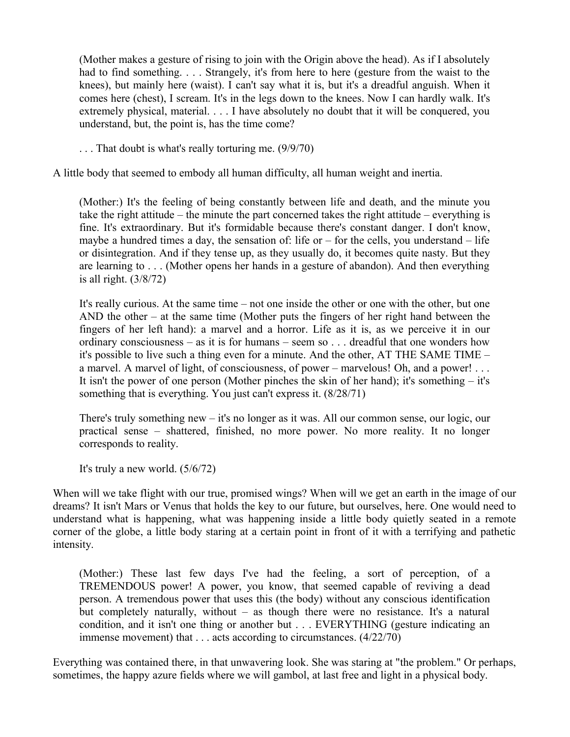> (Mother makes a gesture of rising to join with the Origin above the head). As if I absolutely had to find something. . . . Strangely, it's from here to here (gesture from the waist to the knees), but mainly here (waist). I can't say what it is, but it's a dreadful anguish. When it comes here (chest), I scream. It's in the legs down to the knees. Now I can hardly walk. It's extremely physical, material. . . . I have absolutely no doubt that it will be conquered, you understand, but, the point is, has the time come?
>
> . . . That doubt is what's really torturing me. (9/9/70)

A little body that seemed to embody all human difficulty, all human weight and inertia.

> (Mother:) It's the feeling of being constantly between life and death, and the minute you take the right attitude – the minute the part concerned takes the right attitude – everything is fine. It's extraordinary. But it's formidable because there's constant danger. I don't know, maybe a hundred times a day, the sensation of: life or – for the cells, you understand – life or disintegration. And if they tense up, as they usually do, it becomes quite nasty. But they are learning to . . . (Mother opens her hands in a gesture of abandon). And then everything is all right. (3/8/72)
>
> It's really curious. At the same time – not one inside the other or one with the other, but one AND the other – at the same time (Mother puts the fingers of her right hand between the fingers of her left hand): a marvel and a horror. Life as it is, as we perceive it in our ordinary consciousness – as it is for humans – seem so . . . dreadful that one wonders how it's possible to live such a thing even for a minute. And the other, AT THE SAME TIME – a marvel. A marvel of light, of consciousness, of power – marvelous! Oh, and a power! . . . It isn't the power of one person (Mother pinches the skin of her hand); it's something – it's something that is everything. You just can't express it. (8/28/71)
>
> There's truly something new – it's no longer as it was. All our common sense, our logic, our practical sense – shattered, finished, no more power. No more reality. It no longer corresponds to reality.
>
> It's truly a new world. (5/6/72)

When will we take flight with our true, promised wings? When will we get an earth in the image of our dreams? It isn't Mars or Venus that holds the key to our future, but ourselves, here. One would need to understand what is happening, what was happening inside a little body quietly seated in a remote corner of the globe, a little body staring at a certain point in front of it with a terrifying and pathetic intensity.

> (Mother:) These last few days I've had the feeling, a sort of perception, of a TREMENDOUS power! A power, you know, that seemed capable of reviving a dead person. A tremendous power that uses this (the body) without any conscious identification but completely naturally, without – as though there were no resistance. It's a natural condition, and it isn't one thing or another but . . . EVERYTHING (gesture indicating an immense movement) that . . . acts according to circumstances. (4/22/70)

Everything was contained there, in that unwavering look. She was staring at "the problem." Or perhaps, sometimes, the happy azure fields where we will gambol, at last free and light in a physical body.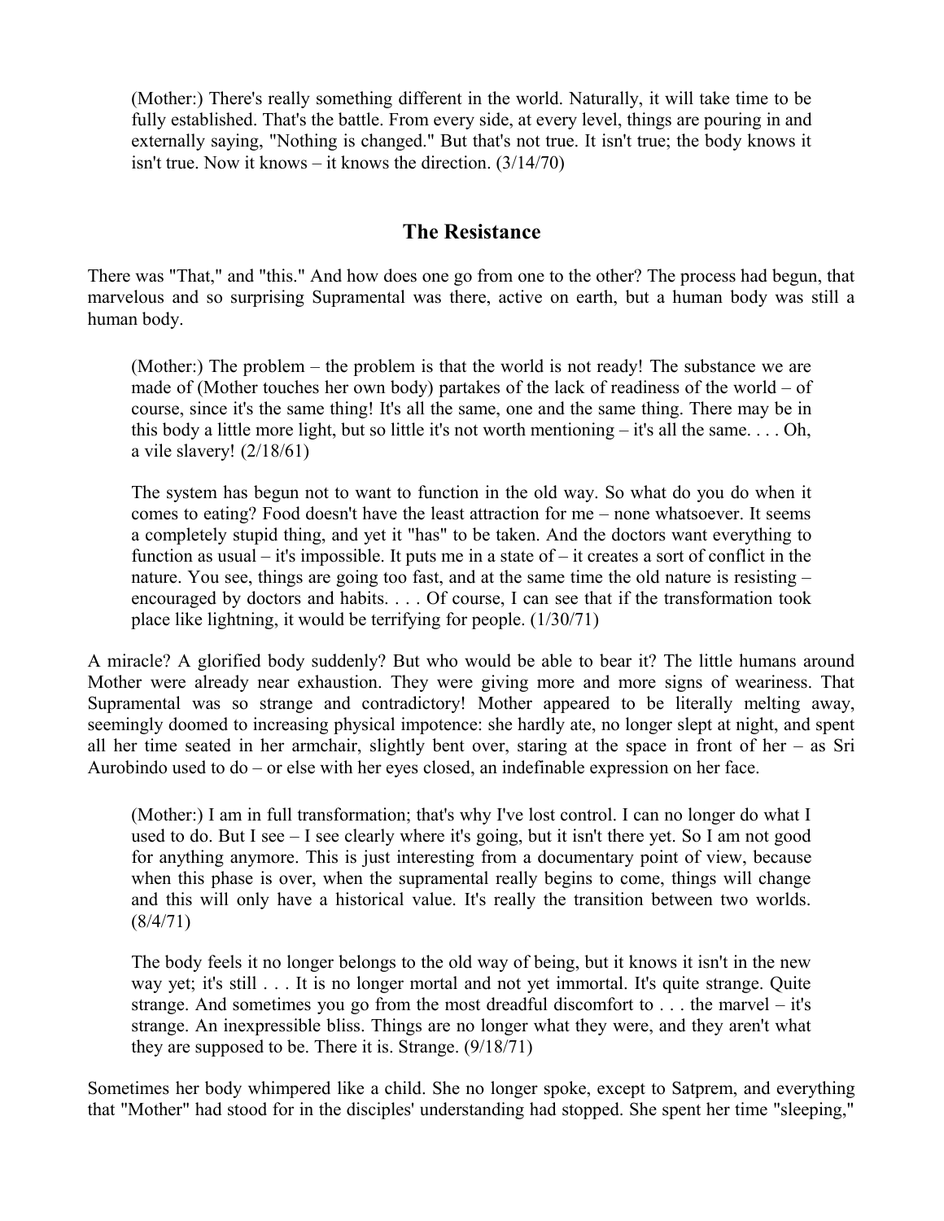> (Mother:) There's really something different in the world. Naturally, it will take time to be fully established. That's the battle. From every side, at every level, things are pouring in and externally saying, "Nothing is changed." But that's not true. It isn't true; the body knows it isn't true. Now it knows – it knows the direction. (3/14/70)

## The Resistance

There was "That," and "this." And how does one go from one to the other? The process had begun, that marvelous and so surprising Supramental was there, active on earth, but a human body was still a human body.

> (Mother:) The problem – the problem is that the world is not ready! The substance we are made of (Mother touches her own body) partakes of the lack of readiness of the world – of course, since it's the same thing! It's all the same, one and the same thing. There may be in this body a little more light, but so little it's not worth mentioning – it's all the same. . . . Oh, a vile slavery! (2/18/61)
>
> The system has begun not to want to function in the old way. So what do you do when it comes to eating? Food doesn't have the least attraction for me – none whatsoever. It seems a completely stupid thing, and yet it "has" to be taken. And the doctors want everything to function as usual – it's impossible. It puts me in a state of – it creates a sort of conflict in the nature. You see, things are going too fast, and at the same time the old nature is resisting – encouraged by doctors and habits. . . . Of course, I can see that if the transformation took place like lightning, it would be terrifying for people. (1/30/71)

A miracle? A glorified body suddenly? But who would be able to bear it? The little humans around Mother were already near exhaustion. They were giving more and more signs of weariness. That Supramental was so strange and contradictory! Mother appeared to be literally melting away, seemingly doomed to increasing physical impotence: she hardly ate, no longer slept at night, and spent all her time seated in her armchair, slightly bent over, staring at the space in front of her – as Sri Aurobindo used to do – or else with her eyes closed, an indefinable expression on her face.

> (Mother:) I am in full transformation; that's why I've lost control. I can no longer do what I used to do. But I see – I see clearly where it's going, but it isn't there yet. So I am not good for anything anymore. This is just interesting from a documentary point of view, because when this phase is over, when the supramental really begins to come, things will change and this will only have a historical value. It's really the transition between two worlds. (8/4/71)
>
> The body feels it no longer belongs to the old way of being, but it knows it isn't in the new way yet; it's still . . . It is no longer mortal and not yet immortal. It's quite strange. Quite strange. And sometimes you go from the most dreadful discomfort to . . . the marvel – it's strange. An inexpressible bliss. Things are no longer what they were, and they aren't what they are supposed to be. There it is. Strange. (9/18/71)

Sometimes her body whimpered like a child. She no longer spoke, except to Satprem, and everything that "Mother" had stood for in the disciples' understanding had stopped. She spent her time "sleeping,"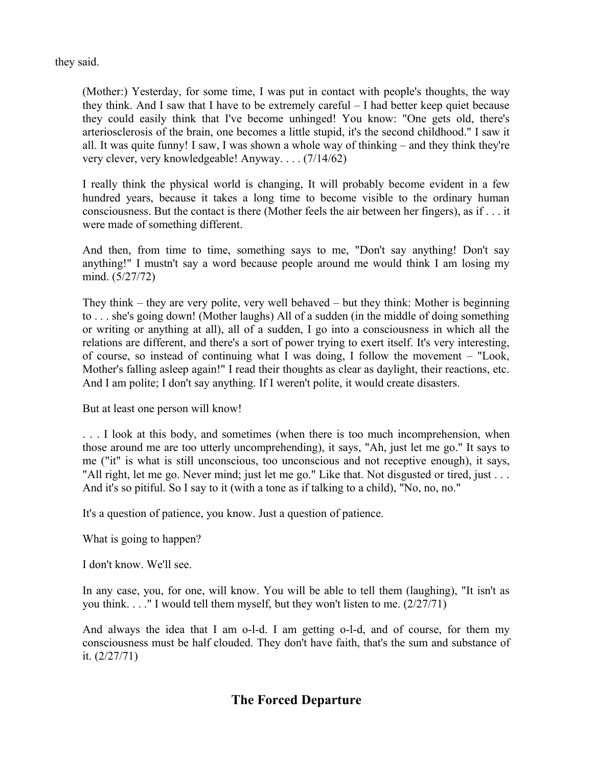they said.

(Mother:) Yesterday, for some time, I was put in contact with people's thoughts, the way they think. And I saw that I have to be extremely careful – I had better keep quiet because they could easily think that I've become unhinged! You know: "One gets old, there's arteriosclerosis of the brain, one becomes a little stupid, it's the second childhood." I saw it all. It was quite funny! I saw, I was shown a whole way of thinking – and they think they're very clever, very knowledgeable! Anyway. . . . (7/14/62)

I really think the physical world is changing, It will probably become evident in a few hundred years, because it takes a long time to become visible to the ordinary human consciousness. But the contact is there (Mother feels the air between her fingers), as if . . . it were made of something different.

And then, from time to time, something says to me, "Don't say anything! Don't say anything!" I mustn't say a word because people around me would think I am losing my mind. (5/27/72)

They think – they are very polite, very well behaved – but they think: Mother is beginning to . . . she's going down! (Mother laughs) All of a sudden (in the middle of doing something or writing or anything at all), all of a sudden, I go into a consciousness in which all the relations are different, and there's a sort of power trying to exert itself. It's very interesting, of course, so instead of continuing what I was doing, I follow the movement – "Look, Mother's falling asleep again!" I read their thoughts as clear as daylight, their reactions, etc. And I am polite; I don't say anything. If I weren't polite, it would create disasters.

But at least one person will know!

. . . I look at this body, and sometimes (when there is too much incomprehension, when those around me are too utterly uncomprehending), it says, "Ah, just let me go." It says to me ("it" is what is still unconscious, too unconscious and not receptive enough), it says, "All right, let me go. Never mind; just let me go." Like that. Not disgusted or tired, just . . . And it's so pitiful. So I say to it (with a tone as if talking to a child), "No, no, no."

It's a question of patience, you know. Just a question of patience.

What is going to happen?

I don't know. We'll see.

In any case, you, for one, will know. You will be able to tell them (laughing), "It isn't as you think. . . ." I would tell them myself, but they won't listen to me. (2/27/71)

And always the idea that I am o-l-d. I am getting o-l-d, and of course, for them my consciousness must be half clouded. They don't have faith, that's the sum and substance of it. (2/27/71)

## The Forced Departure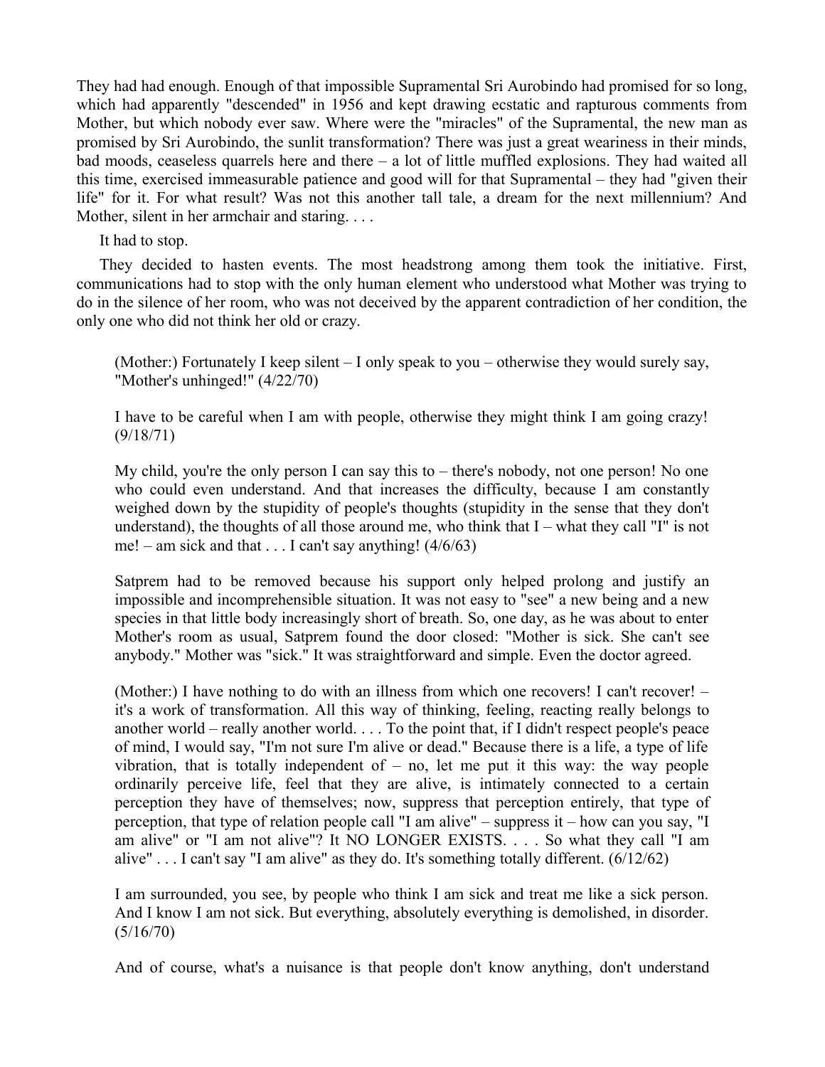They had had enough. Enough of that impossible Supramental Sri Aurobindo had promised for so long, which had apparently "descended" in 1956 and kept drawing ecstatic and rapturous comments from Mother, but which nobody ever saw. Where were the "miracles" of the Supramental, the new man as promised by Sri Aurobindo, the sunlit transformation? There was just a great weariness in their minds, bad moods, ceaseless quarrels here and there – a lot of little muffled explosions. They had waited all this time, exercised immeasurable patience and good will for that Supramental – they had "given their life" for it. For what result? Was not this another tall tale, a dream for the next millennium? And Mother, silent in her armchair and staring. . . .

It had to stop.

They decided to hasten events. The most headstrong among them took the initiative. First, communications had to stop with the only human element who understood what Mother was trying to do in the silence of her room, who was not deceived by the apparent contradiction of her condition, the only one who did not think her old or crazy.

> (Mother:) Fortunately I keep silent – I only speak to you – otherwise they would surely say, "Mother's unhinged!" (4/22/70)
>
> I have to be careful when I am with people, otherwise they might think I am going crazy! (9/18/71)
>
> My child, you're the only person I can say this to – there's nobody, not one person! No one who could even understand. And that increases the difficulty, because I am constantly weighed down by the stupidity of people's thoughts (stupidity in the sense that they don't understand), the thoughts of all those around me, who think that I – what they call "I" is not me! – am sick and that . . . I can't say anything! (4/6/63)
>
> Satprem had to be removed because his support only helped prolong and justify an impossible and incomprehensible situation. It was not easy to "see" a new being and a new species in that little body increasingly short of breath. So, one day, as he was about to enter Mother's room as usual, Satprem found the door closed: "Mother is sick. She can't see anybody." Mother was "sick." It was straightforward and simple. Even the doctor agreed.
>
> (Mother:) I have nothing to do with an illness from which one recovers! I can't recover! – it's a work of transformation. All this way of thinking, feeling, reacting really belongs to another world – really another world. . . . To the point that, if I didn't respect people's peace of mind, I would say, "I'm not sure I'm alive or dead." Because there is a life, a type of life vibration, that is totally independent of – no, let me put it this way: the way people ordinarily perceive life, feel that they are alive, is intimately connected to a certain perception they have of themselves; now, suppress that perception entirely, that type of perception, that type of relation people call "I am alive" – suppress it – how can you say, "I am alive" or "I am not alive"? It NO LONGER EXISTS. . . . So what they call "I am alive" . . . I can't say "I am alive" as they do. It's something totally different. (6/12/62)
>
> I am surrounded, you see, by people who think I am sick and treat me like a sick person. And I know I am not sick. But everything, absolutely everything is demolished, in disorder. (5/16/70)
>
> And of course, what's a nuisance is that people don't know anything, don't understand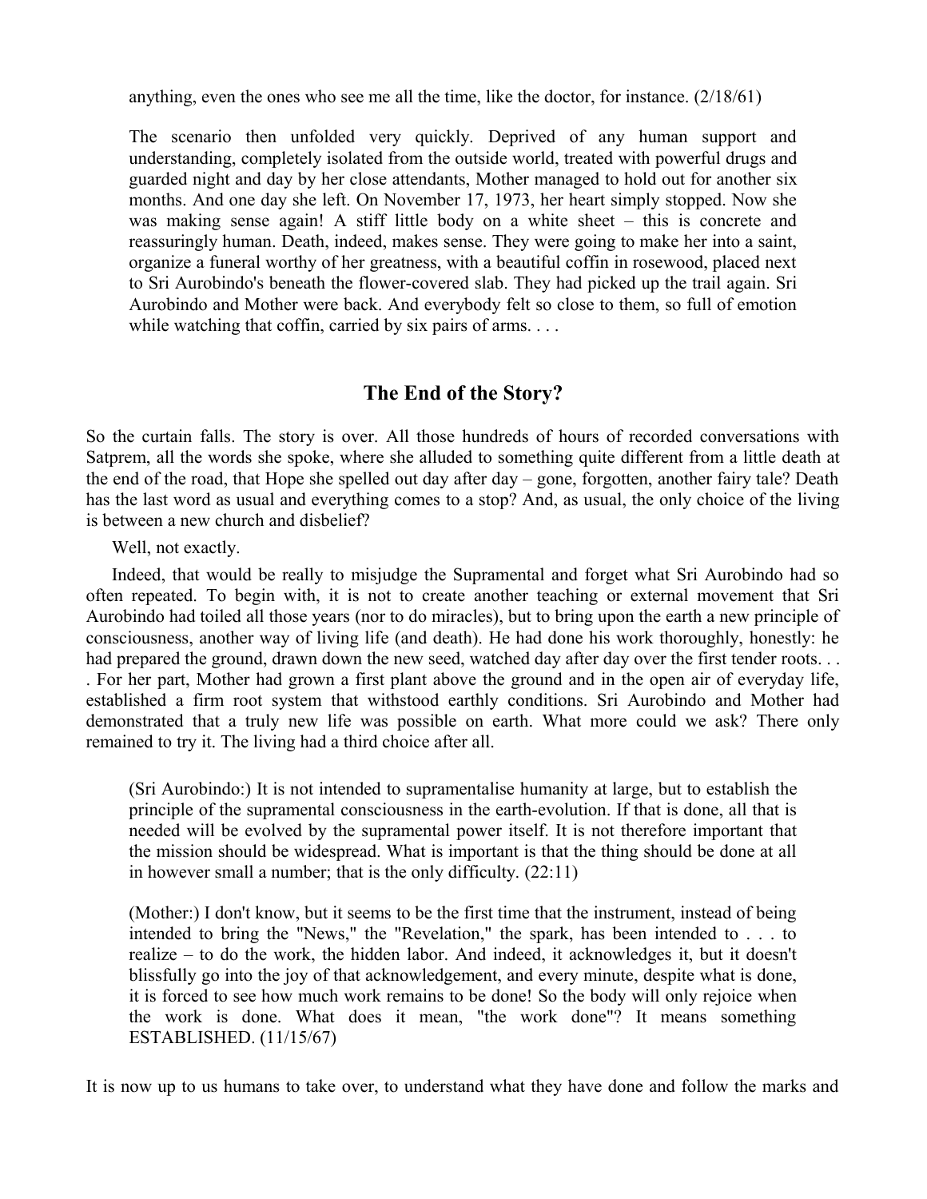> anything, even the ones who see me all the time, like the doctor, for instance. (2/18/61)
>
> The scenario then unfolded very quickly. Deprived of any human support and understanding, completely isolated from the outside world, treated with powerful drugs and guarded night and day by her close attendants, Mother managed to hold out for another six months. And one day she left. On November 17, 1973, her heart simply stopped. Now she was making sense again! A stiff little body on a white sheet – this is concrete and reassuringly human. Death, indeed, makes sense. They were going to make her into a saint, organize a funeral worthy of her greatness, with a beautiful coffin in rosewood, placed next to Sri Aurobindo's beneath the flower-covered slab. They had picked up the trail again. Sri Aurobindo and Mother were back. And everybody felt so close to them, so full of emotion while watching that coffin, carried by six pairs of arms. . . .

## The End of the Story?

So the curtain falls. The story is over. All those hundreds of hours of recorded conversations with Satprem, all the words she spoke, where she alluded to something quite different from a little death at the end of the road, that Hope she spelled out day after day – gone, forgotten, another fairy tale? Death has the last word as usual and everything comes to a stop? And, as usual, the only choice of the living is between a new church and disbelief?

Well, not exactly.

Indeed, that would be really to misjudge the Supramental and forget what Sri Aurobindo had so often repeated. To begin with, it is not to create another teaching or external movement that Sri Aurobindo had toiled all those years (nor to do miracles), but to bring upon the earth a new principle of consciousness, another way of living life (and death). He had done his work thoroughly, honestly: he had prepared the ground, drawn down the new seed, watched day after day over the first tender roots. . . . For her part, Mother had grown a first plant above the ground and in the open air of everyday life, established a firm root system that withstood earthly conditions. Sri Aurobindo and Mother had demonstrated that a truly new life was possible on earth. What more could we ask? There only remained to try it. The living had a third choice after all.

> (Sri Aurobindo:) It is not intended to supramentalise humanity at large, but to establish the principle of the supramental consciousness in the earth-evolution. If that is done, all that is needed will be evolved by the supramental power itself. It is not therefore important that the mission should be widespread. What is important is that the thing should be done at all in however small a number; that is the only difficulty. (22:11)
>
> (Mother:) I don't know, but it seems to be the first time that the instrument, instead of being intended to bring the "News," the "Revelation," the spark, has been intended to . . . to realize – to do the work, the hidden labor. And indeed, it acknowledges it, but it doesn't blissfully go into the joy of that acknowledgement, and every minute, despite what is done, it is forced to see how much work remains to be done! So the body will only rejoice when the work is done. What does it mean, "the work done"? It means something ESTABLISHED. (11/15/67)

It is now up to us humans to take over, to understand what they have done and follow the marks and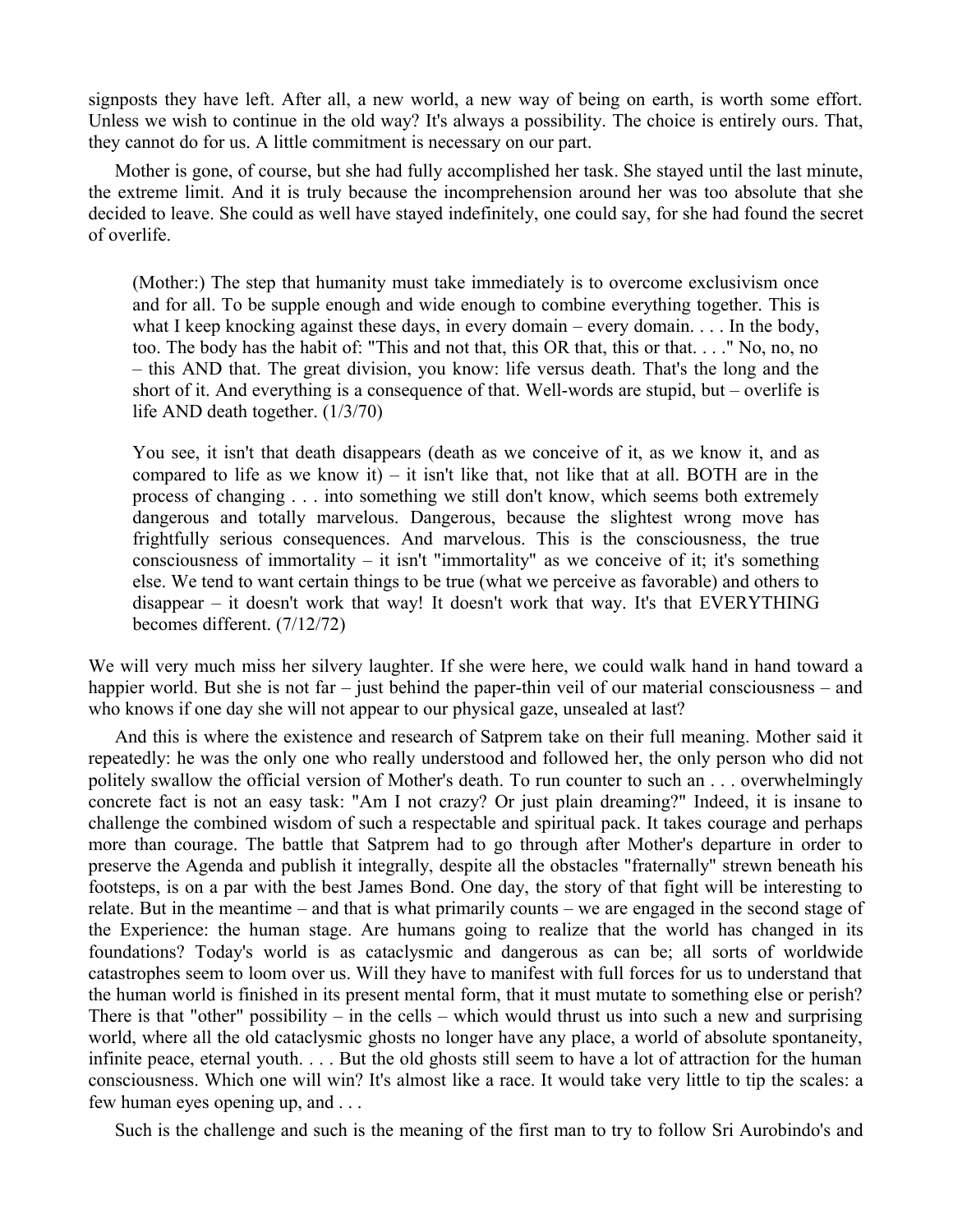signposts they have left. After all, a new world, a new way of being on earth, is worth some effort. Unless we wish to continue in the old way? It's always a possibility. The choice is entirely ours. That, they cannot do for us. A little commitment is necessary on our part.

Mother is gone, of course, but she had fully accomplished her task. She stayed until the last minute, the extreme limit. And it is truly because the incomprehension around her was too absolute that she decided to leave. She could as well have stayed indefinitely, one could say, for she had found the secret of overlife.

> (Mother:) The step that humanity must take immediately is to overcome exclusivism once and for all. To be supple enough and wide enough to combine everything together. This is what I keep knocking against these days, in every domain – every domain. . . . In the body, too. The body has the habit of: "This and not that, this OR that, this or that. . . ." No, no, no – this AND that. The great division, you know: life versus death. That's the long and the short of it. And everything is a consequence of that. Well-words are stupid, but – overlife is life AND death together. (1/3/70)

> You see, it isn't that death disappears (death as we conceive of it, as we know it, and as compared to life as we know it) – it isn't like that, not like that at all. BOTH are in the process of changing . . . into something we still don't know, which seems both extremely dangerous and totally marvelous. Dangerous, because the slightest wrong move has frightfully serious consequences. And marvelous. This is the consciousness, the true consciousness of immortality – it isn't "immortality" as we conceive of it; it's something else. We tend to want certain things to be true (what we perceive as favorable) and others to disappear – it doesn't work that way! It doesn't work that way. It's that EVERYTHING becomes different. (7/12/72)

We will very much miss her silvery laughter. If she were here, we could walk hand in hand toward a happier world. But she is not far – just behind the paper-thin veil of our material consciousness – and who knows if one day she will not appear to our physical gaze, unsealed at last?

And this is where the existence and research of Satprem take on their full meaning. Mother said it repeatedly: he was the only one who really understood and followed her, the only person who did not politely swallow the official version of Mother's death. To run counter to such an . . . overwhelmingly concrete fact is not an easy task: "Am I not crazy? Or just plain dreaming?" Indeed, it is insane to challenge the combined wisdom of such a respectable and spiritual pack. It takes courage and perhaps more than courage. The battle that Satprem had to go through after Mother's departure in order to preserve the Agenda and publish it integrally, despite all the obstacles "fraternally" strewn beneath his footsteps, is on a par with the best James Bond. One day, the story of that fight will be interesting to relate. But in the meantime – and that is what primarily counts – we are engaged in the second stage of the Experience: the human stage. Are humans going to realize that the world has changed in its foundations? Today's world is as cataclysmic and dangerous as can be; all sorts of worldwide catastrophes seem to loom over us. Will they have to manifest with full forces for us to understand that the human world is finished in its present mental form, that it must mutate to something else or perish? There is that "other" possibility – in the cells – which would thrust us into such a new and surprising world, where all the old cataclysmic ghosts no longer have any place, a world of absolute spontaneity, infinite peace, eternal youth. . . . But the old ghosts still seem to have a lot of attraction for the human consciousness. Which one will win? It's almost like a race. It would take very little to tip the scales: a few human eyes opening up, and . . .

Such is the challenge and such is the meaning of the first man to try to follow Sri Aurobindo's and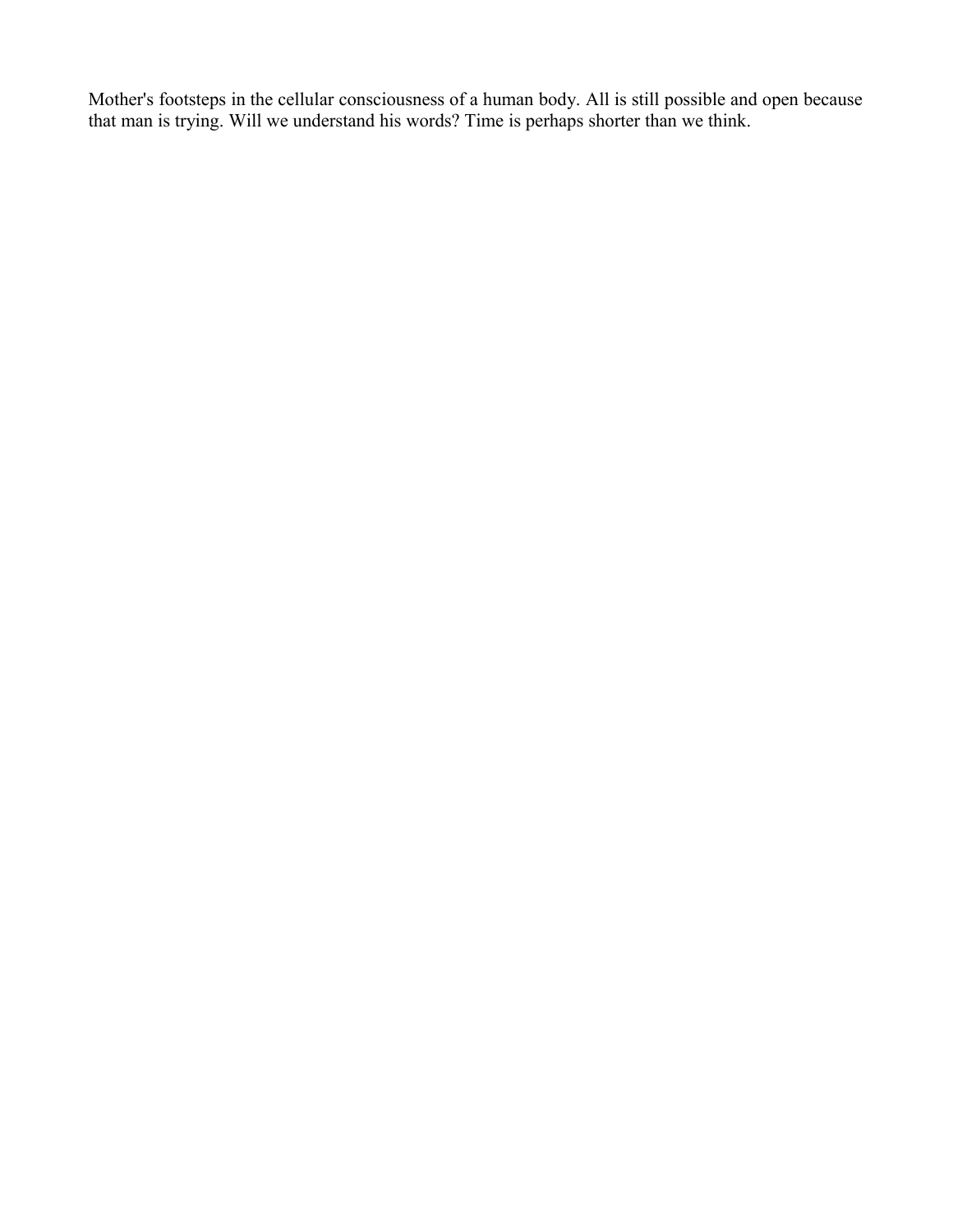Mother's footsteps in the cellular consciousness of a human body. All is still possible and open because that man is trying. Will we understand his words? Time is perhaps shorter than we think.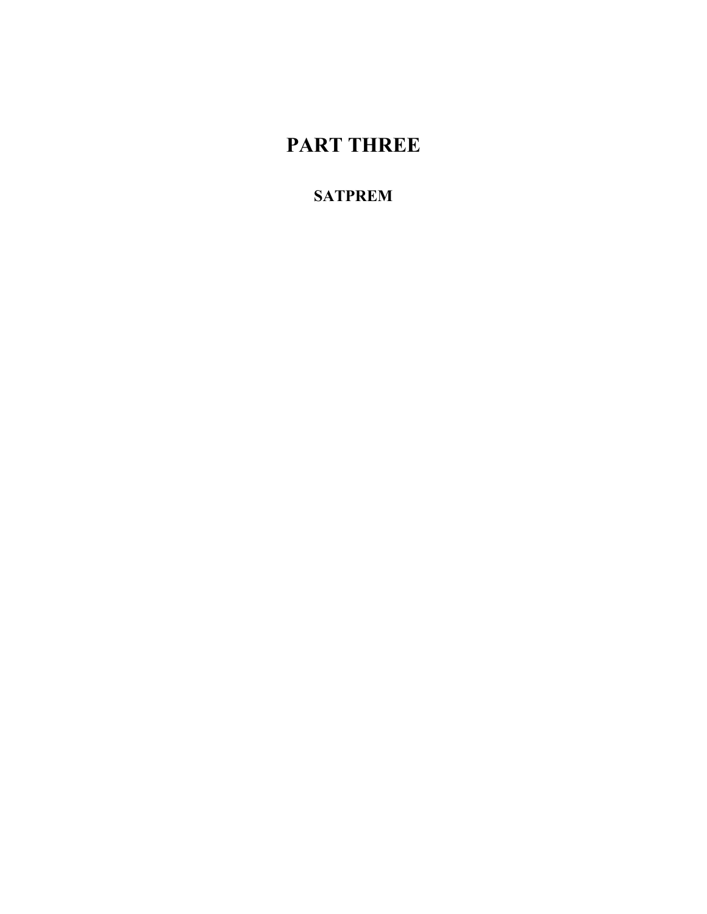# PART THREE

## SATPREM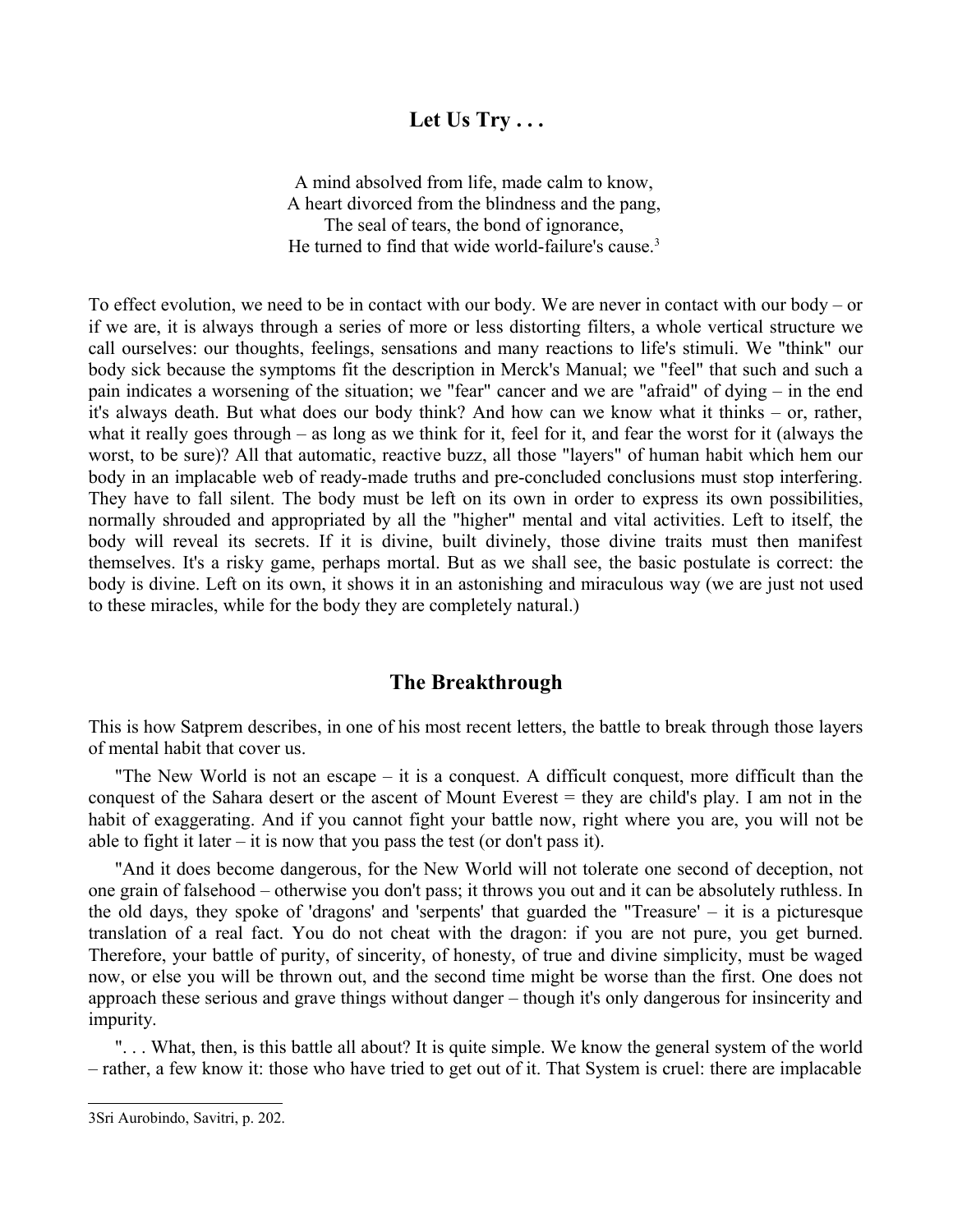## Let Us Try . . .

A mind absolved from life, made calm to know,
A heart divorced from the blindness and the pang,
The seal of tears, the bond of ignorance,
He turned to find that wide world-failure's cause.[3]

To effect evolution, we need to be in contact with our body. We are never in contact with our body – or if we are, it is always through a series of more or less distorting filters, a whole vertical structure we call ourselves: our thoughts, feelings, sensations and many reactions to life's stimuli. We "think" our body sick because the symptoms fit the description in Merck's Manual; we "feel" that such and such a pain indicates a worsening of the situation; we "fear" cancer and we are "afraid" of dying – in the end it's always death. But what does our body think? And how can we know what it thinks – or, rather, what it really goes through – as long as we think for it, feel for it, and fear the worst for it (always the worst, to be sure)? All that automatic, reactive buzz, all those "layers" of human habit which hem our body in an implacable web of ready-made truths and pre-concluded conclusions must stop interfering. They have to fall silent. The body must be left on its own in order to express its own possibilities, normally shrouded and appropriated by all the "higher" mental and vital activities. Left to itself, the body will reveal its secrets. If it is divine, built divinely, those divine traits must then manifest themselves. It's a risky game, perhaps mortal. But as we shall see, the basic postulate is correct: the body is divine. Left on its own, it shows it in an astonishing and miraculous way (we are just not used to these miracles, while for the body they are completely natural.)

## The Breakthrough

This is how Satprem describes, in one of his most recent letters, the battle to break through those layers of mental habit that cover us.

"The New World is not an escape – it is a conquest. A difficult conquest, more difficult than the conquest of the Sahara desert or the ascent of Mount Everest = they are child's play. I am not in the habit of exaggerating. And if you cannot fight your battle now, right where you are, you will not be able to fight it later – it is now that you pass the test (or don't pass it).

"And it does become dangerous, for the New World will not tolerate one second of deception, not one grain of falsehood – otherwise you don't pass; it throws you out and it can be absolutely ruthless. In the old days, they spoke of 'dragons' and 'serpents' that guarded the "Treasure' – it is a picturesque translation of a real fact. You do not cheat with the dragon: if you are not pure, you get burned. Therefore, your battle of purity, of sincerity, of honesty, of true and divine simplicity, must be waged now, or else you will be thrown out, and the second time might be worse than the first. One does not approach these serious and grave things without danger – though it's only dangerous for insincerity and impurity.

". . . What, then, is this battle all about? It is quite simple. We know the general system of the world – rather, a few know it: those who have tried to get out of it. That System is cruel: there are implacable

---

3Sri Aurobindo, Savitri, p. 202.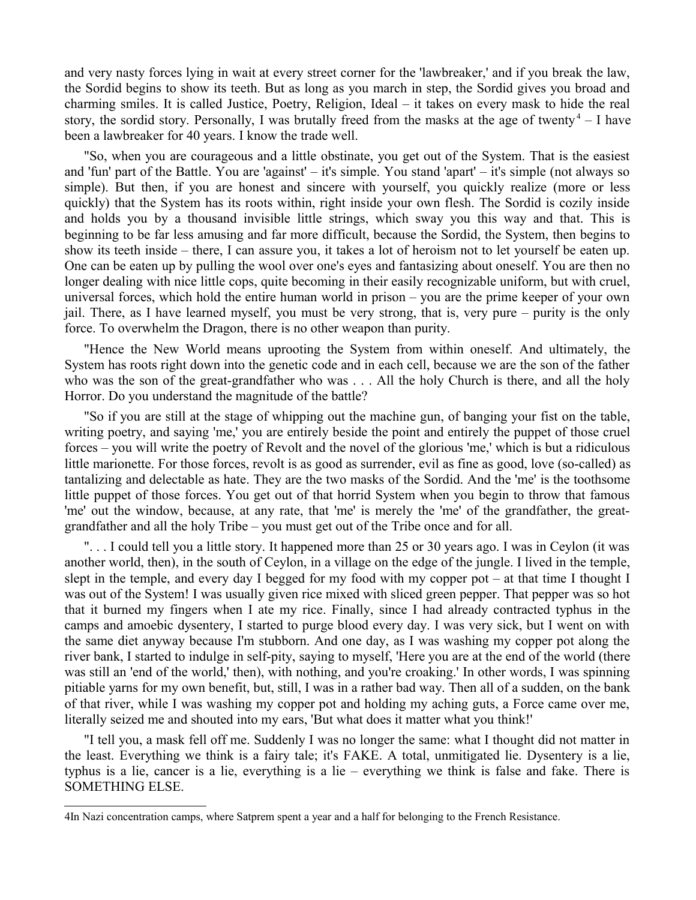and very nasty forces lying in wait at every street corner for the 'lawbreaker,' and if you break the law, the Sordid begins to show its teeth. But as long as you march in step, the Sordid gives you broad and charming smiles. It is called Justice, Poetry, Religion, Ideal – it takes on every mask to hide the real story, the sordid story. Personally, I was brutally freed from the masks at the age of twenty[4] – I have been a lawbreaker for 40 years. I know the trade well.

"So, when you are courageous and a little obstinate, you get out of the System. That is the easiest and 'fun' part of the Battle. You are 'against' – it's simple. You stand 'apart' – it's simple (not always so simple). But then, if you are honest and sincere with yourself, you quickly realize (more or less quickly) that the System has its roots within, right inside your own flesh. The Sordid is cozily inside and holds you by a thousand invisible little strings, which sway you this way and that. This is beginning to be far less amusing and far more difficult, because the Sordid, the System, then begins to show its teeth inside – there, I can assure you, it takes a lot of heroism not to let yourself be eaten up. One can be eaten up by pulling the wool over one's eyes and fantasizing about oneself. You are then no longer dealing with nice little cops, quite becoming in their easily recognizable uniform, but with cruel, universal forces, which hold the entire human world in prison – you are the prime keeper of your own jail. There, as I have learned myself, you must be very strong, that is, very pure – purity is the only force. To overwhelm the Dragon, there is no other weapon than purity.

"Hence the New World means uprooting the System from within oneself. And ultimately, the System has roots right down into the genetic code and in each cell, because we are the son of the father who was the son of the great-grandfather who was . . . All the holy Church is there, and all the holy Horror. Do you understand the magnitude of the battle?

"So if you are still at the stage of whipping out the machine gun, of banging your fist on the table, writing poetry, and saying 'me,' you are entirely beside the point and entirely the puppet of those cruel forces – you will write the poetry of Revolt and the novel of the glorious 'me,' which is but a ridiculous little marionette. For those forces, revolt is as good as surrender, evil as fine as good, love (so-called) as tantalizing and delectable as hate. They are the two masks of the Sordid. And the 'me' is the toothsome little puppet of those forces. You get out of that horrid System when you begin to throw that famous 'me' out the window, because, at any rate, that 'me' is merely the 'me' of the grandfather, the great-grandfather and all the holy Tribe – you must get out of the Tribe once and for all.

". . . I could tell you a little story. It happened more than 25 or 30 years ago. I was in Ceylon (it was another world, then), in the south of Ceylon, in a village on the edge of the jungle. I lived in the temple, slept in the temple, and every day I begged for my food with my copper pot – at that time I thought I was out of the System! I was usually given rice mixed with sliced green pepper. That pepper was so hot that it burned my fingers when I ate my rice. Finally, since I had already contracted typhus in the camps and amoebic dysentery, I started to purge blood every day. I was very sick, but I went on with the same diet anyway because I'm stubborn. And one day, as I was washing my copper pot along the river bank, I started to indulge in self-pity, saying to myself, 'Here you are at the end of the world (there was still an 'end of the world,' then), with nothing, and you're croaking.' In other words, I was spinning pitiable yarns for my own benefit, but, still, I was in a rather bad way. Then all of a sudden, on the bank of that river, while I was washing my copper pot and holding my aching guts, a Force came over me, literally seized me and shouted into my ears, 'But what does it matter what you think!'

"I tell you, a mask fell off me. Suddenly I was no longer the same: what I thought did not matter in the least. Everything we think is a fairy tale; it's FAKE. A total, unmitigated lie. Dysentery is a lie, typhus is a lie, cancer is a lie, everything is a lie – everything we think is false and fake. There is SOMETHING ELSE.

---

[4] In Nazi concentration camps, where Satprem spent a year and a half for belonging to the French Resistance.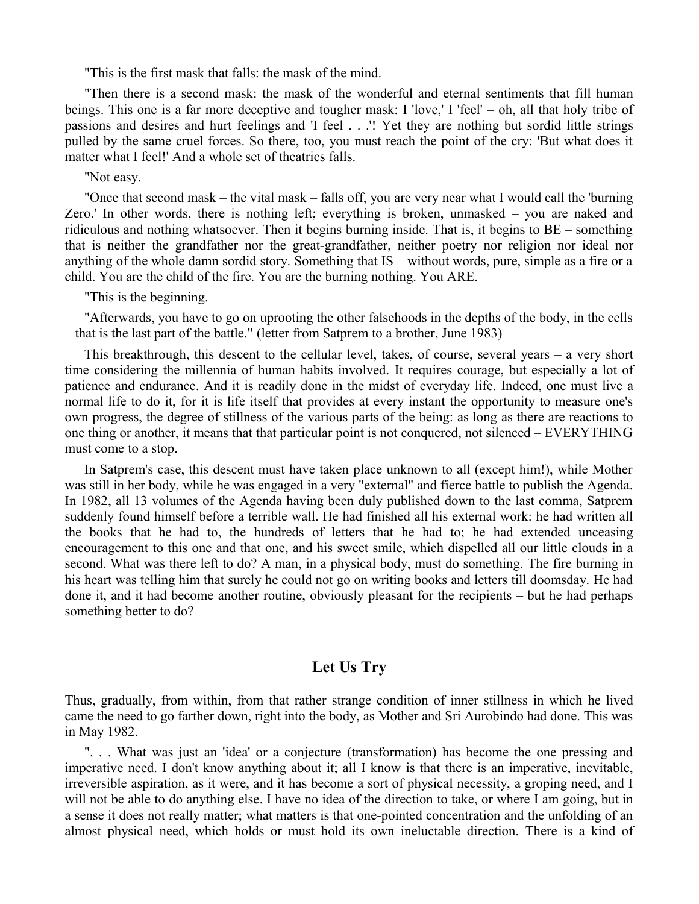"This is the first mask that falls: the mask of the mind.

"Then there is a second mask: the mask of the wonderful and eternal sentiments that fill human beings. This one is a far more deceptive and tougher mask: I 'love,' I 'feel' – oh, all that holy tribe of passions and desires and hurt feelings and 'I feel . . .'! Yet they are nothing but sordid little strings pulled by the same cruel forces. So there, too, you must reach the point of the cry: 'But what does it matter what I feel!' And a whole set of theatrics falls.

"Not easy.

"Once that second mask – the vital mask – falls off, you are very near what I would call the 'burning Zero.' In other words, there is nothing left; everything is broken, unmasked – you are naked and ridiculous and nothing whatsoever. Then it begins burning inside. That is, it begins to BE – something that is neither the grandfather nor the great-grandfather, neither poetry nor religion nor ideal nor anything of the whole damn sordid story. Something that IS – without words, pure, simple as a fire or a child. You are the child of the fire. You are the burning nothing. You ARE.

"This is the beginning.

"Afterwards, you have to go on uprooting the other falsehoods in the depths of the body, in the cells – that is the last part of the battle." (letter from Satprem to a brother, June 1983)

This breakthrough, this descent to the cellular level, takes, of course, several years – a very short time considering the millennia of human habits involved. It requires courage, but especially a lot of patience and endurance. And it is readily done in the midst of everyday life. Indeed, one must live a normal life to do it, for it is life itself that provides at every instant the opportunity to measure one's own progress, the degree of stillness of the various parts of the being: as long as there are reactions to one thing or another, it means that that particular point is not conquered, not silenced – EVERYTHING must come to a stop.

In Satprem's case, this descent must have taken place unknown to all (except him!), while Mother was still in her body, while he was engaged in a very "external" and fierce battle to publish the Agenda. In 1982, all 13 volumes of the Agenda having been duly published down to the last comma, Satprem suddenly found himself before a terrible wall. He had finished all his external work: he had written all the books that he had to, the hundreds of letters that he had to; he had extended unceasing encouragement to this one and that one, and his sweet smile, which dispelled all our little clouds in a second. What was there left to do? A man, in a physical body, must do something. The fire burning in his heart was telling him that surely he could not go on writing books and letters till doomsday. He had done it, and it had become another routine, obviously pleasant for the recipients – but he had perhaps something better to do?

## Let Us Try

Thus, gradually, from within, from that rather strange condition of inner stillness in which he lived came the need to go farther down, right into the body, as Mother and Sri Aurobindo had done. This was in May 1982.

". . . What was just an 'idea' or a conjecture (transformation) has become the one pressing and imperative need. I don't know anything about it; all I know is that there is an imperative, inevitable, irreversible aspiration, as it were, and it has become a sort of physical necessity, a groping need, and I will not be able to do anything else. I have no idea of the direction to take, or where I am going, but in a sense it does not really matter; what matters is that one-pointed concentration and the unfolding of an almost physical need, which holds or must hold its own ineluctable direction. There is a kind of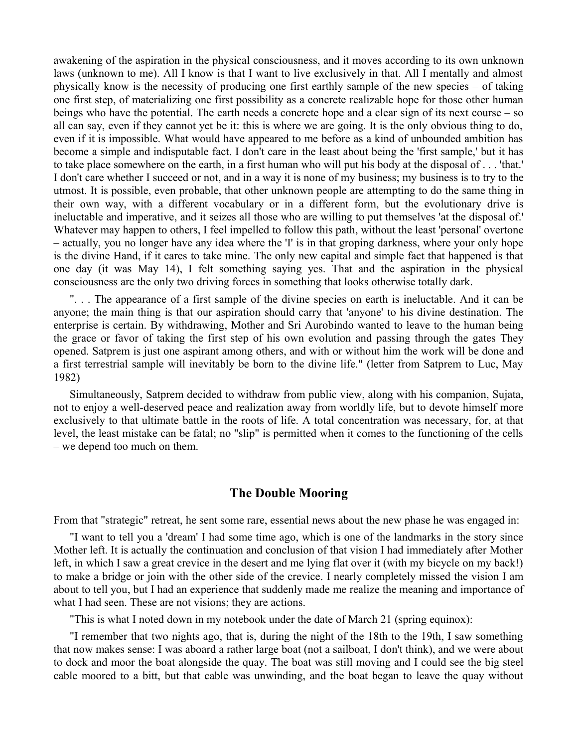awakening of the aspiration in the physical consciousness, and it moves according to its own unknown laws (unknown to me). All I know is that I want to live exclusively in that. All I mentally and almost physically know is the necessity of producing one first earthly sample of the new species – of taking one first step, of materializing one first possibility as a concrete realizable hope for those other human beings who have the potential. The earth needs a concrete hope and a clear sign of its next course – so all can say, even if they cannot yet be it: this is where we are going. It is the only obvious thing to do, even if it is impossible. What would have appeared to me before as a kind of unbounded ambition has become a simple and indisputable fact. I don't care in the least about being the 'first sample,' but it has to take place somewhere on the earth, in a first human who will put his body at the disposal of . . . 'that.' I don't care whether I succeed or not, and in a way it is none of my business; my business is to try to the utmost. It is possible, even probable, that other unknown people are attempting to do the same thing in their own way, with a different vocabulary or in a different form, but the evolutionary drive is ineluctable and imperative, and it seizes all those who are willing to put themselves 'at the disposal of.' Whatever may happen to others, I feel impelled to follow this path, without the least 'personal' overtone – actually, you no longer have any idea where the 'I' is in that groping darkness, where your only hope is the divine Hand, if it cares to take mine. The only new capital and simple fact that happened is that one day (it was May 14), I felt something saying yes. That and the aspiration in the physical consciousness are the only two driving forces in something that looks otherwise totally dark.

". . . The appearance of a first sample of the divine species on earth is ineluctable. And it can be anyone; the main thing is that our aspiration should carry that 'anyone' to his divine destination. The enterprise is certain. By withdrawing, Mother and Sri Aurobindo wanted to leave to the human being the grace or favor of taking the first step of his own evolution and passing through the gates They opened. Satprem is just one aspirant among others, and with or without him the work will be done and a first terrestrial sample will inevitably be born to the divine life." (letter from Satprem to Luc, May 1982)

Simultaneously, Satprem decided to withdraw from public view, along with his companion, Sujata, not to enjoy a well-deserved peace and realization away from worldly life, but to devote himself more exclusively to that ultimate battle in the roots of life. A total concentration was necessary, for, at that level, the least mistake can be fatal; no "slip" is permitted when it comes to the functioning of the cells – we depend too much on them.

## The Double Mooring

From that "strategic" retreat, he sent some rare, essential news about the new phase he was engaged in:

"I want to tell you a 'dream' I had some time ago, which is one of the landmarks in the story since Mother left. It is actually the continuation and conclusion of that vision I had immediately after Mother left, in which I saw a great crevice in the desert and me lying flat over it (with my bicycle on my back!) to make a bridge or join with the other side of the crevice. I nearly completely missed the vision I am about to tell you, but I had an experience that suddenly made me realize the meaning and importance of what I had seen. These are not visions; they are actions.

"This is what I noted down in my notebook under the date of March 21 (spring equinox):

"I remember that two nights ago, that is, during the night of the 18th to the 19th, I saw something that now makes sense: I was aboard a rather large boat (not a sailboat, I don't think), and we were about to dock and moor the boat alongside the quay. The boat was still moving and I could see the big steel cable moored to a bitt, but that cable was unwinding, and the boat began to leave the quay without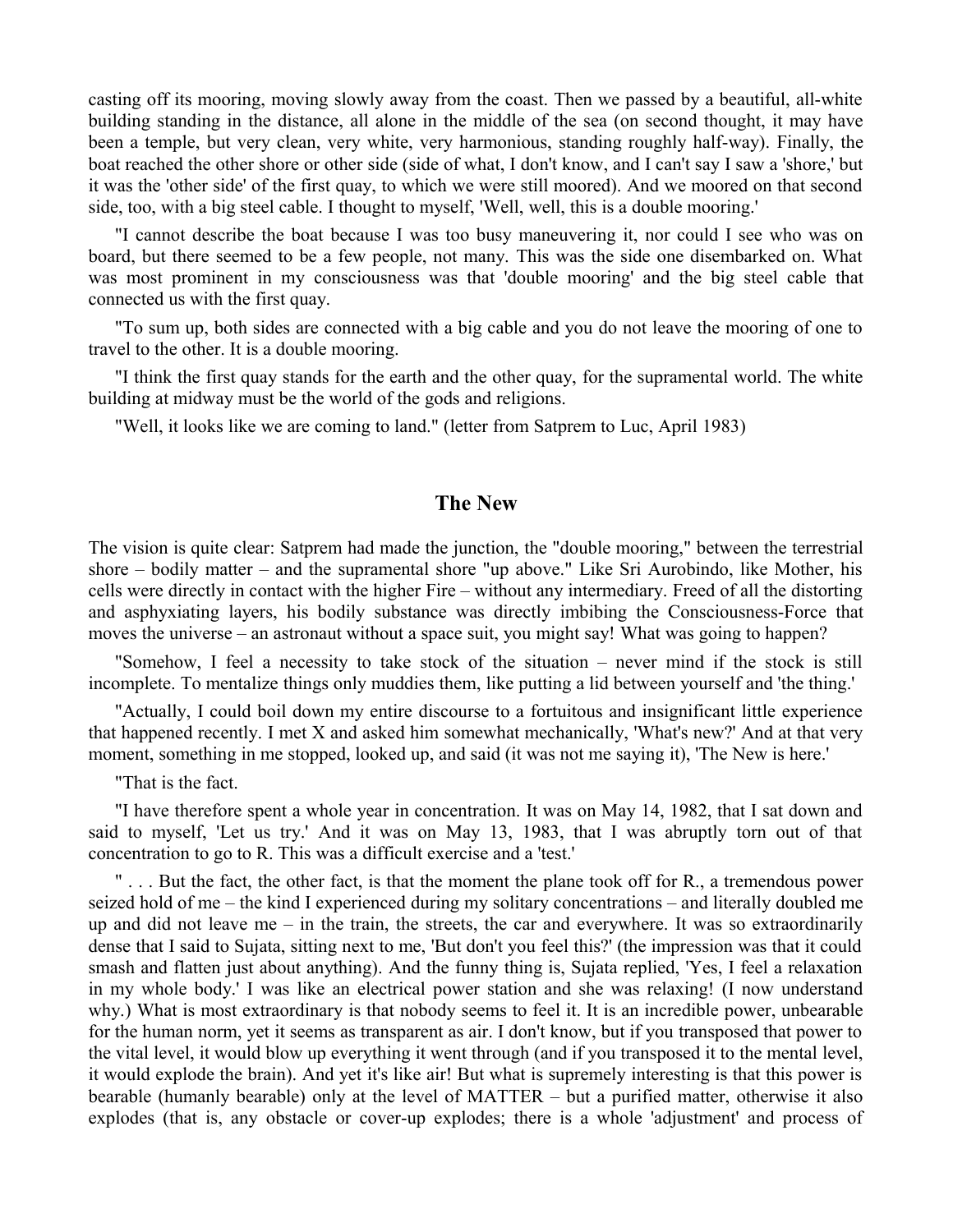casting off its mooring, moving slowly away from the coast. Then we passed by a beautiful, all-white building standing in the distance, all alone in the middle of the sea (on second thought, it may have been a temple, but very clean, very white, very harmonious, standing roughly half-way). Finally, the boat reached the other shore or other side (side of what, I don't know, and I can't say I saw a 'shore,' but it was the 'other side' of the first quay, to which we were still moored). And we moored on that second side, too, with a big steel cable. I thought to myself, 'Well, well, this is a double mooring.'

"I cannot describe the boat because I was too busy maneuvering it, nor could I see who was on board, but there seemed to be a few people, not many. This was the side one disembarked on. What was most prominent in my consciousness was that 'double mooring' and the big steel cable that connected us with the first quay.

"To sum up, both sides are connected with a big cable and you do not leave the mooring of one to travel to the other. It is a double mooring.

"I think the first quay stands for the earth and the other quay, for the supramental world. The white building at midway must be the world of the gods and religions.

"Well, it looks like we are coming to land." (letter from Satprem to Luc, April 1983)

## The New

The vision is quite clear: Satprem had made the junction, the "double mooring," between the terrestrial shore – bodily matter – and the supramental shore "up above." Like Sri Aurobindo, like Mother, his cells were directly in contact with the higher Fire – without any intermediary. Freed of all the distorting and asphyxiating layers, his bodily substance was directly imbibing the Consciousness-Force that moves the universe – an astronaut without a space suit, you might say! What was going to happen?

"Somehow, I feel a necessity to take stock of the situation – never mind if the stock is still incomplete. To mentalize things only muddies them, like putting a lid between yourself and 'the thing.'

"Actually, I could boil down my entire discourse to a fortuitous and insignificant little experience that happened recently. I met X and asked him somewhat mechanically, 'What's new?' And at that very moment, something in me stopped, looked up, and said (it was not me saying it), 'The New is here.'

"That is the fact.

"I have therefore spent a whole year in concentration. It was on May 14, 1982, that I sat down and said to myself, 'Let us try.' And it was on May 13, 1983, that I was abruptly torn out of that concentration to go to R. This was a difficult exercise and a 'test.'

" . . . But the fact, the other fact, is that the moment the plane took off for R., a tremendous power seized hold of me – the kind I experienced during my solitary concentrations – and literally doubled me up and did not leave me – in the train, the streets, the car and everywhere. It was so extraordinarily dense that I said to Sujata, sitting next to me, 'But don't you feel this?' (the impression was that it could smash and flatten just about anything). And the funny thing is, Sujata replied, 'Yes, I feel a relaxation in my whole body.' I was like an electrical power station and she was relaxing! (I now understand why.) What is most extraordinary is that nobody seems to feel it. It is an incredible power, unbearable for the human norm, yet it seems as transparent as air. I don't know, but if you transposed that power to the vital level, it would blow up everything it went through (and if you transposed it to the mental level, it would explode the brain). And yet it's like air! But what is supremely interesting is that this power is bearable (humanly bearable) only at the level of MATTER – but a purified matter, otherwise it also explodes (that is, any obstacle or cover-up explodes; there is a whole 'adjustment' and process of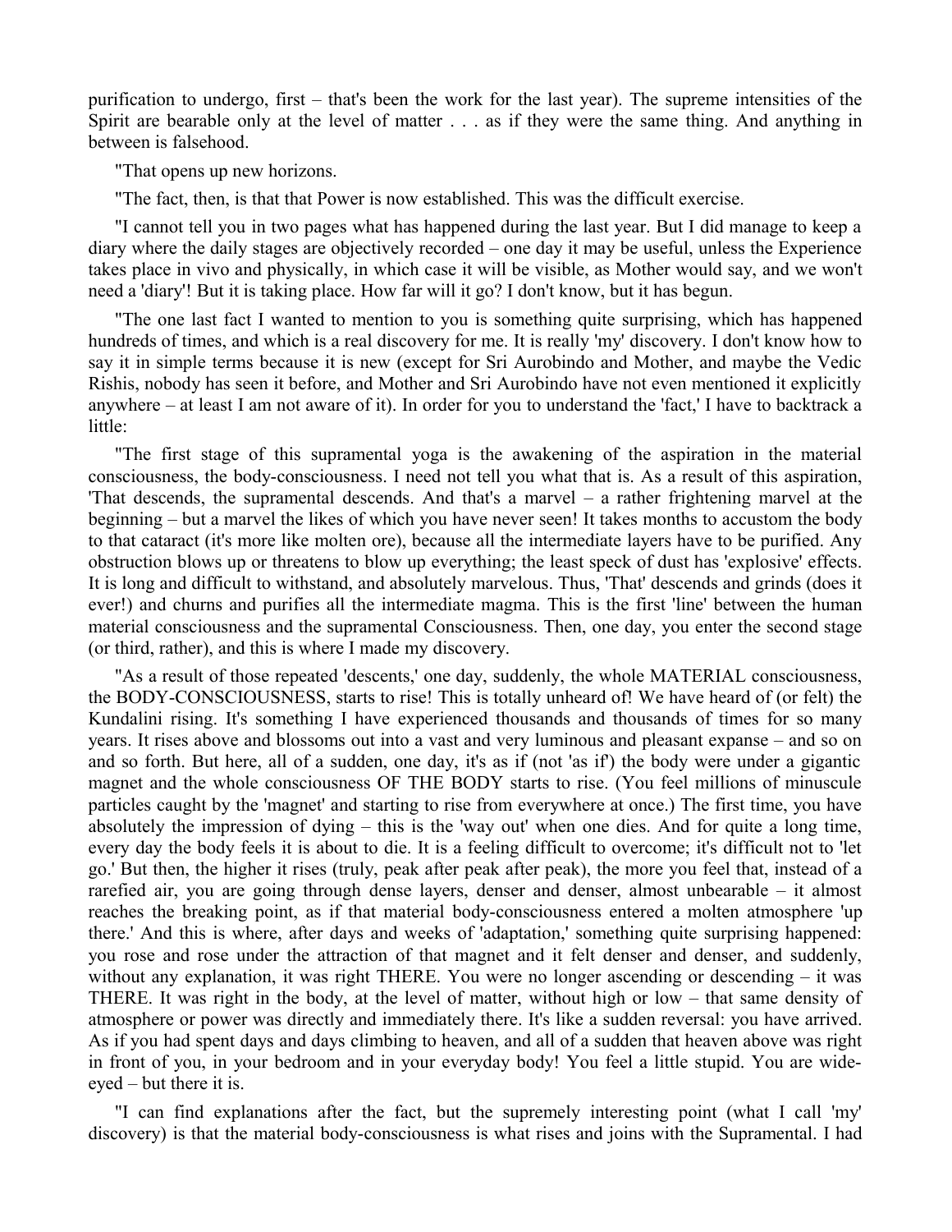purification to undergo, first – that's been the work for the last year). The supreme intensities of the Spirit are bearable only at the level of matter . . . as if they were the same thing. And anything in between is falsehood.

"That opens up new horizons.

"The fact, then, is that that Power is now established. This was the difficult exercise.

"I cannot tell you in two pages what has happened during the last year. But I did manage to keep a diary where the daily stages are objectively recorded – one day it may be useful, unless the Experience takes place in vivo and physically, in which case it will be visible, as Mother would say, and we won't need a 'diary'! But it is taking place. How far will it go? I don't know, but it has begun.

"The one last fact I wanted to mention to you is something quite surprising, which has happened hundreds of times, and which is a real discovery for me. It is really 'my' discovery. I don't know how to say it in simple terms because it is new (except for Sri Aurobindo and Mother, and maybe the Vedic Rishis, nobody has seen it before, and Mother and Sri Aurobindo have not even mentioned it explicitly anywhere – at least I am not aware of it). In order for you to understand the 'fact,' I have to backtrack a little:

"The first stage of this supramental yoga is the awakening of the aspiration in the material consciousness, the body-consciousness. I need not tell you what that is. As a result of this aspiration, 'That descends, the supramental descends. And that's a marvel – a rather frightening marvel at the beginning – but a marvel the likes of which you have never seen! It takes months to accustom the body to that cataract (it's more like molten ore), because all the intermediate layers have to be purified. Any obstruction blows up or threatens to blow up everything; the least speck of dust has 'explosive' effects. It is long and difficult to withstand, and absolutely marvelous. Thus, 'That' descends and grinds (does it ever!) and churns and purifies all the intermediate magma. This is the first 'line' between the human material consciousness and the supramental Consciousness. Then, one day, you enter the second stage (or third, rather), and this is where I made my discovery.

"As a result of those repeated 'descents,' one day, suddenly, the whole MATERIAL consciousness, the BODY-CONSCIOUSNESS, starts to rise! This is totally unheard of! We have heard of (or felt) the Kundalini rising. It's something I have experienced thousands and thousands of times for so many years. It rises above and blossoms out into a vast and very luminous and pleasant expanse – and so on and so forth. But here, all of a sudden, one day, it's as if (not 'as if') the body were under a gigantic magnet and the whole consciousness OF THE BODY starts to rise. (You feel millions of minuscule particles caught by the 'magnet' and starting to rise from everywhere at once.) The first time, you have absolutely the impression of dying – this is the 'way out' when one dies. And for quite a long time, every day the body feels it is about to die. It is a feeling difficult to overcome; it's difficult not to 'let go.' But then, the higher it rises (truly, peak after peak after peak), the more you feel that, instead of a rarefied air, you are going through dense layers, denser and denser, almost unbearable – it almost reaches the breaking point, as if that material body-consciousness entered a molten atmosphere 'up there.' And this is where, after days and weeks of 'adaptation,' something quite surprising happened: you rose and rose under the attraction of that magnet and it felt denser and denser, and suddenly, without any explanation, it was right THERE. You were no longer ascending or descending – it was THERE. It was right in the body, at the level of matter, without high or low – that same density of atmosphere or power was directly and immediately there. It's like a sudden reversal: you have arrived. As if you had spent days and days climbing to heaven, and all of a sudden that heaven above was right in front of you, in your bedroom and in your everyday body! You feel a little stupid. You are wide-eyed – but there it is.

"I can find explanations after the fact, but the supremely interesting point (what I call 'my' discovery) is that the material body-consciousness is what rises and joins with the Supramental. I had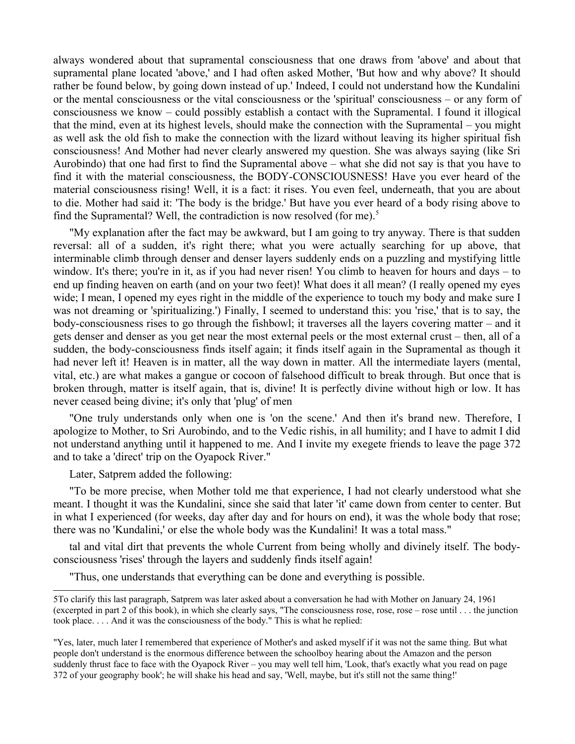always wondered about that supramental consciousness that one draws from 'above' and about that supramental plane located 'above,' and I had often asked Mother, 'But how and why above? It should rather be found below, by going down instead of up.' Indeed, I could not understand how the Kundalini or the mental consciousness or the vital consciousness or the 'spiritual' consciousness – or any form of consciousness we know – could possibly establish a contact with the Supramental. I found it illogical that the mind, even at its highest levels, should make the connection with the Supramental – you might as well ask the old fish to make the connection with the lizard without leaving its higher spiritual fish consciousness! And Mother had never clearly answered my question. She was always saying (like Sri Aurobindo) that one had first to find the Supramental above – what she did not say is that you have to find it with the material consciousness, the BODY-CONSCIOUSNESS! Have you ever heard of the material consciousness rising! Well, it is a fact: it rises. You even feel, underneath, that you are about to die. Mother had said it: 'The body is the bridge.' But have you ever heard of a body rising above to find the Supramental? Well, the contradiction is now resolved (for me).[5]

"My explanation after the fact may be awkward, but I am going to try anyway. There is that sudden reversal: all of a sudden, it's right there; what you were actually searching for up above, that interminable climb through denser and denser layers suddenly ends on a puzzling and mystifying little window. It's there; you're in it, as if you had never risen! You climb to heaven for hours and days – to end up finding heaven on earth (and on your two feet)! What does it all mean? (I really opened my eyes wide; I mean, I opened my eyes right in the middle of the experience to touch my body and make sure I was not dreaming or 'spiritualizing.') Finally, I seemed to understand this: you 'rise,' that is to say, the body-consciousness rises to go through the fishbowl; it traverses all the layers covering matter – and it gets denser and denser as you get near the most external peels or the most external crust – then, all of a sudden, the body-consciousness finds itself again; it finds itself again in the Supramental as though it had never left it! Heaven is in matter, all the way down in matter. All the intermediate layers (mental, vital, etc.) are what makes a gangue or cocoon of falsehood difficult to break through. But once that is broken through, matter is itself again, that is, divine! It is perfectly divine without high or low. It has never ceased being divine; it's only that 'plug' of mental and vital dirt that prevents the whole Current from being wholly and divinely itself. The body-consciousness 'rises' through the layers and suddenly finds itself again!

"One truly understands only when one is 'on the scene.' And then it's brand new. Therefore, I apologize to Mother, to Sri Aurobindo, and to the Vedic rishis, in all humility; and I have to admit I did not understand anything until it happened to me. And I invite my exegete friends to leave the page 372 and to take a 'direct' trip on the Oyapock River."

Later, Satprem added the following:

"To be more precise, when Mother told me that experience, I had not clearly understood what she meant. I thought it was the Kundalini, since she said that later 'it' came down from center to center. But in what I experienced (for weeks, day after day and for hours on end), it was the whole body that rose; there was no 'Kundalini,' or else the whole body was the Kundalini! It was a total mass."

"Thus, one understands that everything can be done and everything is possible.

---

5To clarify this last paragraph, Satprem was later asked about a conversation he had with Mother on January 24, 1961 (excerpted in part 2 of this book), in which she clearly says, "The consciousness rose, rose, rose – rose until . . . the junction took place. . . . And it was the consciousness of the body." This is what he replied:

"Yes, later, much later I remembered that experience of Mother's and asked myself if it was not the same thing. But what people don't understand is the enormous difference between the schoolboy hearing about the Amazon and the person suddenly thrust face to face with the Oyapock River – you may well tell him, 'Look, that's exactly what you read on page 372 of your geography book'; he will shake his head and say, 'Well, maybe, but it's still not the same thing!'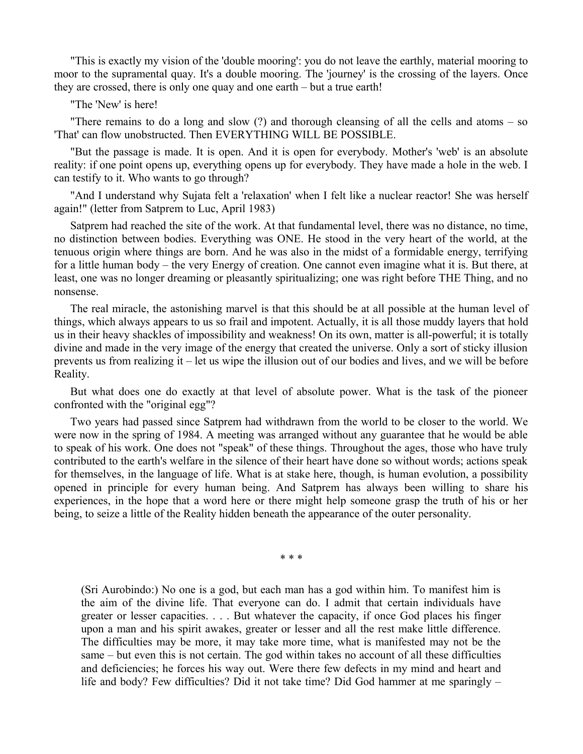"This is exactly my vision of the 'double mooring': you do not leave the earthly, material mooring to moor to the supramental quay. It's a double mooring. The 'journey' is the crossing of the layers. Once they are crossed, there is only one quay and one earth – but a true earth!

"The 'New' is here!

"There remains to do a long and slow (?) and thorough cleansing of all the cells and atoms – so 'That' can flow unobstructed. Then EVERYTHING WILL BE POSSIBLE.

"But the passage is made. It is open. And it is open for everybody. Mother's 'web' is an absolute reality: if one point opens up, everything opens up for everybody. They have made a hole in the web. I can testify to it. Who wants to go through?

"And I understand why Sujata felt a 'relaxation' when I felt like a nuclear reactor! She was herself again!" (letter from Satprem to Luc, April 1983)

Satprem had reached the site of the work. At that fundamental level, there was no distance, no time, no distinction between bodies. Everything was ONE. He stood in the very heart of the world, at the tenuous origin where things are born. And he was also in the midst of a formidable energy, terrifying for a little human body – the very Energy of creation. One cannot even imagine what it is. But there, at least, one was no longer dreaming or pleasantly spiritualizing; one was right before THE Thing, and no nonsense.

The real miracle, the astonishing marvel is that this should be at all possible at the human level of things, which always appears to us so frail and impotent. Actually, it is all those muddy layers that hold us in their heavy shackles of impossibility and weakness! On its own, matter is all-powerful; it is totally divine and made in the very image of the energy that created the universe. Only a sort of sticky illusion prevents us from realizing it – let us wipe the illusion out of our bodies and lives, and we will be before Reality.

But what does one do exactly at that level of absolute power. What is the task of the pioneer confronted with the "original egg"?

Two years had passed since Satprem had withdrawn from the world to be closer to the world. We were now in the spring of 1984. A meeting was arranged without any guarantee that he would be able to speak of his work. One does not "speak" of these things. Throughout the ages, those who have truly contributed to the earth's welfare in the silence of their heart have done so without words; actions speak for themselves, in the language of life. What is at stake here, though, is human evolution, a possibility opened in principle for every human being. And Satprem has always been willing to share his experiences, in the hope that a word here or there might help someone grasp the truth of his or her being, to seize a little of the Reality hidden beneath the appearance of the outer personality.

\* \* \*

> (Sri Aurobindo:) No one is a god, but each man has a god within him. To manifest him is the aim of the divine life. That everyone can do. I admit that certain individuals have greater or lesser capacities. . . . But whatever the capacity, if once God places his finger upon a man and his spirit awakes, greater or lesser and all the rest make little difference. The difficulties may be more, it may take more time, what is manifested may not be the same – but even this is not certain. The god within takes no account of all these difficulties and deficiencies; he forces his way out. Were there few defects in my mind and heart and life and body? Few difficulties? Did it not take time? Did God hammer at me sparingly –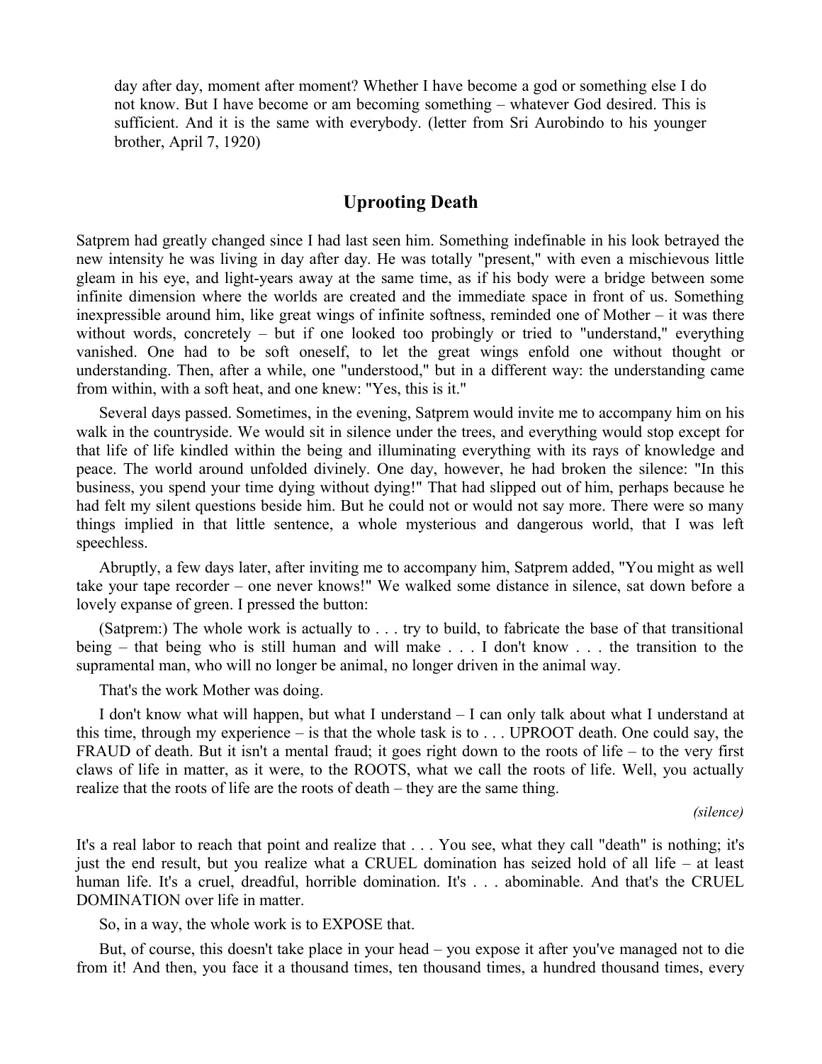> day after day, moment after moment? Whether I have become a god or something else I do not know. But I have become or am becoming something – whatever God desired. This is sufficient. And it is the same with everybody. (letter from Sri Aurobindo to his younger brother, April 7, 1920)

## Uprooting Death

Satprem had greatly changed since I had last seen him. Something indefinable in his look betrayed the new intensity he was living in day after day. He was totally "present," with even a mischievous little gleam in his eye, and light-years away at the same time, as if his body were a bridge between some infinite dimension where the worlds are created and the immediate space in front of us. Something inexpressible around him, like great wings of infinite softness, reminded one of Mother – it was there without words, concretely – but if one looked too probingly or tried to "understand," everything vanished. One had to be soft oneself, to let the great wings enfold one without thought or understanding. Then, after a while, one "understood," but in a different way: the understanding came from within, with a soft heat, and one knew: "Yes, this is it."

Several days passed. Sometimes, in the evening, Satprem would invite me to accompany him on his walk in the countryside. We would sit in silence under the trees, and everything would stop except for that life of life kindled within the being and illuminating everything with its rays of knowledge and peace. The world around unfolded divinely. One day, however, he had broken the silence: "In this business, you spend your time dying without dying!" That had slipped out of him, perhaps because he had felt my silent questions beside him. But he could not or would not say more. There were so many things implied in that little sentence, a whole mysterious and dangerous world, that I was left speechless.

Abruptly, a few days later, after inviting me to accompany him, Satprem added, "You might as well take your tape recorder – one never knows!" We walked some distance in silence, sat down before a lovely expanse of green. I pressed the button:

(Satprem:) The whole work is actually to . . . try to build, to fabricate the base of that transitional being – that being who is still human and will make . . . I don't know . . . the transition to the supramental man, who will no longer be animal, no longer driven in the animal way.

That's the work Mother was doing.

I don't know what will happen, but what I understand – I can only talk about what I understand at this time, through my experience – is that the whole task is to . . . UPROOT death. One could say, the FRAUD of death. But it isn't a mental fraud; it goes right down to the roots of life – to the very first claws of life in matter, as it were, to the ROOTS, what we call the roots of life. Well, you actually realize that the roots of life are the roots of death – they are the same thing.

*(silence)*

It's a real labor to reach that point and realize that . . . You see, what they call "death" is nothing; it's just the end result, but you realize what a CRUEL domination has seized hold of all life – at least human life. It's a cruel, dreadful, horrible domination. It's . . . abominable. And that's the CRUEL DOMINATION over life in matter.

So, in a way, the whole work is to EXPOSE that.

But, of course, this doesn't take place in your head – you expose it after you've managed not to die from it! And then, you face it a thousand times, ten thousand times, a hundred thousand times, every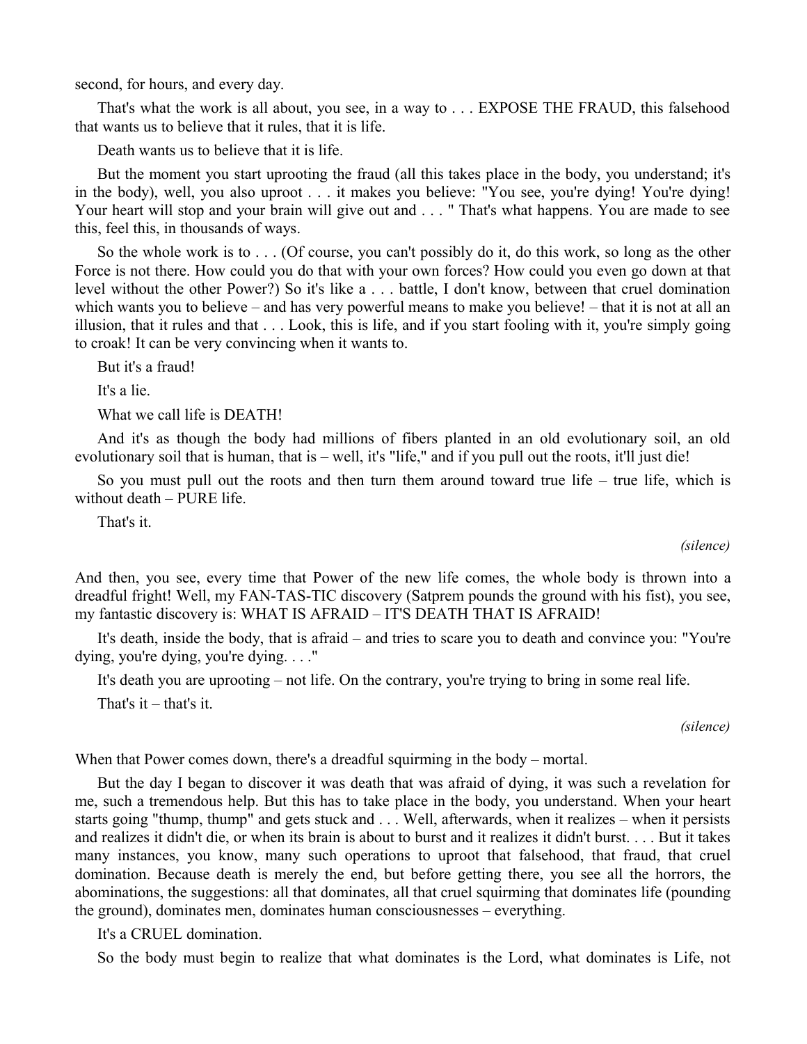second, for hours, and every day.

That's what the work is all about, you see, in a way to . . . EXPOSE THE FRAUD, this falsehood that wants us to believe that it rules, that it is life.

Death wants us to believe that it is life.

But the moment you start uprooting the fraud (all this takes place in the body, you understand; it's in the body), well, you also uproot . . . it makes you believe: "You see, you're dying! You're dying! Your heart will stop and your brain will give out and . . . " That's what happens. You are made to see this, feel this, in thousands of ways.

So the whole work is to . . . (Of course, you can't possibly do it, do this work, so long as the other Force is not there. How could you do that with your own forces? How could you even go down at that level without the other Power?) So it's like a . . . battle, I don't know, between that cruel domination which wants you to believe – and has very powerful means to make you believe! – that it is not at all an illusion, that it rules and that . . . Look, this is life, and if you start fooling with it, you're simply going to croak! It can be very convincing when it wants to.

But it's a fraud!

It's a lie.

What we call life is DEATH!

And it's as though the body had millions of fibers planted in an old evolutionary soil, an old evolutionary soil that is human, that is – well, it's "life," and if you pull out the roots, it'll just die!

So you must pull out the roots and then turn them around toward true life – true life, which is without death – PURE life.

That's it.

*(silence)*

And then, you see, every time that Power of the new life comes, the whole body is thrown into a dreadful fright! Well, my FAN-TAS-TIC discovery (Satprem pounds the ground with his fist), you see, my fantastic discovery is: WHAT IS AFRAID – IT'S DEATH THAT IS AFRAID!

It's death, inside the body, that is afraid – and tries to scare you to death and convince you: "You're dying, you're dying, you're dying. . . ."

It's death you are uprooting – not life. On the contrary, you're trying to bring in some real life.

That's it – that's it.

*(silence)*

When that Power comes down, there's a dreadful squirming in the body – mortal.

But the day I began to discover it was death that was afraid of dying, it was such a revelation for me, such a tremendous help. But this has to take place in the body, you understand. When your heart starts going "thump, thump" and gets stuck and . . . Well, afterwards, when it realizes – when it persists and realizes it didn't die, or when its brain is about to burst and it realizes it didn't burst. . . . But it takes many instances, you know, many such operations to uproot that falsehood, that fraud, that cruel domination. Because death is merely the end, but before getting there, you see all the horrors, the abominations, the suggestions: all that dominates, all that cruel squirming that dominates life (pounding the ground), dominates men, dominates human consciousnesses – everything.

It's a CRUEL domination.

So the body must begin to realize that what dominates is the Lord, what dominates is Life, not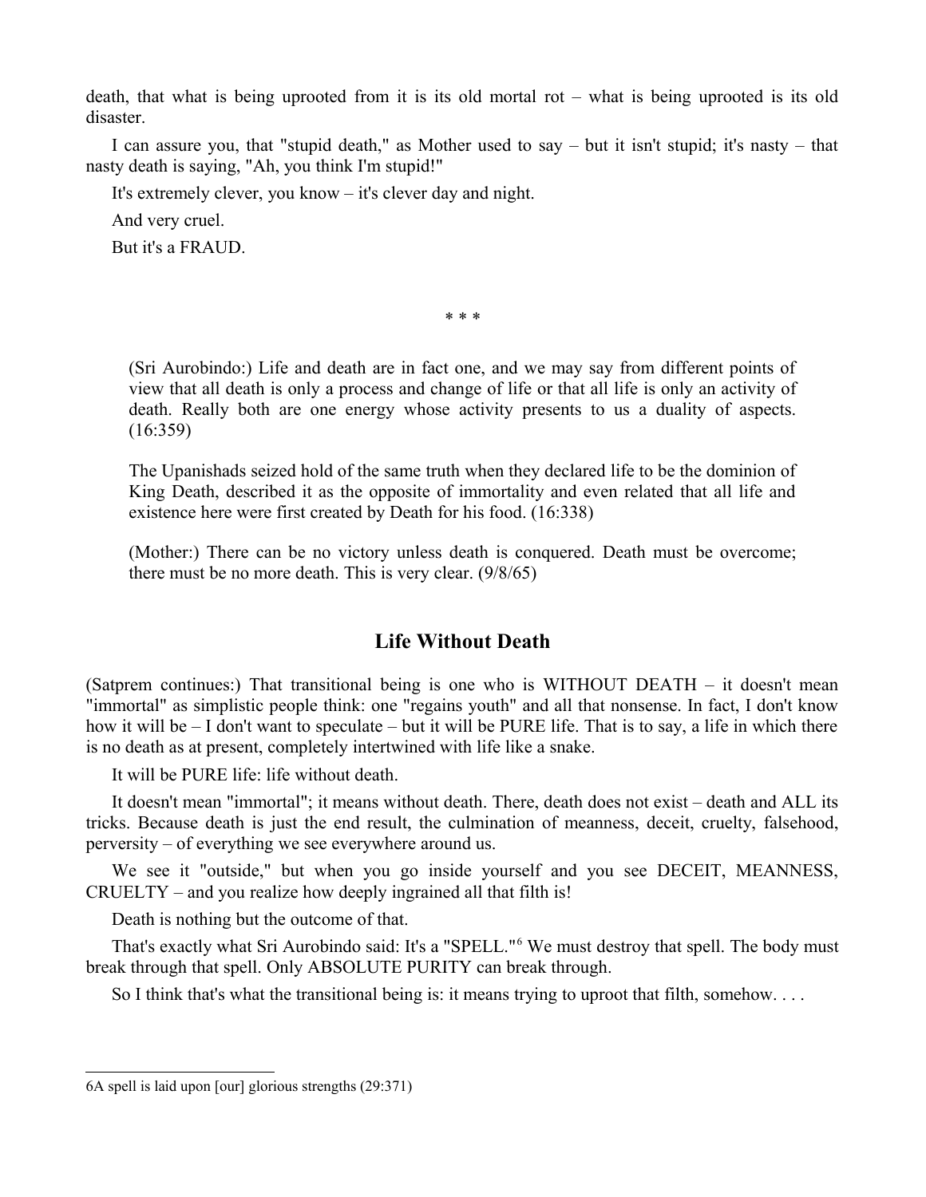death, that what is being uprooted from it is its old mortal rot – what is being uprooted is its old disaster.

I can assure you, that "stupid death," as Mother used to say – but it isn't stupid; it's nasty – that nasty death is saying, "Ah, you think I'm stupid!"

It's extremely clever, you know – it's clever day and night.

And very cruel.

But it's a FRAUD.

* * *

> (Sri Aurobindo:) Life and death are in fact one, and we may say from different points of view that all death is only a process and change of life or that all life is only an activity of death. Really both are one energy whose activity presents to us a duality of aspects. (16:359)
>
> The Upanishads seized hold of the same truth when they declared life to be the dominion of King Death, described it as the opposite of immortality and even related that all life and existence here were first created by Death for his food. (16:338)
>
> (Mother:) There can be no victory unless death is conquered. Death must be overcome; there must be no more death. This is very clear. (9/8/65)

## Life Without Death

(Satprem continues:) That transitional being is one who is WITHOUT DEATH – it doesn't mean "immortal" as simplistic people think: one "regains youth" and all that nonsense. In fact, I don't know how it will be – I don't want to speculate – but it will be PURE life. That is to say, a life in which there is no death as at present, completely intertwined with life like a snake.

It will be PURE life: life without death.

It doesn't mean "immortal"; it means without death. There, death does not exist – death and ALL its tricks. Because death is just the end result, the culmination of meanness, deceit, cruelty, falsehood, perversity – of everything we see everywhere around us.

We see it "outside," but when you go inside yourself and you see DECEIT, MEANNESS, CRUELTY – and you realize how deeply ingrained all that filth is!

Death is nothing but the outcome of that.

That's exactly what Sri Aurobindo said: It's a "SPELL."[6] We must destroy that spell. The body must break through that spell. Only ABSOLUTE PURITY can break through.

So I think that's what the transitional being is: it means trying to uproot that filth, somehow. . . .

---

6A spell is laid upon [our] glorious strengths (29:371)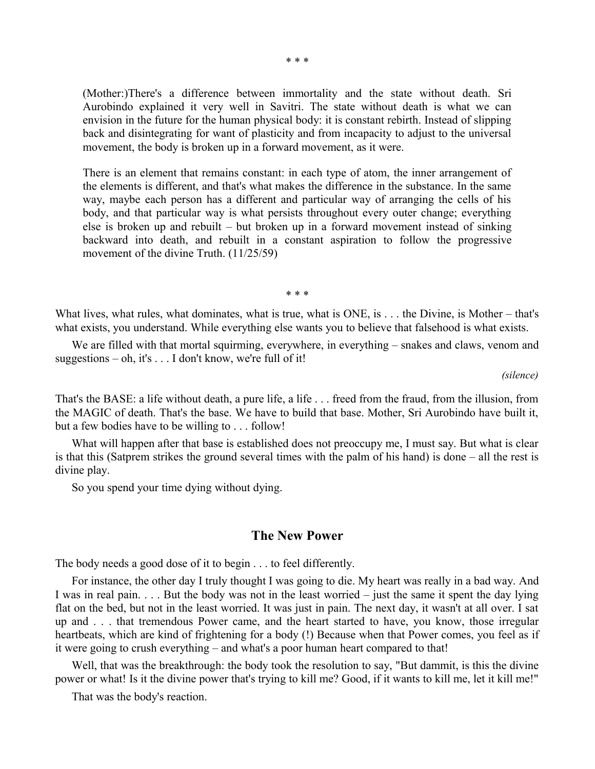* * *

> (Mother:)There's a difference between immortality and the state without death. Sri Aurobindo explained it very well in Savitri. The state without death is what we can envision in the future for the human physical body: it is constant rebirth. Instead of slipping back and disintegrating for want of plasticity and from incapacity to adjust to the universal movement, the body is broken up in a forward movement, as it were.
>
> There is an element that remains constant: in each type of atom, the inner arrangement of the elements is different, and that's what makes the difference in the substance. In the same way, maybe each person has a different and particular way of arranging the cells of his body, and that particular way is what persists throughout every outer change; everything else is broken up and rebuilt – but broken up in a forward movement instead of sinking backward into death, and rebuilt in a constant aspiration to follow the progressive movement of the divine Truth. (11/25/59)

* * *

What lives, what rules, what dominates, what is true, what is ONE, is . . . the Divine, is Mother – that's what exists, you understand. While everything else wants you to believe that falsehood is what exists.

We are filled with that mortal squirming, everywhere, in everything – snakes and claws, venom and suggestions – oh, it's . . . I don't know, we're full of it!

*(silence)*

That's the BASE: a life without death, a pure life, a life . . . freed from the fraud, from the illusion, from the MAGIC of death. That's the base. We have to build that base. Mother, Sri Aurobindo have built it, but a few bodies have to be willing to . . . follow!

What will happen after that base is established does not preoccupy me, I must say. But what is clear is that this (Satprem strikes the ground several times with the palm of his hand) is done – all the rest is divine play.

So you spend your time dying without dying.

## The New Power

The body needs a good dose of it to begin . . . to feel differently.

For instance, the other day I truly thought I was going to die. My heart was really in a bad way. And I was in real pain. . . . But the body was not in the least worried – just the same it spent the day lying flat on the bed, but not in the least worried. It was just in pain. The next day, it wasn't at all over. I sat up and . . . that tremendous Power came, and the heart started to have, you know, those irregular heartbeats, which are kind of frightening for a body (!) Because when that Power comes, you feel as if it were going to crush everything – and what's a poor human heart compared to that!

Well, that was the breakthrough: the body took the resolution to say, "But dammit, is this the divine power or what! Is it the divine power that's trying to kill me? Good, if it wants to kill me, let it kill me!"

That was the body's reaction.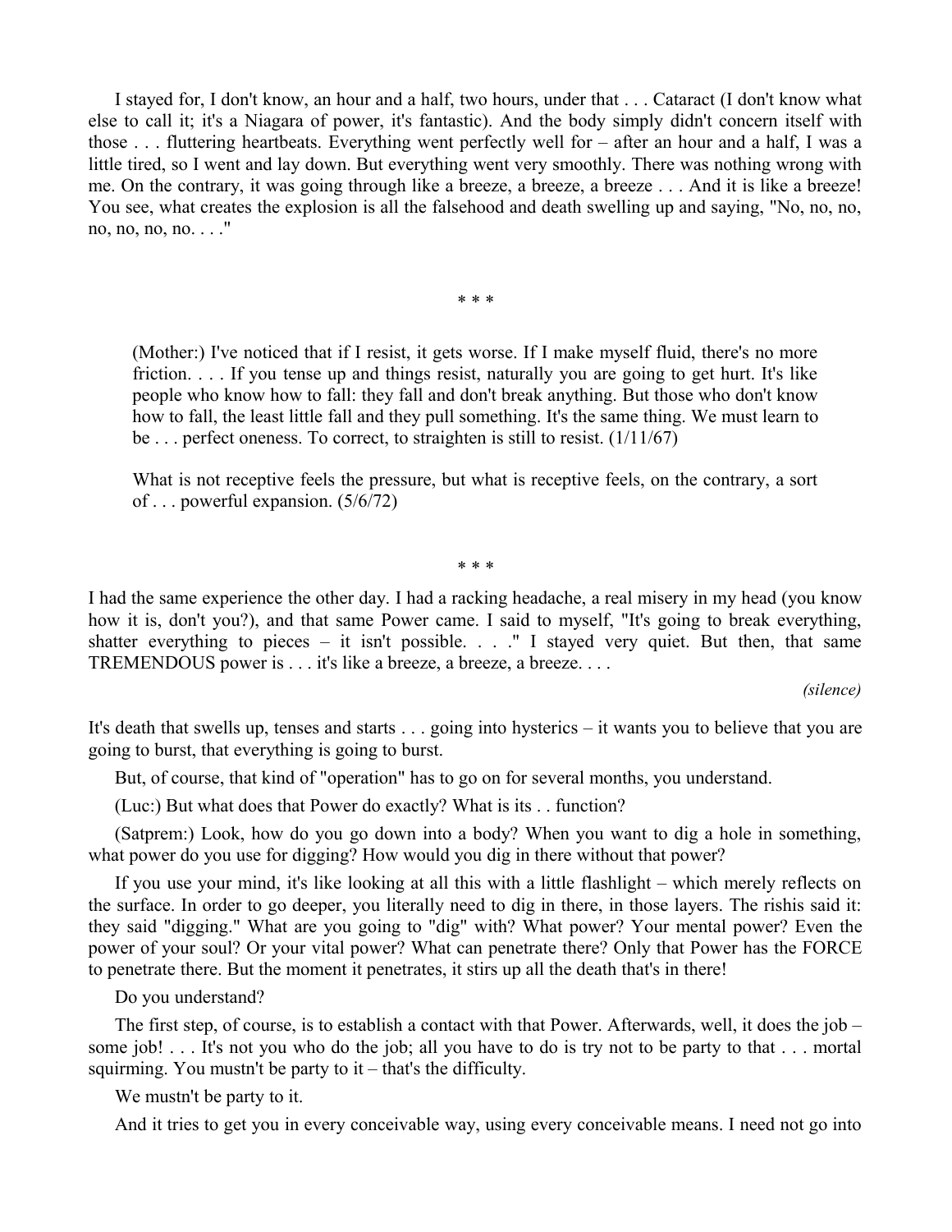I stayed for, I don't know, an hour and a half, two hours, under that . . . Cataract (I don't know what else to call it; it's a Niagara of power, it's fantastic). And the body simply didn't concern itself with those . . . fluttering heartbeats. Everything went perfectly well for – after an hour and a half, I was a little tired, so I went and lay down. But everything went very smoothly. There was nothing wrong with me. On the contrary, it was going through like a breeze, a breeze, a breeze . . . And it is like a breeze! You see, what creates the explosion is all the falsehood and death swelling up and saying, "No, no, no, no, no, no, no. . . ."

* * *

> (Mother:) I've noticed that if I resist, it gets worse. If I make myself fluid, there's no more friction. . . . If you tense up and things resist, naturally you are going to get hurt. It's like people who know how to fall: they fall and don't break anything. But those who don't know how to fall, the least little fall and they pull something. It's the same thing. We must learn to be . . . perfect oneness. To correct, to straighten is still to resist. (1/11/67)
>
> What is not receptive feels the pressure, but what is receptive feels, on the contrary, a sort of . . . powerful expansion. (5/6/72)

* * *

I had the same experience the other day. I had a racking headache, a real misery in my head (you know how it is, don't you?), and that same Power came. I said to myself, "It's going to break everything, shatter everything to pieces – it isn't possible. . . ." I stayed very quiet. But then, that same TREMENDOUS power is . . . it's like a breeze, a breeze, a breeze. . . .

*(silence)*

It's death that swells up, tenses and starts . . . going into hysterics – it wants you to believe that you are going to burst, that everything is going to burst.

But, of course, that kind of "operation" has to go on for several months, you understand.

(Luc:) But what does that Power do exactly? What is its . . function?

(Satprem:) Look, how do you go down into a body? When you want to dig a hole in something, what power do you use for digging? How would you dig in there without that power?

If you use your mind, it's like looking at all this with a little flashlight – which merely reflects on the surface. In order to go deeper, you literally need to dig in there, in those layers. The rishis said it: they said "digging." What are you going to "dig" with? What power? Your mental power? Even the power of your soul? Or your vital power? What can penetrate there? Only that Power has the FORCE to penetrate there. But the moment it penetrates, it stirs up all the death that's in there!

Do you understand?

The first step, of course, is to establish a contact with that Power. Afterwards, well, it does the job – some job! . . . It's not you who do the job; all you have to do is try not to be party to that . . . mortal squirming. You mustn't be party to it – that's the difficulty.

We mustn't be party to it.

And it tries to get you in every conceivable way, using every conceivable means. I need not go into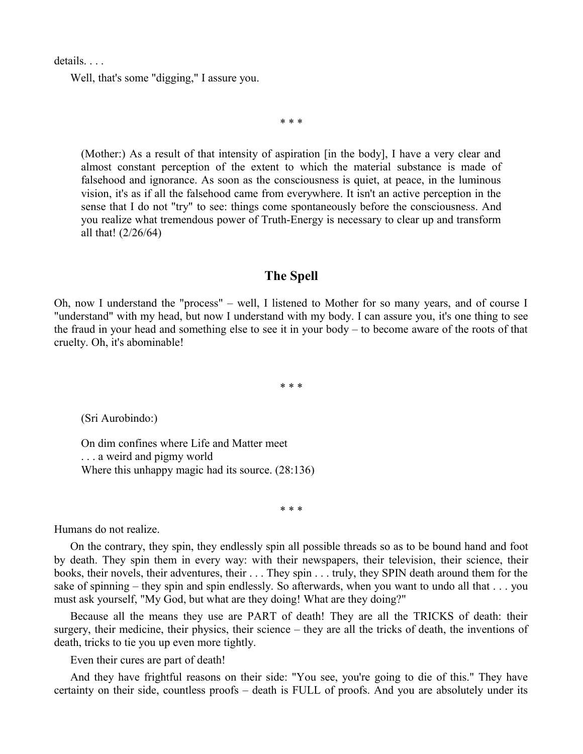details. . . .

Well, that's some "digging," I assure you.

\* \* \*

> (Mother:) As a result of that intensity of aspiration [in the body], I have a very clear and almost constant perception of the extent to which the material substance is made of falsehood and ignorance. As soon as the consciousness is quiet, at peace, in the luminous vision, it's as if all the falsehood came from everywhere. It isn't an active perception in the sense that I do not "try" to see: things come spontaneously before the consciousness. And you realize what tremendous power of Truth-Energy is necessary to clear up and transform all that! (2/26/64)

## The Spell

Oh, now I understand the "process" – well, I listened to Mother for so many years, and of course I "understand" with my head, but now I understand with my body. I can assure you, it's one thing to see the fraud in your head and something else to see it in your body – to become aware of the roots of that cruelty. Oh, it's abominable!

\* \* \*

> (Sri Aurobindo:)
>
> On dim confines where Life and Matter meet
> . . . a weird and pigmy world
> Where this unhappy magic had its source. (28:136)

\* \* \*

Humans do not realize.

On the contrary, they spin, they endlessly spin all possible threads so as to be bound hand and foot by death. They spin them in every way: with their newspapers, their television, their science, their books, their novels, their adventures, their . . . They spin . . . truly, they SPIN death around them for the sake of spinning – they spin and spin endlessly. So afterwards, when you want to undo all that . . . you must ask yourself, "My God, but what are they doing! What are they doing?"

Because all the means they use are PART of death! They are all the TRICKS of death: their surgery, their medicine, their physics, their science – they are all the tricks of death, the inventions of death, tricks to tie you up even more tightly.

Even their cures are part of death!

And they have frightful reasons on their side: "You see, you're going to die of this." They have certainty on their side, countless proofs – death is FULL of proofs. And you are absolutely under its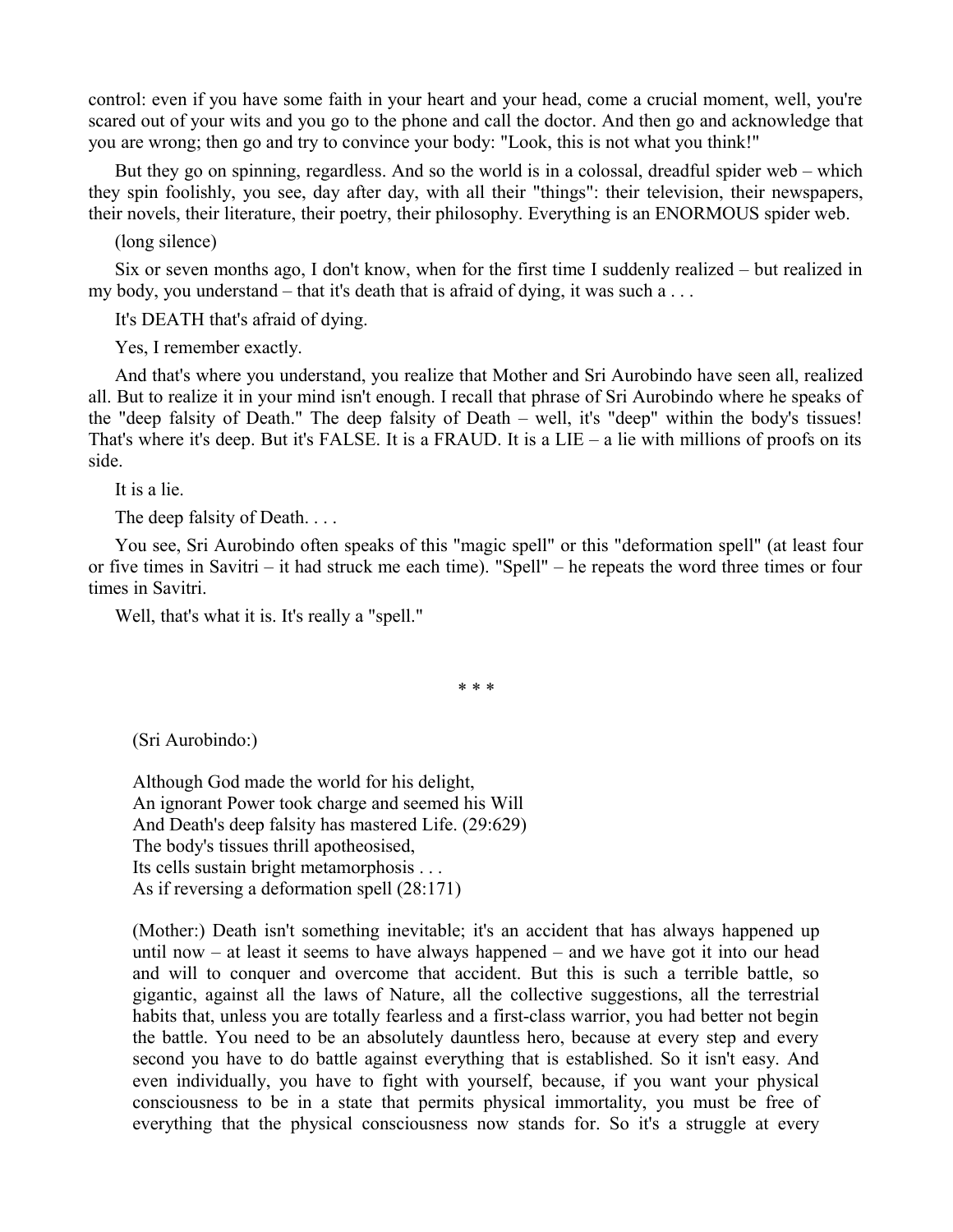control: even if you have some faith in your heart and your head, come a crucial moment, well, you're scared out of your wits and you go to the phone and call the doctor. And then go and acknowledge that you are wrong; then go and try to convince your body: "Look, this is not what you think!"

But they go on spinning, regardless. And so the world is in a colossal, dreadful spider web – which they spin foolishly, you see, day after day, with all their "things": their television, their newspapers, their novels, their literature, their poetry, their philosophy. Everything is an ENORMOUS spider web.

(long silence)

Six or seven months ago, I don't know, when for the first time I suddenly realized – but realized in my body, you understand – that it's death that is afraid of dying, it was such a . . .

It's DEATH that's afraid of dying.

Yes, I remember exactly.

And that's where you understand, you realize that Mother and Sri Aurobindo have seen all, realized all. But to realize it in your mind isn't enough. I recall that phrase of Sri Aurobindo where he speaks of the "deep falsity of Death." The deep falsity of Death – well, it's "deep" within the body's tissues! That's where it's deep. But it's FALSE. It is a FRAUD. It is a LIE – a lie with millions of proofs on its side.

It is a lie.

The deep falsity of Death. . . .

You see, Sri Aurobindo often speaks of this "magic spell" or this "deformation spell" (at least four or five times in Savitri – it had struck me each time). "Spell" – he repeats the word three times or four times in Savitri.

Well, that's what it is. It's really a "spell."

* * *

> (Sri Aurobindo:)
>
> Although God made the world for his delight,
> An ignorant Power took charge and seemed his Will
> And Death's deep falsity has mastered Life. (29:629)
> The body's tissues thrill apotheosised,
> Its cells sustain bright metamorphosis . . .
> As if reversing a deformation spell (28:171)
>
> (Mother:) Death isn't something inevitable; it's an accident that has always happened up until now – at least it seems to have always happened – and we have got it into our head and will to conquer and overcome that accident. But this is such a terrible battle, so gigantic, against all the laws of Nature, all the collective suggestions, all the terrestrial habits that, unless you are totally fearless and a first-class warrior, you had better not begin the battle. You need to be an absolutely dauntless hero, because at every step and every second you have to do battle against everything that is established. So it isn't easy. And even individually, you have to fight with yourself, because, if you want your physical consciousness to be in a state that permits physical immortality, you must be free of everything that the physical consciousness now stands for. So it's a struggle at every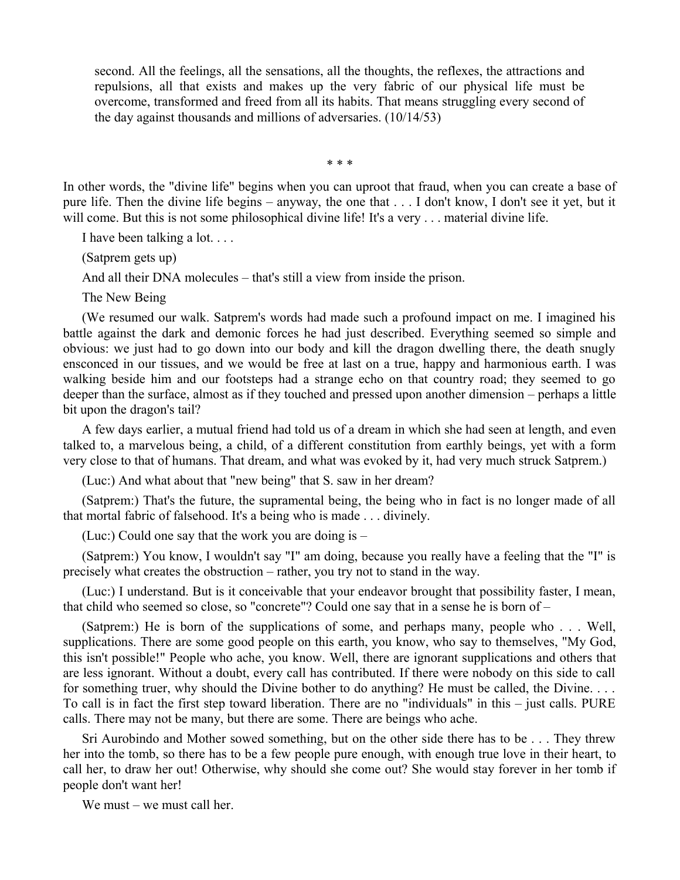> second. All the feelings, all the sensations, all the thoughts, the reflexes, the attractions and repulsions, all that exists and makes up the very fabric of our physical life must be overcome, transformed and freed from all its habits. That means struggling every second of the day against thousands and millions of adversaries. (10/14/53)

\* \* \*

In other words, the "divine life" begins when you can uproot that fraud, when you can create a base of pure life. Then the divine life begins – anyway, the one that . . . I don't know, I don't see it yet, but it will come. But this is not some philosophical divine life! It's a very . . . material divine life.

I have been talking a lot. . . .

(Satprem gets up)

And all their DNA molecules – that's still a view from inside the prison.

The New Being

(We resumed our walk. Satprem's words had made such a profound impact on me. I imagined his battle against the dark and demonic forces he had just described. Everything seemed so simple and obvious: we just had to go down into our body and kill the dragon dwelling there, the death snugly ensconced in our tissues, and we would be free at last on a true, happy and harmonious earth. I was walking beside him and our footsteps had a strange echo on that country road; they seemed to go deeper than the surface, almost as if they touched and pressed upon another dimension – perhaps a little bit upon the dragon's tail?

A few days earlier, a mutual friend had told us of a dream in which she had seen at length, and even talked to, a marvelous being, a child, of a different constitution from earthly beings, yet with a form very close to that of humans. That dream, and what was evoked by it, had very much struck Satprem.)

(Luc:) And what about that "new being" that S. saw in her dream?

(Satprem:) That's the future, the supramental being, the being who in fact is no longer made of all that mortal fabric of falsehood. It's a being who is made . . . divinely.

(Luc:) Could one say that the work you are doing is –

(Satprem:) You know, I wouldn't say "I" am doing, because you really have a feeling that the "I" is precisely what creates the obstruction – rather, you try not to stand in the way.

(Luc:) I understand. But is it conceivable that your endeavor brought that possibility faster, I mean, that child who seemed so close, so "concrete"? Could one say that in a sense he is born of –

(Satprem:) He is born of the supplications of some, and perhaps many, people who . . . Well, supplications. There are some good people on this earth, you know, who say to themselves, "My God, this isn't possible!" People who ache, you know. Well, there are ignorant supplications and others that are less ignorant. Without a doubt, every call has contributed. If there were nobody on this side to call for something truer, why should the Divine bother to do anything? He must be called, the Divine. . . . To call is in fact the first step toward liberation. There are no "individuals" in this – just calls. PURE calls. There may not be many, but there are some. There are beings who ache.

Sri Aurobindo and Mother sowed something, but on the other side there has to be . . . They threw her into the tomb, so there has to be a few people pure enough, with enough true love in their heart, to call her, to draw her out! Otherwise, why should she come out? She would stay forever in her tomb if people don't want her!

We must – we must call her.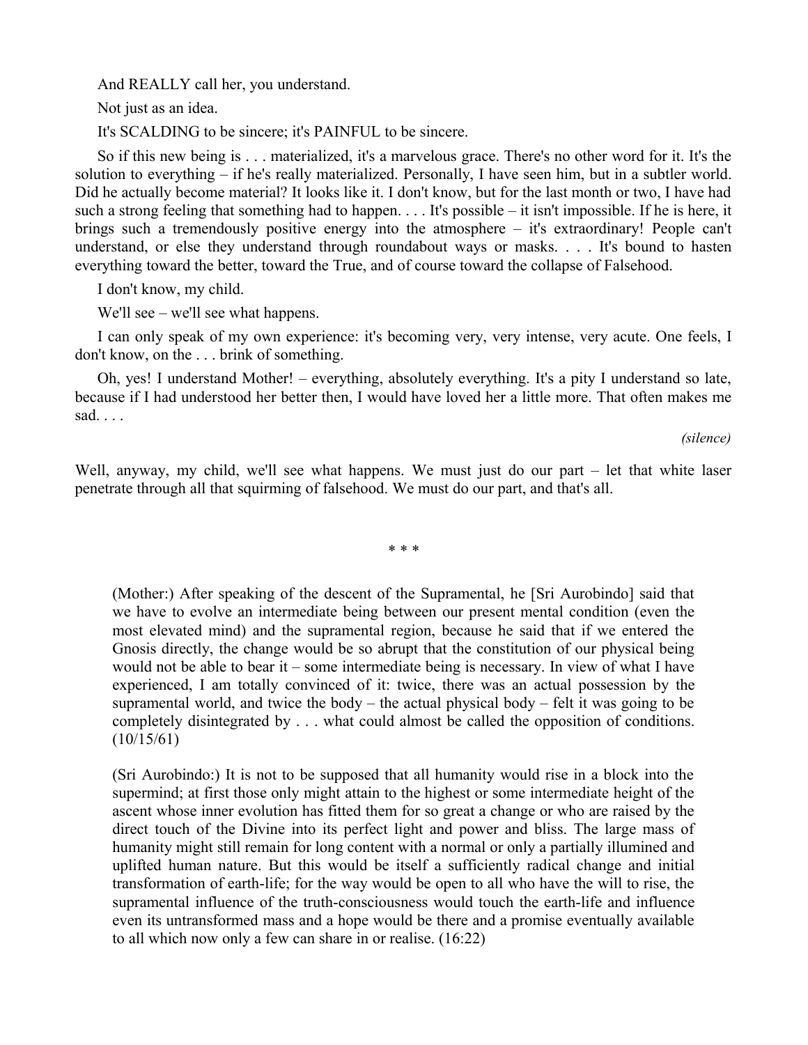And REALLY call her, you understand.

Not just as an idea.

It's SCALDING to be sincere; it's PAINFUL to be sincere.

So if this new being is . . . materialized, it's a marvelous grace. There's no other word for it. It's the solution to everything – if he's really materialized. Personally, I have seen him, but in a subtler world. Did he actually become material? It looks like it. I don't know, but for the last month or two, I have had such a strong feeling that something had to happen. . . . It's possible – it isn't impossible. If he is here, it brings such a tremendously positive energy into the atmosphere – it's extraordinary! People can't understand, or else they understand through roundabout ways or masks. . . . It's bound to hasten everything toward the better, toward the True, and of course toward the collapse of Falsehood.

I don't know, my child.

We'll see – we'll see what happens.

I can only speak of my own experience: it's becoming very, very intense, very acute. One feels, I don't know, on the . . . brink of something.

Oh, yes! I understand Mother! – everything, absolutely everything. It's a pity I understand so late, because if I had understood her better then, I would have loved her a little more. That often makes me sad. . . .

*(silence)*

Well, anyway, my child, we'll see what happens. We must just do our part – let that white laser penetrate through all that squirming of falsehood. We must do our part, and that's all.

\* \* \*

> (Mother:) After speaking of the descent of the Supramental, he [Sri Aurobindo] said that we have to evolve an intermediate being between our present mental condition (even the most elevated mind) and the supramental region, because he said that if we entered the Gnosis directly, the change would be so abrupt that the constitution of our physical being would not be able to bear it – some intermediate being is necessary. In view of what I have experienced, I am totally convinced of it: twice, there was an actual possession by the supramental world, and twice the body – the actual physical body – felt it was going to be completely disintegrated by . . . what could almost be called the opposition of conditions. (10/15/61)

> (Sri Aurobindo:) It is not to be supposed that all humanity would rise in a block into the supermind; at first those only might attain to the highest or some intermediate height of the ascent whose inner evolution has fitted them for so great a change or who are raised by the direct touch of the Divine into its perfect light and power and bliss. The large mass of humanity might still remain for long content with a normal or only a partially illumined and uplifted human nature. But this would be itself a sufficiently radical change and initial transformation of earth-life; for the way would be open to all who have the will to rise, the supramental influence of the truth-consciousness would touch the earth-life and influence even its untransformed mass and a hope would be there and a promise eventually available to all which now only a few can share in or realise. (16:22)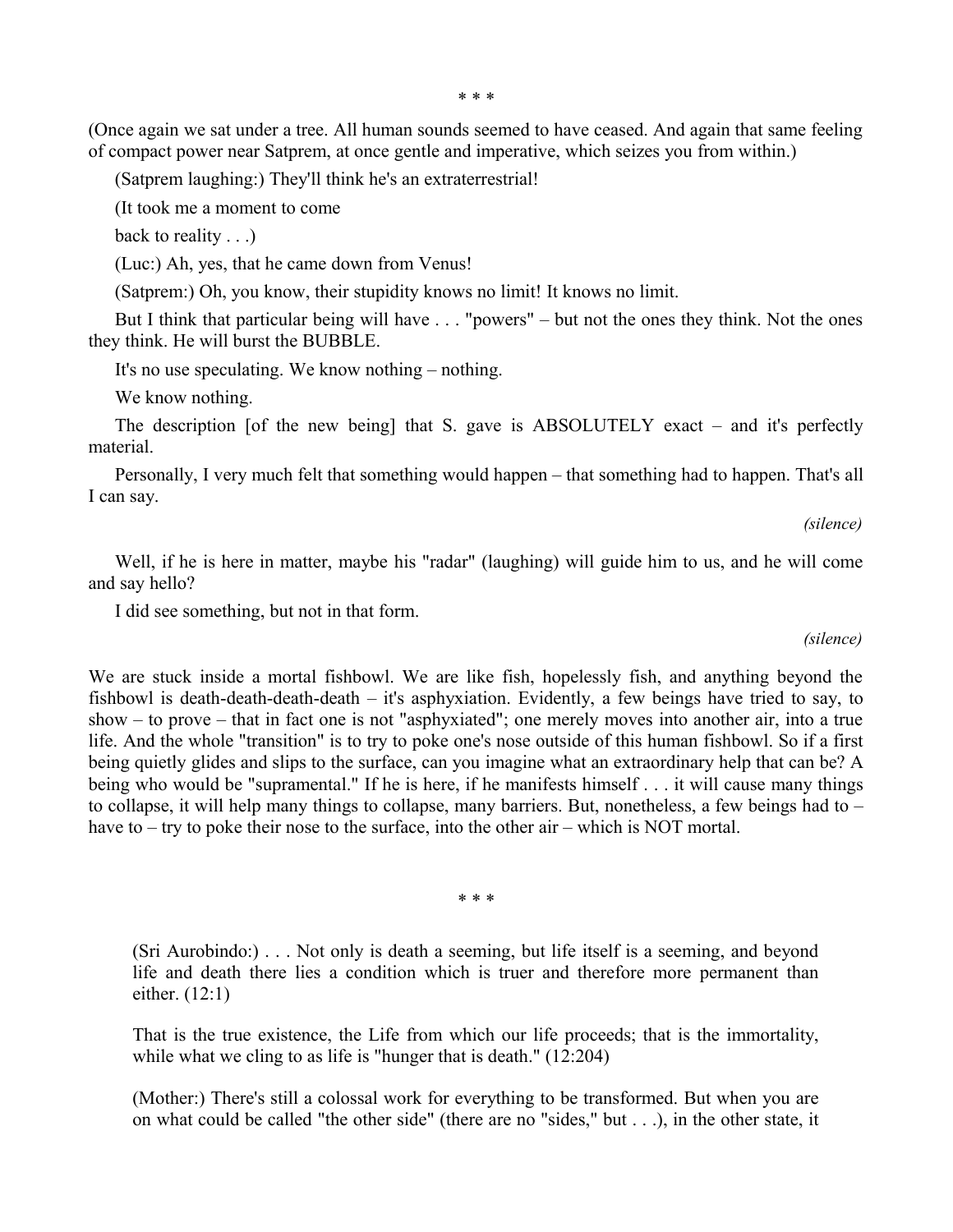\* \* \*

(Once again we sat under a tree. All human sounds seemed to have ceased. And again that same feeling of compact power near Satprem, at once gentle and imperative, which seizes you from within.)

(Satprem laughing:) They'll think he's an extraterrestrial!

(It took me a moment to come back to reality . . .)

(Luc:) Ah, yes, that he came down from Venus!

(Satprem:) Oh, you know, their stupidity knows no limit! It knows no limit.

But I think that particular being will have . . . "powers" – but not the ones they think. Not the ones they think. He will burst the BUBBLE.

It's no use speculating. We know nothing – nothing.

We know nothing.

The description [of the new being] that S. gave is ABSOLUTELY exact – and it's perfectly material.

Personally, I very much felt that something would happen – that something had to happen. That's all I can say.

*(silence)*

Well, if he is here in matter, maybe his "radar" (laughing) will guide him to us, and he will come and say hello?

I did see something, but not in that form.

*(silence)*

We are stuck inside a mortal fishbowl. We are like fish, hopelessly fish, and anything beyond the fishbowl is death-death-death-death – it's asphyxiation. Evidently, a few beings have tried to say, to show – to prove – that in fact one is not "asphyxiated"; one merely moves into another air, into a true life. And the whole "transition" is to try to poke one's nose outside of this human fishbowl. So if a first being quietly glides and slips to the surface, can you imagine what an extraordinary help that can be? A being who would be "supramental." If he is here, if he manifests himself . . . it will cause many things to collapse, it will help many things to collapse, many barriers. But, nonetheless, a few beings had to – have to – try to poke their nose to the surface, into the other air – which is NOT mortal.

\* \* \*

> (Sri Aurobindo:) . . . Not only is death a seeming, but life itself is a seeming, and beyond life and death there lies a condition which is truer and therefore more permanent than either. (12:1)
>
> That is the true existence, the Life from which our life proceeds; that is the immortality, while what we cling to as life is "hunger that is death." (12:204)
>
> (Mother:) There's still a colossal work for everything to be transformed. But when you are on what could be called "the other side" (there are no "sides," but . . .), in the other state, it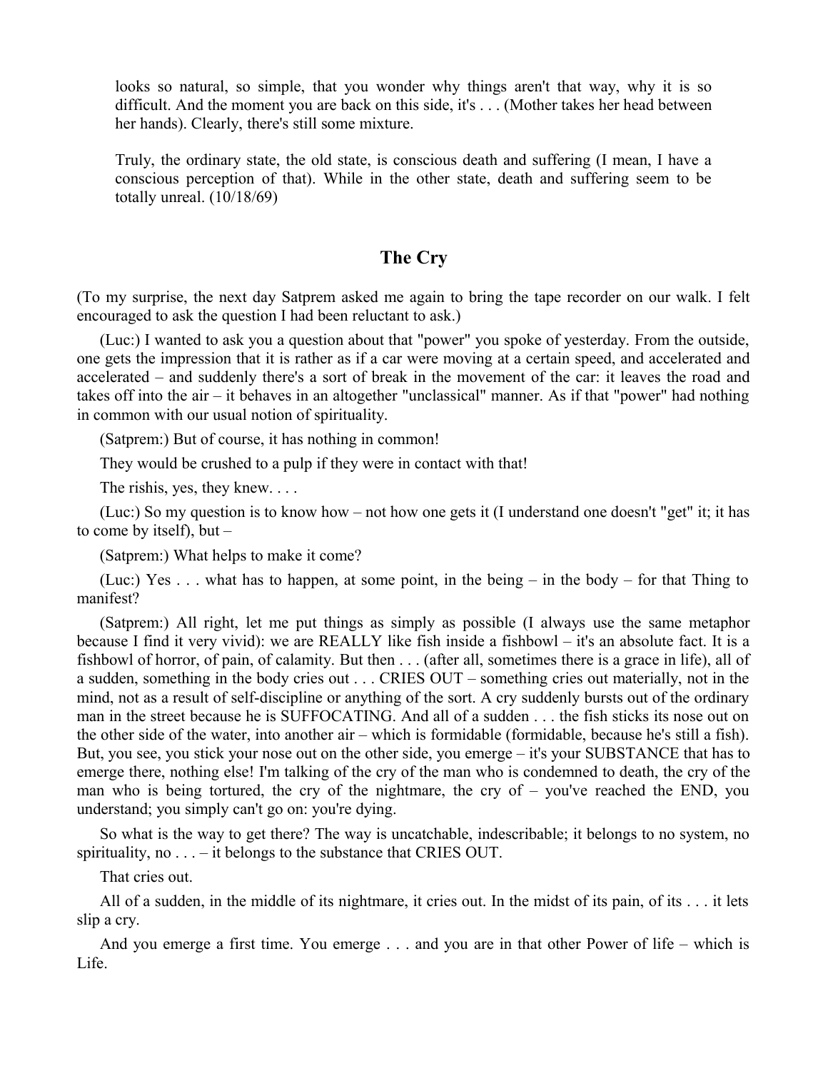looks so natural, so simple, that you wonder why things aren't that way, why it is so difficult. And the moment you are back on this side, it's . . . (Mother takes her head between her hands). Clearly, there's still some mixture.

Truly, the ordinary state, the old state, is conscious death and suffering (I mean, I have a conscious perception of that). While in the other state, death and suffering seem to be totally unreal. (10/18/69)

## The Cry

(To my surprise, the next day Satprem asked me again to bring the tape recorder on our walk. I felt encouraged to ask the question I had been reluctant to ask.)

(Luc:) I wanted to ask you a question about that "power" you spoke of yesterday. From the outside, one gets the impression that it is rather as if a car were moving at a certain speed, and accelerated and accelerated – and suddenly there's a sort of break in the movement of the car: it leaves the road and takes off into the air – it behaves in an altogether "unclassical" manner. As if that "power" had nothing in common with our usual notion of spirituality.

(Satprem:) But of course, it has nothing in common!

They would be crushed to a pulp if they were in contact with that!

The rishis, yes, they knew. . . .

(Luc:) So my question is to know how – not how one gets it (I understand one doesn't "get" it; it has to come by itself), but –

(Satprem:) What helps to make it come?

(Luc:) Yes . . . what has to happen, at some point, in the being – in the body – for that Thing to manifest?

(Satprem:) All right, let me put things as simply as possible (I always use the same metaphor because I find it very vivid): we are REALLY like fish inside a fishbowl – it's an absolute fact. It is a fishbowl of horror, of pain, of calamity. But then . . . (after all, sometimes there is a grace in life), all of a sudden, something in the body cries out . . . CRIES OUT – something cries out materially, not in the mind, not as a result of self-discipline or anything of the sort. A cry suddenly bursts out of the ordinary man in the street because he is SUFFOCATING. And all of a sudden . . . the fish sticks its nose out on the other side of the water, into another air – which is formidable (formidable, because he's still a fish). But, you see, you stick your nose out on the other side, you emerge – it's your SUBSTANCE that has to emerge there, nothing else! I'm talking of the cry of the man who is condemned to death, the cry of the man who is being tortured, the cry of the nightmare, the cry of – you've reached the END, you understand; you simply can't go on: you're dying.

So what is the way to get there? The way is uncatchable, indescribable; it belongs to no system, no spirituality, no . . . – it belongs to the substance that CRIES OUT.

That cries out.

All of a sudden, in the middle of its nightmare, it cries out. In the midst of its pain, of its . . . it lets slip a cry.

And you emerge a first time. You emerge . . . and you are in that other Power of life – which is Life.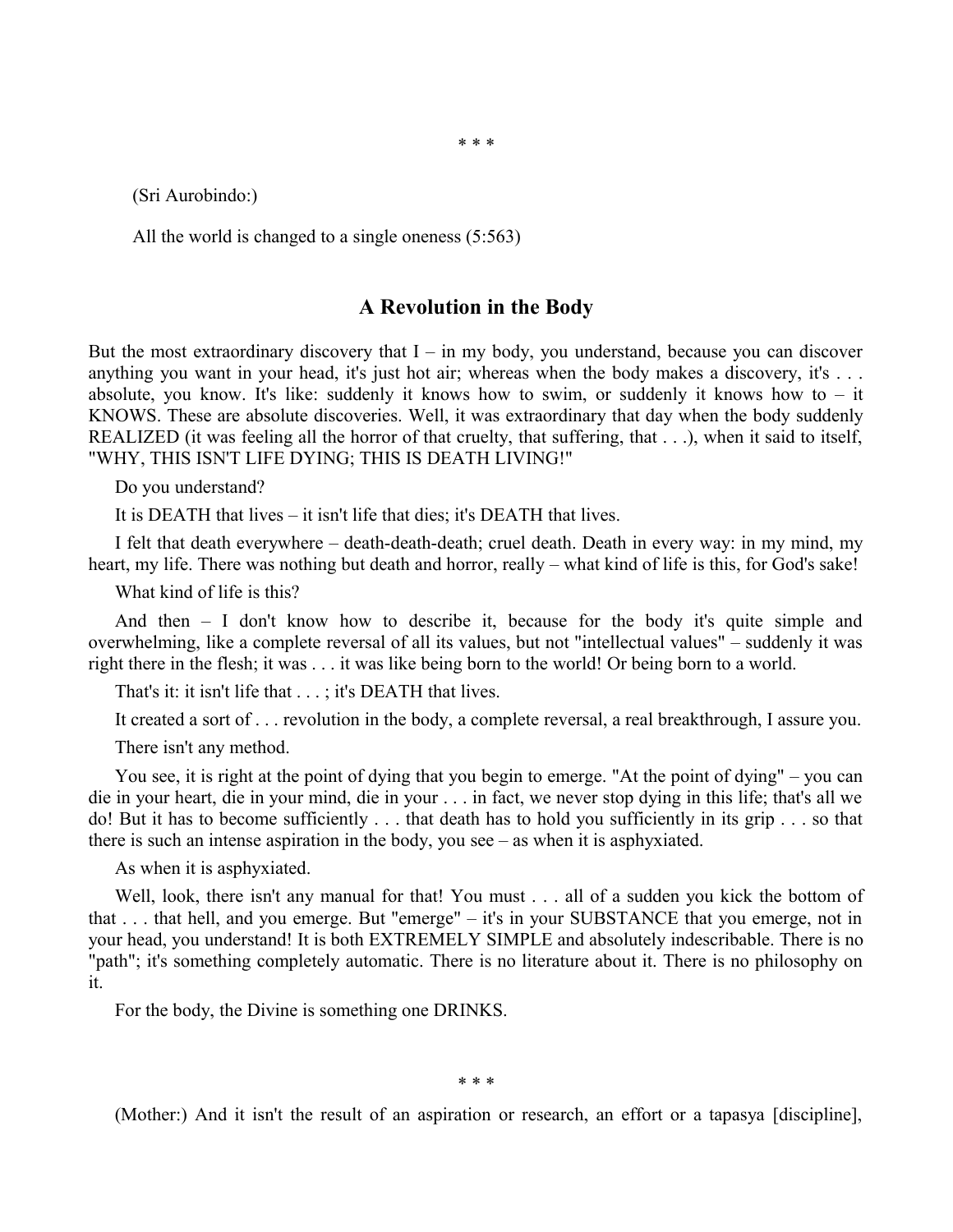\* \* \*

(Sri Aurobindo:)

All the world is changed to a single oneness (5:563)

## A Revolution in the Body

But the most extraordinary discovery that I – in my body, you understand, because you can discover anything you want in your head, it's just hot air; whereas when the body makes a discovery, it's . . . absolute, you know. It's like: suddenly it knows how to swim, or suddenly it knows how to – it KNOWS. These are absolute discoveries. Well, it was extraordinary that day when the body suddenly REALIZED (it was feeling all the horror of that cruelty, that suffering, that . . .), when it said to itself, "WHY, THIS ISN'T LIFE DYING; THIS IS DEATH LIVING!"

Do you understand?

It is DEATH that lives – it isn't life that dies; it's DEATH that lives.

I felt that death everywhere – death-death-death; cruel death. Death in every way: in my mind, my heart, my life. There was nothing but death and horror, really – what kind of life is this, for God's sake!

What kind of life is this?

And then – I don't know how to describe it, because for the body it's quite simple and overwhelming, like a complete reversal of all its values, but not "intellectual values" – suddenly it was right there in the flesh; it was . . . it was like being born to the world! Or being born to a world.

That's it: it isn't life that . . . ; it's DEATH that lives.

It created a sort of . . . revolution in the body, a complete reversal, a real breakthrough, I assure you.

There isn't any method.

You see, it is right at the point of dying that you begin to emerge. "At the point of dying" – you can die in your heart, die in your mind, die in your . . . in fact, we never stop dying in this life; that's all we do! But it has to become sufficiently . . . that death has to hold you sufficiently in its grip . . . so that there is such an intense aspiration in the body, you see – as when it is asphyxiated.

As when it is asphyxiated.

Well, look, there isn't any manual for that! You must . . . all of a sudden you kick the bottom of that . . . that hell, and you emerge. But "emerge" – it's in your SUBSTANCE that you emerge, not in your head, you understand! It is both EXTREMELY SIMPLE and absolutely indescribable. There is no "path"; it's something completely automatic. There is no literature about it. There is no philosophy on it.

For the body, the Divine is something one DRINKS.

\* \* \*

(Mother:) And it isn't the result of an aspiration or research, an effort or a tapasya [discipline],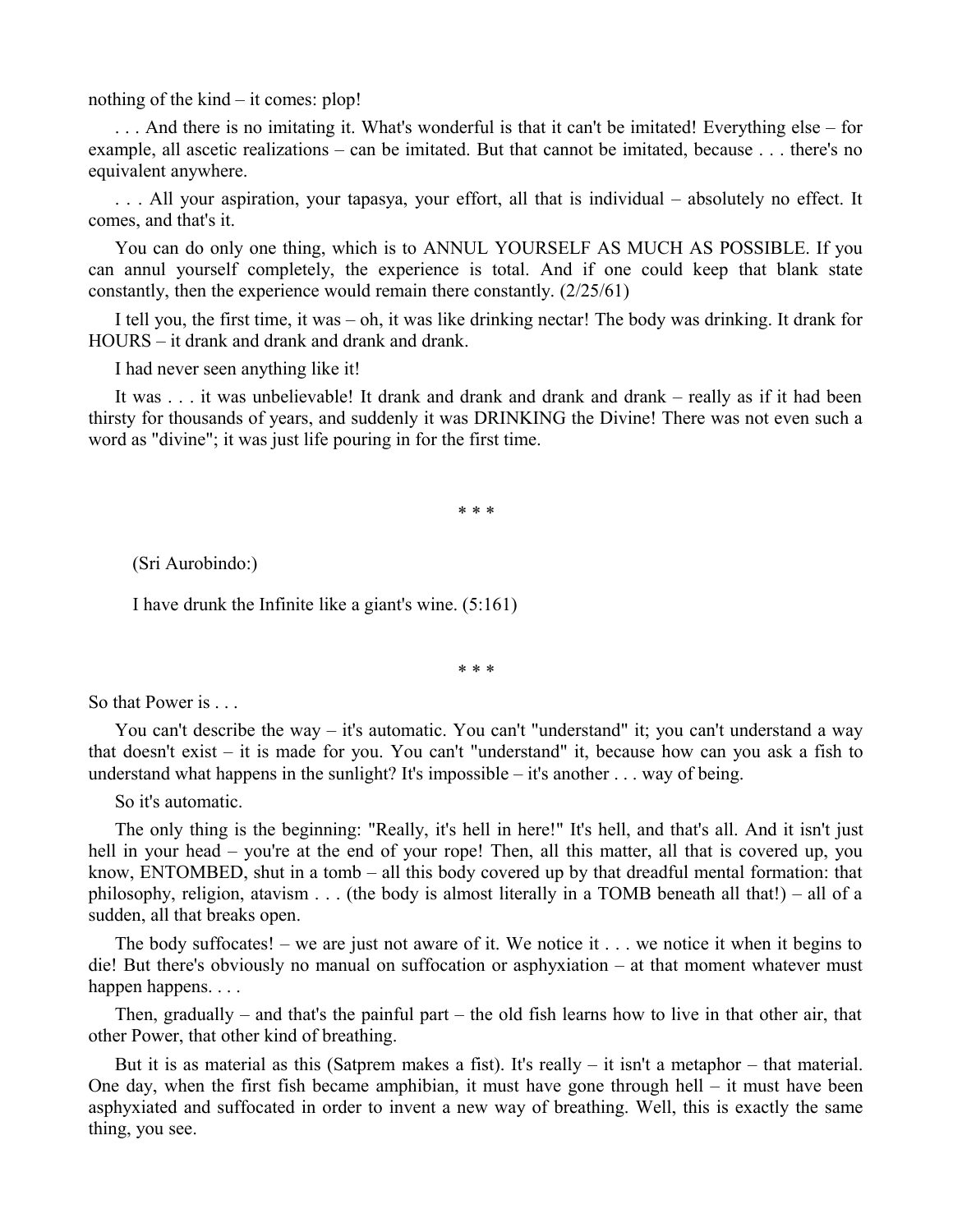nothing of the kind – it comes: plop!

. . . And there is no imitating it. What's wonderful is that it can't be imitated! Everything else – for example, all ascetic realizations – can be imitated. But that cannot be imitated, because . . . there's no equivalent anywhere.

. . . All your aspiration, your tapasya, your effort, all that is individual – absolutely no effect. It comes, and that's it.

You can do only one thing, which is to ANNUL YOURSELF AS MUCH AS POSSIBLE. If you can annul yourself completely, the experience is total. And if one could keep that blank state constantly, then the experience would remain there constantly. (2/25/61)

I tell you, the first time, it was – oh, it was like drinking nectar! The body was drinking. It drank for HOURS – it drank and drank and drank and drank.

I had never seen anything like it!

It was . . . it was unbelievable! It drank and drank and drank and drank – really as if it had been thirsty for thousands of years, and suddenly it was DRINKING the Divine! There was not even such a word as "divine"; it was just life pouring in for the first time.

* * *

(Sri Aurobindo:)

I have drunk the Infinite like a giant's wine. (5:161)

* * *

So that Power is . . .

You can't describe the way – it's automatic. You can't "understand" it; you can't understand a way that doesn't exist – it is made for you. You can't "understand" it, because how can you ask a fish to understand what happens in the sunlight? It's impossible – it's another . . . way of being.

So it's automatic.

The only thing is the beginning: "Really, it's hell in here!" It's hell, and that's all. And it isn't just hell in your head – you're at the end of your rope! Then, all this matter, all that is covered up, you know, ENTOMBED, shut in a tomb – all this body covered up by that dreadful mental formation: that philosophy, religion, atavism . . . (the body is almost literally in a TOMB beneath all that!) – all of a sudden, all that breaks open.

The body suffocates! – we are just not aware of it. We notice it . . . we notice it when it begins to die! But there's obviously no manual on suffocation or asphyxiation – at that moment whatever must happen happens. . . .

Then, gradually – and that's the painful part – the old fish learns how to live in that other air, that other Power, that other kind of breathing.

But it is as material as this (Satprem makes a fist). It's really – it isn't a metaphor – that material. One day, when the first fish became amphibian, it must have gone through hell – it must have been asphyxiated and suffocated in order to invent a new way of breathing. Well, this is exactly the same thing, you see.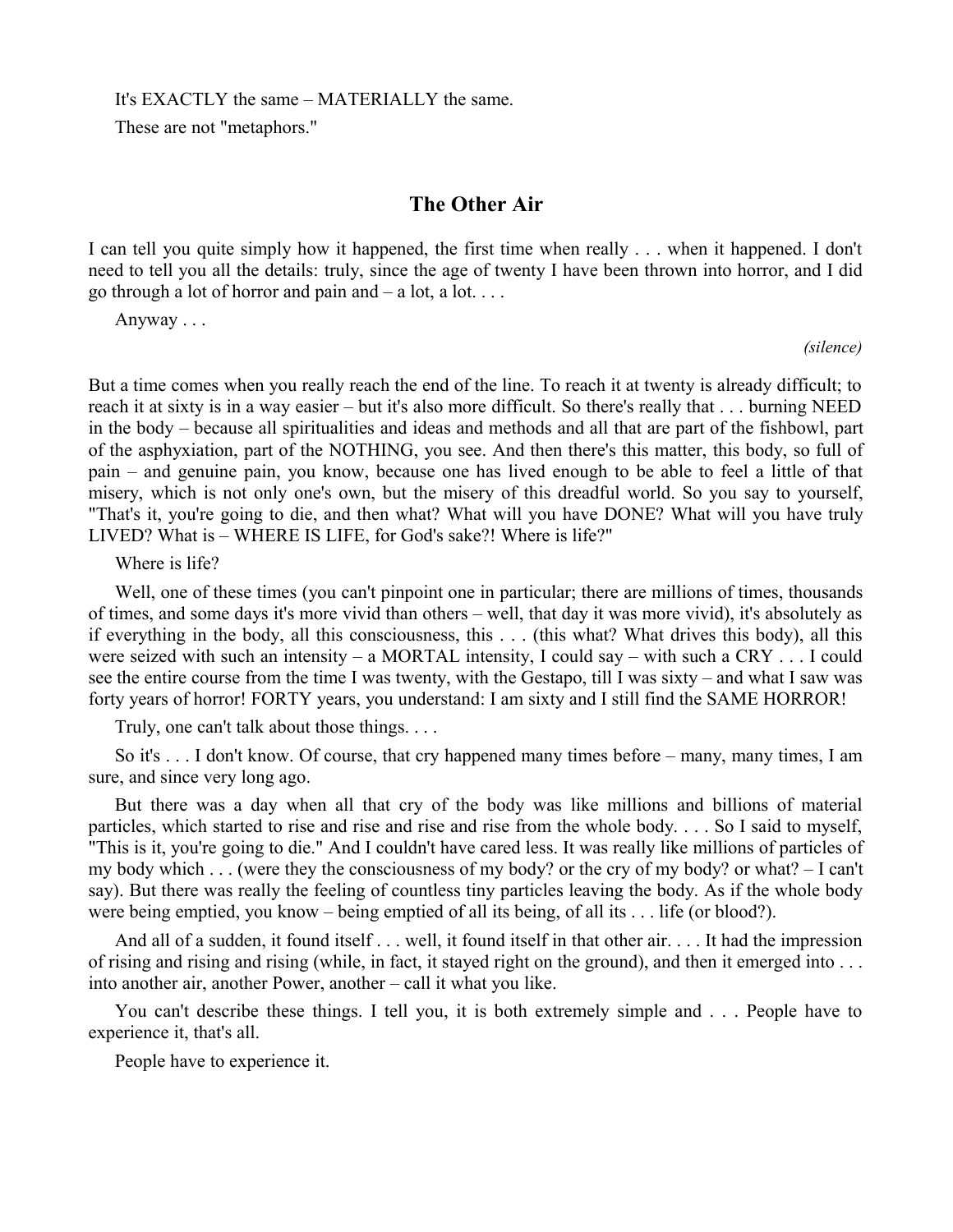It's EXACTLY the same – MATERIALLY the same.

These are not "metaphors."

## The Other Air

I can tell you quite simply how it happened, the first time when really . . . when it happened. I don't need to tell you all the details: truly, since the age of twenty I have been thrown into horror, and I did go through a lot of horror and pain and – a lot, a lot. . . .

Anyway . . .

*(silence)*

But a time comes when you really reach the end of the line. To reach it at twenty is already difficult; to reach it at sixty is in a way easier – but it's also more difficult. So there's really that . . . burning NEED in the body – because all spiritualities and ideas and methods and all that are part of the fishbowl, part of the asphyxiation, part of the NOTHING, you see. And then there's this matter, this body, so full of pain – and genuine pain, you know, because one has lived enough to be able to feel a little of that misery, which is not only one's own, but the misery of this dreadful world. So you say to yourself, "That's it, you're going to die, and then what? What will you have DONE? What will you have truly LIVED? What is – WHERE IS LIFE, for God's sake?! Where is life?"

Where is life?

Well, one of these times (you can't pinpoint one in particular; there are millions of times, thousands of times, and some days it's more vivid than others – well, that day it was more vivid), it's absolutely as if everything in the body, all this consciousness, this . . . (this what? What drives this body), all this were seized with such an intensity – a MORTAL intensity, I could say – with such a CRY . . . I could see the entire course from the time I was twenty, with the Gestapo, till I was sixty – and what I saw was forty years of horror! FORTY years, you understand: I am sixty and I still find the SAME HORROR!

Truly, one can't talk about those things. . . .

So it's . . . I don't know. Of course, that cry happened many times before – many, many times, I am sure, and since very long ago.

But there was a day when all that cry of the body was like millions and billions of material particles, which started to rise and rise and rise and rise from the whole body. . . . So I said to myself, "This is it, you're going to die." And I couldn't have cared less. It was really like millions of particles of my body which . . . (were they the consciousness of my body? or the cry of my body? or what? – I can't say). But there was really the feeling of countless tiny particles leaving the body. As if the whole body were being emptied, you know – being emptied of all its being, of all its . . . life (or blood?).

And all of a sudden, it found itself . . . well, it found itself in that other air. . . . It had the impression of rising and rising and rising (while, in fact, it stayed right on the ground), and then it emerged into . . . into another air, another Power, another – call it what you like.

You can't describe these things. I tell you, it is both extremely simple and . . . People have to experience it, that's all.

People have to experience it.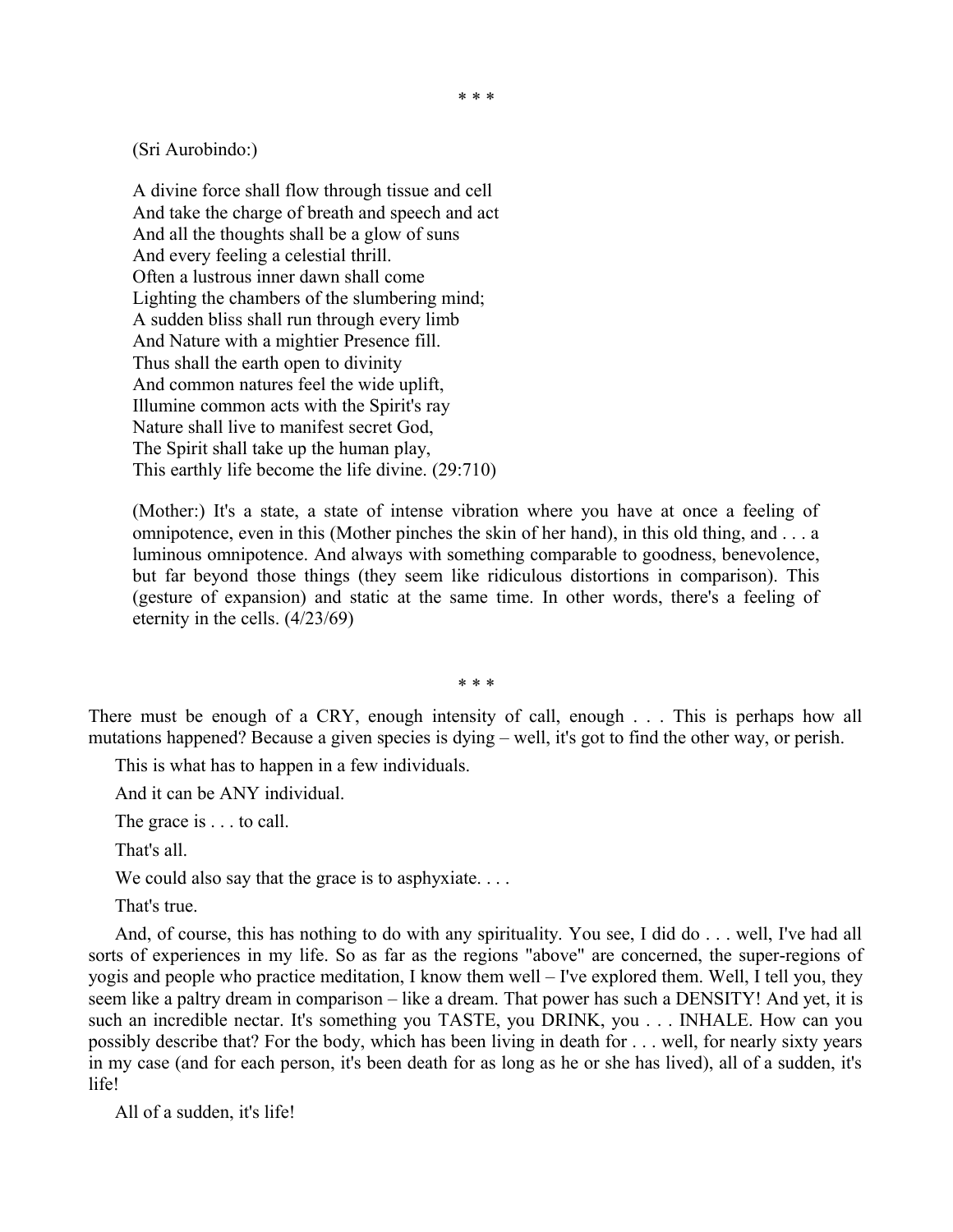\* \* \*

(Sri Aurobindo:)

> A divine force shall flow through tissue and cell
> And take the charge of breath and speech and act
> And all the thoughts shall be a glow of suns
> And every feeling a celestial thrill.
> Often a lustrous inner dawn shall come
> Lighting the chambers of the slumbering mind;
> A sudden bliss shall run through every limb
> And Nature with a mightier Presence fill.
> Thus shall the earth open to divinity
> And common natures feel the wide uplift,
> Illumine common acts with the Spirit's ray
> Nature shall live to manifest secret God,
> The Spirit shall take up the human play,
> This earthly life become the life divine. (29:710)

(Mother:) It's a state, a state of intense vibration where you have at once a feeling of omnipotence, even in this (Mother pinches the skin of her hand), in this old thing, and . . . a luminous omnipotence. And always with something comparable to goodness, benevolence, but far beyond those things (they seem like ridiculous distortions in comparison). This (gesture of expansion) and static at the same time. In other words, there's a feeling of eternity in the cells. (4/23/69)

\* \* \*

There must be enough of a CRY, enough intensity of call, enough . . . This is perhaps how all mutations happened? Because a given species is dying – well, it's got to find the other way, or perish.

This is what has to happen in a few individuals.

And it can be ANY individual.

The grace is . . . to call.

That's all.

We could also say that the grace is to asphyxiate. . . .

That's true.

And, of course, this has nothing to do with any spirituality. You see, I did do . . . well, I've had all sorts of experiences in my life. So as far as the regions "above" are concerned, the super-regions of yogis and people who practice meditation, I know them well – I've explored them. Well, I tell you, they seem like a paltry dream in comparison – like a dream. That power has such a DENSITY! And yet, it is such an incredible nectar. It's something you TASTE, you DRINK, you . . . INHALE. How can you possibly describe that? For the body, which has been living in death for . . . well, for nearly sixty years in my case (and for each person, it's been death for as long as he or she has lived), all of a sudden, it's life!

All of a sudden, it's life!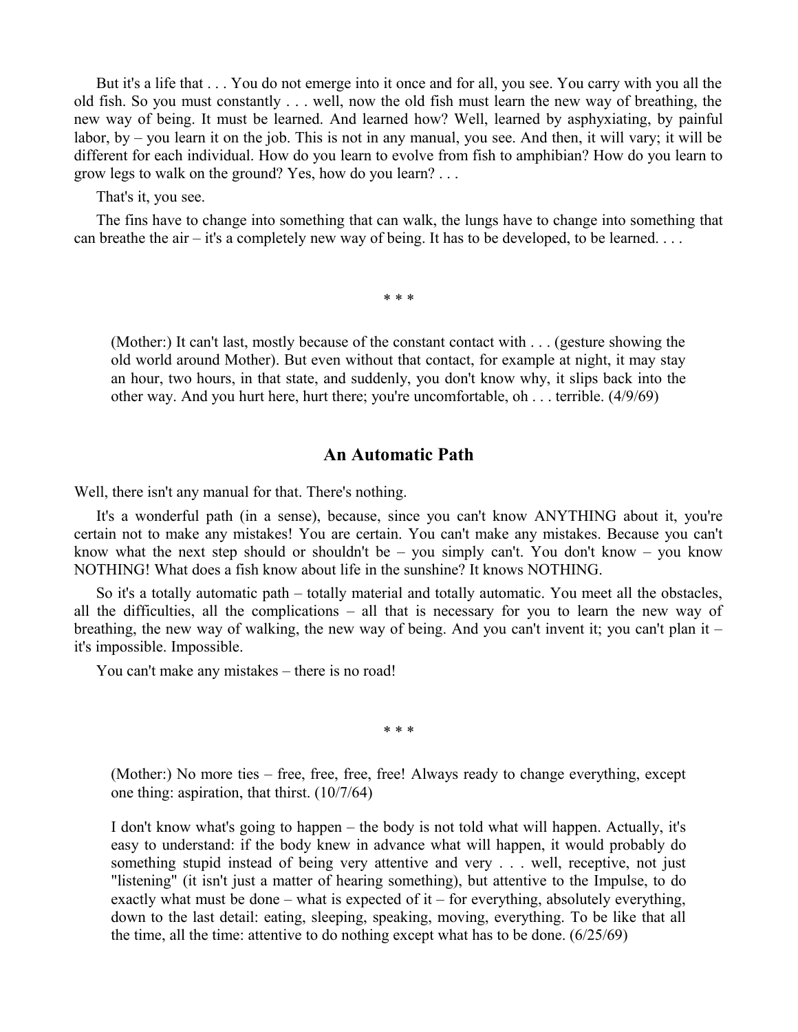But it's a life that . . . You do not emerge into it once and for all, you see. You carry with you all the old fish. So you must constantly . . . well, now the old fish must learn the new way of breathing, the new way of being. It must be learned. And learned how? Well, learned by asphyxiating, by painful labor, by – you learn it on the job. This is not in any manual, you see. And then, it will vary; it will be different for each individual. How do you learn to evolve from fish to amphibian? How do you learn to grow legs to walk on the ground? Yes, how do you learn? . . .

That's it, you see.

The fins have to change into something that can walk, the lungs have to change into something that can breathe the air – it's a completely new way of being. It has to be developed, to be learned. . . .

* * *

> (Mother:) It can't last, mostly because of the constant contact with . . . (gesture showing the old world around Mother). But even without that contact, for example at night, it may stay an hour, two hours, in that state, and suddenly, you don't know why, it slips back into the other way. And you hurt here, hurt there; you're uncomfortable, oh . . . terrible. (4/9/69)

## An Automatic Path

Well, there isn't any manual for that. There's nothing.

It's a wonderful path (in a sense), because, since you can't know ANYTHING about it, you're certain not to make any mistakes! You are certain. You can't make any mistakes. Because you can't know what the next step should or shouldn't be – you simply can't. You don't know – you know NOTHING! What does a fish know about life in the sunshine? It knows NOTHING.

So it's a totally automatic path – totally material and totally automatic. You meet all the obstacles, all the difficulties, all the complications – all that is necessary for you to learn the new way of breathing, the new way of walking, the new way of being. And you can't invent it; you can't plan it – it's impossible. Impossible.

You can't make any mistakes – there is no road!

* * *

> (Mother:) No more ties – free, free, free, free! Always ready to change everything, except one thing: aspiration, that thirst. (10/7/64)

> I don't know what's going to happen – the body is not told what will happen. Actually, it's easy to understand: if the body knew in advance what will happen, it would probably do something stupid instead of being very attentive and very . . . well, receptive, not just "listening" (it isn't just a matter of hearing something), but attentive to the Impulse, to do exactly what must be done – what is expected of it – for everything, absolutely everything, down to the last detail: eating, sleeping, speaking, moving, everything. To be like that all the time, all the time: attentive to do nothing except what has to be done. (6/25/69)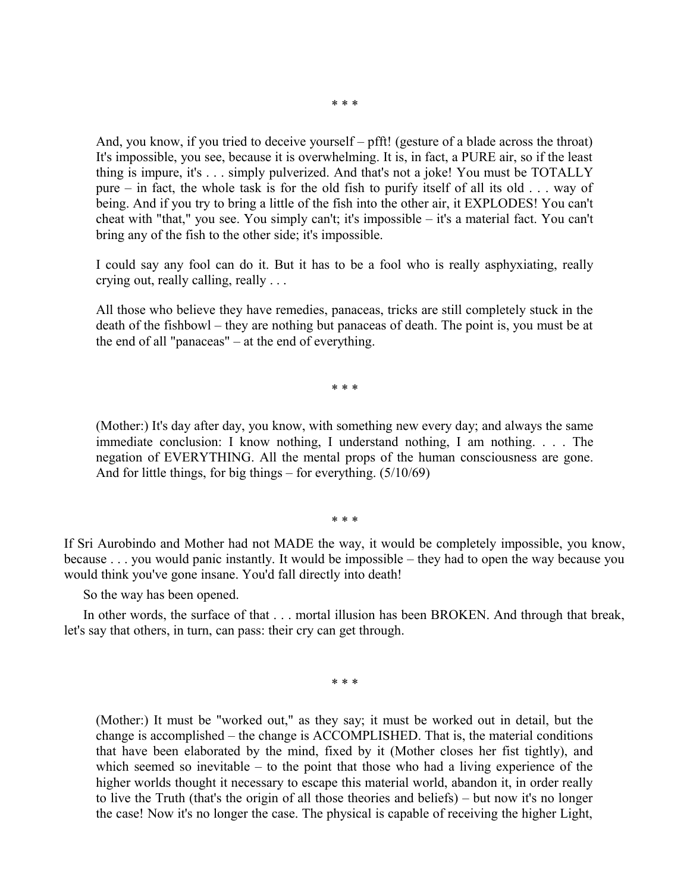\* \* \*

> And, you know, if you tried to deceive yourself – pfft! (gesture of a blade across the throat) It's impossible, you see, because it is overwhelming. It is, in fact, a PURE air, so if the least thing is impure, it's . . . simply pulverized. And that's not a joke! You must be TOTALLY pure – in fact, the whole task is for the old fish to purify itself of all its old . . . way of being. And if you try to bring a little of the fish into the other air, it EXPLODES! You can't cheat with "that," you see. You simply can't; it's impossible – it's a material fact. You can't bring any of the fish to the other side; it's impossible.
>
> I could say any fool can do it. But it has to be a fool who is really asphyxiating, really crying out, really calling, really . . .
>
> All those who believe they have remedies, panaceas, tricks are still completely stuck in the death of the fishbowl – they are nothing but panaceas of death. The point is, you must be at the end of all "panaceas" – at the end of everything.

\* \* \*

> (Mother:) It's day after day, you know, with something new every day; and always the same immediate conclusion: I know nothing, I understand nothing, I am nothing. . . . The negation of EVERYTHING. All the mental props of the human consciousness are gone. And for little things, for big things – for everything. (5/10/69)

\* \* \*

If Sri Aurobindo and Mother had not MADE the way, it would be completely impossible, you know, because . . . you would panic instantly. It would be impossible – they had to open the way because you would think you've gone insane. You'd fall directly into death!

So the way has been opened.

In other words, the surface of that . . . mortal illusion has been BROKEN. And through that break, let's say that others, in turn, can pass: their cry can get through.

\* \* \*

> (Mother:) It must be "worked out," as they say; it must be worked out in detail, but the change is accomplished – the change is ACCOMPLISHED. That is, the material conditions that have been elaborated by the mind, fixed by it (Mother closes her fist tightly), and which seemed so inevitable – to the point that those who had a living experience of the higher worlds thought it necessary to escape this material world, abandon it, in order really to live the Truth (that's the origin of all those theories and beliefs) – but now it's no longer the case! Now it's no longer the case. The physical is capable of receiving the higher Light,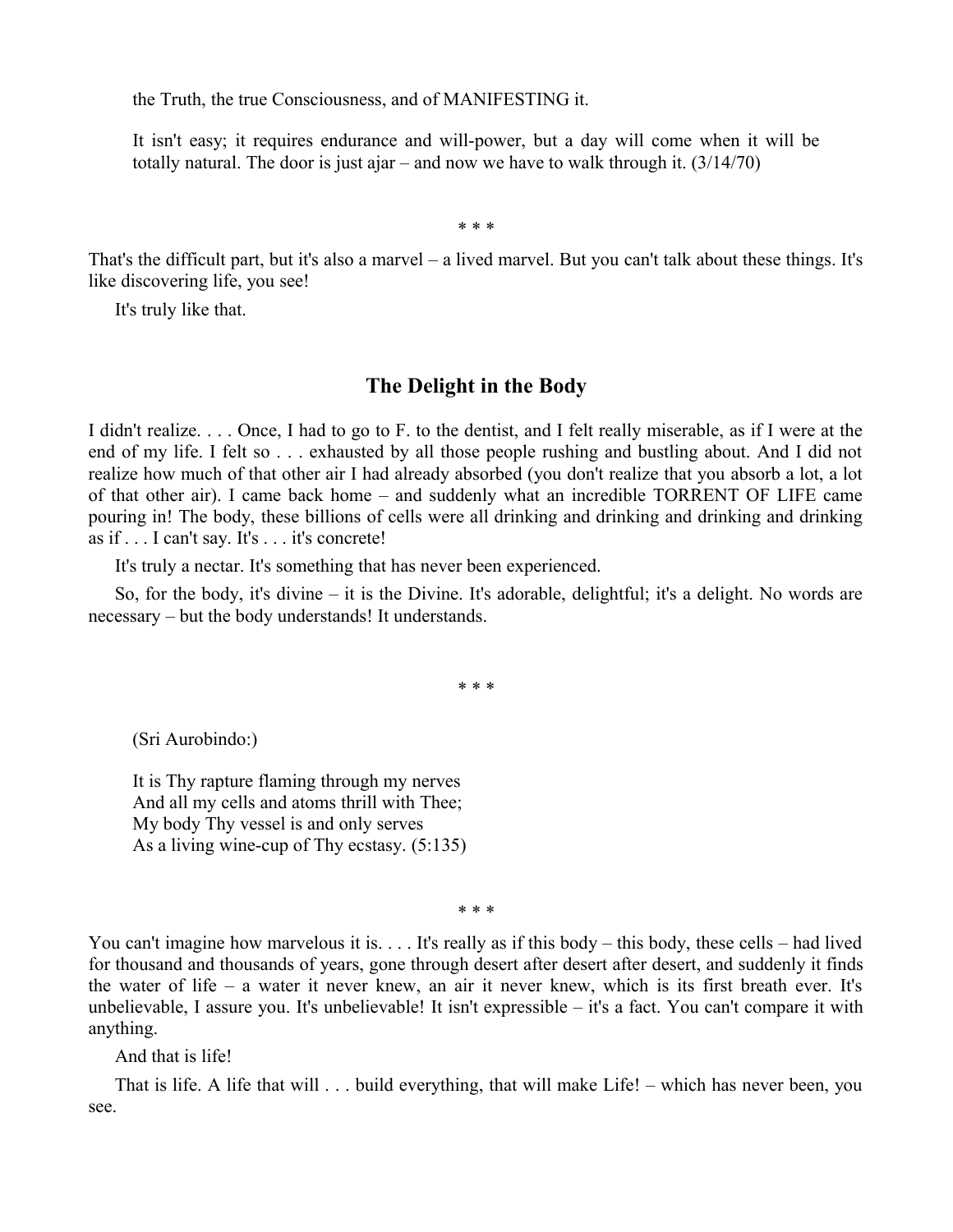the Truth, the true Consciousness, and of MANIFESTING it.

It isn't easy; it requires endurance and will-power, but a day will come when it will be totally natural. The door is just ajar – and now we have to walk through it. (3/14/70)

\* \* \*

That's the difficult part, but it's also a marvel – a lived marvel. But you can't talk about these things. It's like discovering life, you see!

It's truly like that.

## The Delight in the Body

I didn't realize. . . . Once, I had to go to F. to the dentist, and I felt really miserable, as if I were at the end of my life. I felt so . . . exhausted by all those people rushing and bustling about. And I did not realize how much of that other air I had already absorbed (you don't realize that you absorb a lot, a lot of that other air). I came back home – and suddenly what an incredible TORRENT OF LIFE came pouring in! The body, these billions of cells were all drinking and drinking and drinking and drinking as if . . . I can't say. It's . . . it's concrete!

It's truly a nectar. It's something that has never been experienced.

So, for the body, it's divine – it is the Divine. It's adorable, delightful; it's a delight. No words are necessary – but the body understands! It understands.

\* \* \*

(Sri Aurobindo:)

It is Thy rapture flaming through my nerves
And all my cells and atoms thrill with Thee;
My body Thy vessel is and only serves
As a living wine-cup of Thy ecstasy. (5:135)

\* \* \*

You can't imagine how marvelous it is. . . . It's really as if this body – this body, these cells – had lived for thousand and thousands of years, gone through desert after desert after desert, and suddenly it finds the water of life – a water it never knew, an air it never knew, which is its first breath ever. It's unbelievable, I assure you. It's unbelievable! It isn't expressible – it's a fact. You can't compare it with anything.

And that is life!

That is life. A life that will . . . build everything, that will make Life! – which has never been, you see.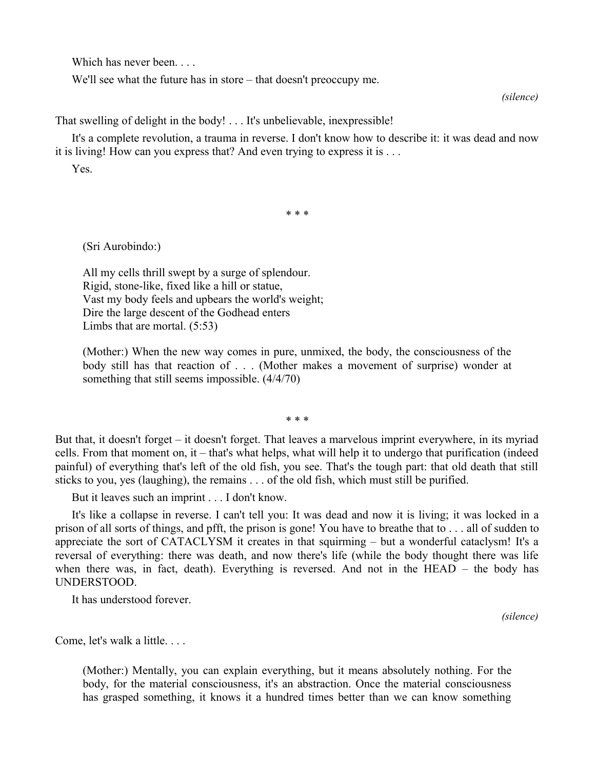Which has never been. . . .

We'll see what the future has in store – that doesn't preoccupy me.

*(silence)*

That swelling of delight in the body! . . . It's unbelievable, inexpressible!

It's a complete revolution, a trauma in reverse. I don't know how to describe it: it was dead and now it is living! How can you express that? And even trying to express it is . . .

Yes.

\* \* \*

> (Sri Aurobindo:)
>
> All my cells thrill swept by a surge of splendour.
> Rigid, stone-like, fixed like a hill or statue,
> Vast my body feels and upbears the world's weight;
> Dire the large descent of the Godhead enters
> Limbs that are mortal. (5:53)
>
> (Mother:) When the new way comes in pure, unmixed, the body, the consciousness of the body still has that reaction of . . . (Mother makes a movement of surprise) wonder at something that still seems impossible. (4/4/70)

\* \* \*

But that, it doesn't forget – it doesn't forget. That leaves a marvelous imprint everywhere, in its myriad cells. From that moment on, it – that's what helps, what will help it to undergo that purification (indeed painful) of everything that's left of the old fish, you see. That's the tough part: that old death that still sticks to you, yes (laughing), the remains . . . of the old fish, which must still be purified.

But it leaves such an imprint . . . I don't know.

It's like a collapse in reverse. I can't tell you: It was dead and now it is living; it was locked in a prison of all sorts of things, and pfft, the prison is gone! You have to breathe that to . . . all of sudden to appreciate the sort of CATACLYSM it creates in that squirming – but a wonderful cataclysm! It's a reversal of everything: there was death, and now there's life (while the body thought there was life when there was, in fact, death). Everything is reversed. And not in the HEAD – the body has UNDERSTOOD.

It has understood forever.

*(silence)*

Come, let's walk a little. . . .

> (Mother:) Mentally, you can explain everything, but it means absolutely nothing. For the body, for the material consciousness, it's an abstraction. Once the material consciousness has grasped something, it knows it a hundred times better than we can know something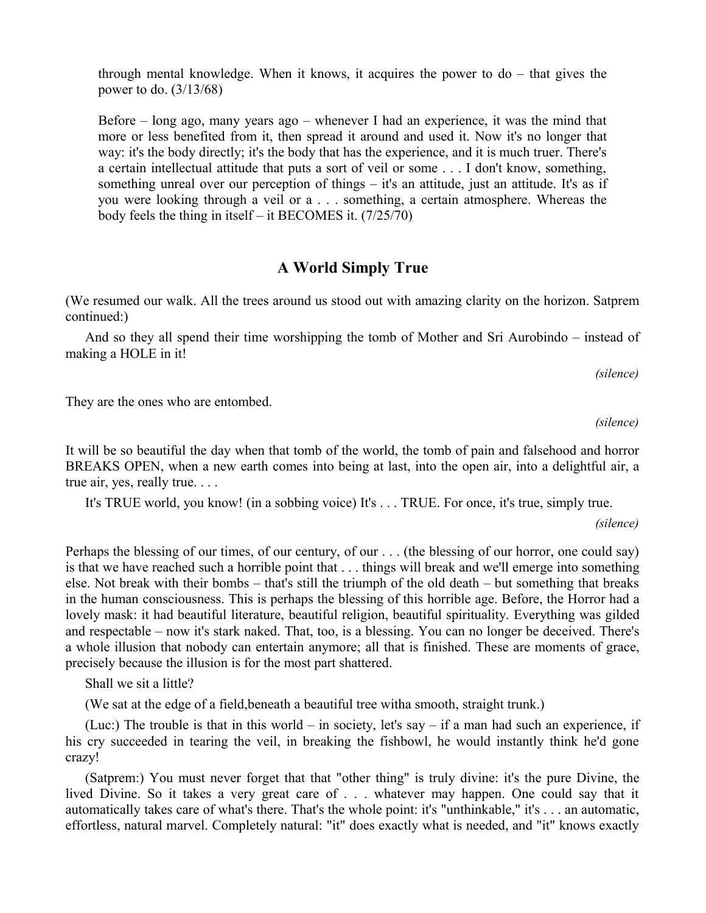through mental knowledge. When it knows, it acquires the power to do – that gives the power to do. (3/13/68)

Before – long ago, many years ago – whenever I had an experience, it was the mind that more or less benefited from it, then spread it around and used it. Now it's no longer that way: it's the body directly; it's the body that has the experience, and it is much truer. There's a certain intellectual attitude that puts a sort of veil or some . . . I don't know, something, something unreal over our perception of things – it's an attitude, just an attitude. It's as if you were looking through a veil or a . . . something, a certain atmosphere. Whereas the body feels the thing in itself – it BECOMES it. (7/25/70)

## A World Simply True

(We resumed our walk. All the trees around us stood out with amazing clarity on the horizon. Satprem continued:)

And so they all spend their time worshipping the tomb of Mother and Sri Aurobindo – instead of making a HOLE in it!

*(silence)*

They are the ones who are entombed.

*(silence)*

It will be so beautiful the day when that tomb of the world, the tomb of pain and falsehood and horror BREAKS OPEN, when a new earth comes into being at last, into the open air, into a delightful air, a true air, yes, really true. . . .

It's TRUE world, you know! (in a sobbing voice) It's . . . TRUE. For once, it's true, simply true.

*(silence)*

Perhaps the blessing of our times, of our century, of our . . . (the blessing of our horror, one could say) is that we have reached such a horrible point that . . . things will break and we'll emerge into something else. Not break with their bombs – that's still the triumph of the old death – but something that breaks in the human consciousness. This is perhaps the blessing of this horrible age. Before, the Horror had a lovely mask: it had beautiful literature, beautiful religion, beautiful spirituality. Everything was gilded and respectable – now it's stark naked. That, too, is a blessing. You can no longer be deceived. There's a whole illusion that nobody can entertain anymore; all that is finished. These are moments of grace, precisely because the illusion is for the most part shattered.

Shall we sit a little?

(We sat at the edge of a field,beneath a beautiful tree witha smooth, straight trunk.)

(Luc:) The trouble is that in this world – in society, let's say – if a man had such an experience, if his cry succeeded in tearing the veil, in breaking the fishbowl, he would instantly think he'd gone crazy!

(Satprem:) You must never forget that that "other thing" is truly divine: it's the pure Divine, the lived Divine. So it takes a very great care of . . . whatever may happen. One could say that it automatically takes care of what's there. That's the whole point: it's "unthinkable," it's . . . an automatic, effortless, natural marvel. Completely natural: "it" does exactly what is needed, and "it" knows exactly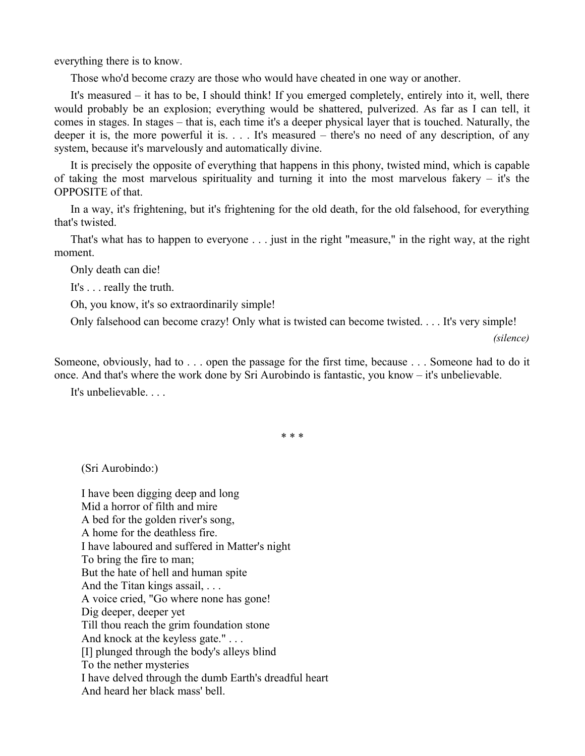everything there is to know.

Those who'd become crazy are those who would have cheated in one way or another.

It's measured – it has to be, I should think! If you emerged completely, entirely into it, well, there would probably be an explosion; everything would be shattered, pulverized. As far as I can tell, it comes in stages. In stages – that is, each time it's a deeper physical layer that is touched. Naturally, the deeper it is, the more powerful it is. . . . It's measured – there's no need of any description, of any system, because it's marvelously and automatically divine.

It is precisely the opposite of everything that happens in this phony, twisted mind, which is capable of taking the most marvelous spirituality and turning it into the most marvelous fakery – it's the OPPOSITE of that.

In a way, it's frightening, but it's frightening for the old death, for the old falsehood, for everything that's twisted.

That's what has to happen to everyone . . . just in the right "measure," in the right way, at the right moment.

Only death can die!

It's . . . really the truth.

Oh, you know, it's so extraordinarily simple!

Only falsehood can become crazy! Only what is twisted can become twisted. . . . It's very simple!

*(silence)*

Someone, obviously, had to . . . open the passage for the first time, because . . . Someone had to do it once. And that's where the work done by Sri Aurobindo is fantastic, you know – it's unbelievable.

It's unbelievable. . . .

\* \* \*

(Sri Aurobindo:)

I have been digging deep and long  
Mid a horror of filth and mire  
A bed for the golden river's song,  
A home for the deathless fire.  
I have laboured and suffered in Matter's night  
To bring the fire to man;  
But the hate of hell and human spite  
And the Titan kings assail, . . .  
A voice cried, "Go where none has gone!  
Dig deeper, deeper yet  
Till thou reach the grim foundation stone  
And knock at the keyless gate." . . .  
[I] plunged through the body's alleys blind  
To the nether mysteries  
I have delved through the dumb Earth's dreadful heart  
And heard her black mass' bell.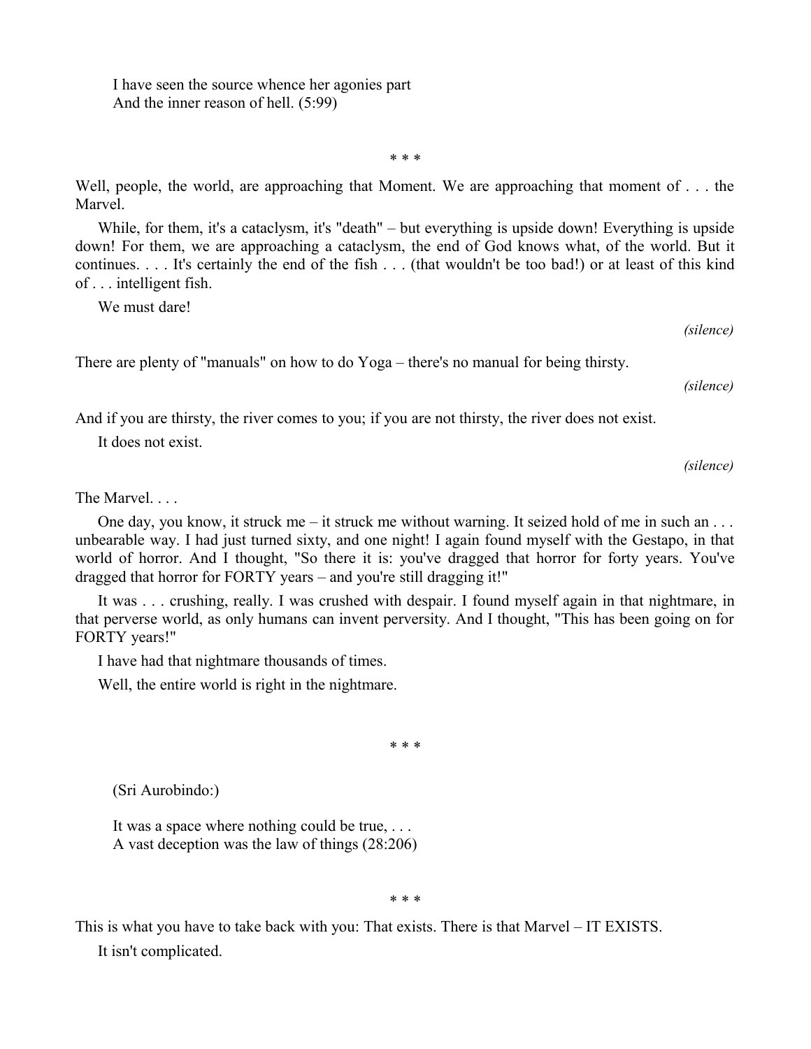I have seen the source whence her agonies part
And the inner reason of hell. (5:99)

\* \* \*

Well, people, the world, are approaching that Moment. We are approaching that moment of . . . the Marvel.

While, for them, it's a cataclysm, it's "death" – but everything is upside down! Everything is upside down! For them, we are approaching a cataclysm, the end of God knows what, of the world. But it continues. . . . It's certainly the end of the fish . . . (that wouldn't be too bad!) or at least of this kind of . . . intelligent fish.

We must dare!

*(silence)*

There are plenty of "manuals" on how to do Yoga – there's no manual for being thirsty.

*(silence)*

And if you are thirsty, the river comes to you; if you are not thirsty, the river does not exist.

It does not exist.

*(silence)*

The Marvel. . . .

One day, you know, it struck me – it struck me without warning. It seized hold of me in such an . . . unbearable way. I had just turned sixty, and one night! I again found myself with the Gestapo, in that world of horror. And I thought, "So there it is: you've dragged that horror for forty years. You've dragged that horror for FORTY years – and you're still dragging it!"

It was . . . crushing, really. I was crushed with despair. I found myself again in that nightmare, in that perverse world, as only humans can invent perversity. And I thought, "This has been going on for FORTY years!"

I have had that nightmare thousands of times.

Well, the entire world is right in the nightmare.

\* \* \*

(Sri Aurobindo:)

It was a space where nothing could be true, . . .
A vast deception was the law of things (28:206)

\* \* \*

This is what you have to take back with you: That exists. There is that Marvel – IT EXISTS.

It isn't complicated.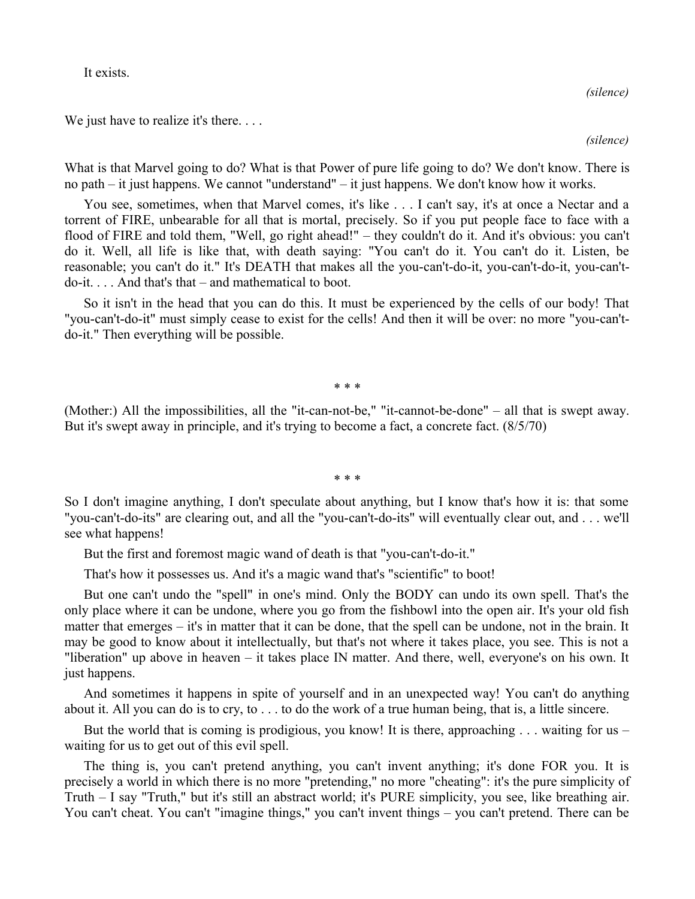It exists.

*(silence)*

We just have to realize it's there. . . .

*(silence)*

What is that Marvel going to do? What is that Power of pure life going to do? We don't know. There is no path – it just happens. We cannot "understand" – it just happens. We don't know how it works.

You see, sometimes, when that Marvel comes, it's like . . . I can't say, it's at once a Nectar and a torrent of FIRE, unbearable for all that is mortal, precisely. So if you put people face to face with a flood of FIRE and told them, "Well, go right ahead!" – they couldn't do it. And it's obvious: you can't do it. Well, all life is like that, with death saying: "You can't do it. You can't do it. Listen, be reasonable; you can't do it." It's DEATH that makes all the you-can't-do-it, you-can't-do-it, you-can't-do-it. . . . And that's that – and mathematical to boot.

So it isn't in the head that you can do this. It must be experienced by the cells of our body! That "you-can't-do-it" must simply cease to exist for the cells! And then it will be over: no more "you-can't-do-it." Then everything will be possible.

\* \* \*

(Mother:) All the impossibilities, all the "it-can-not-be," "it-cannot-be-done" – all that is swept away. But it's swept away in principle, and it's trying to become a fact, a concrete fact. (8/5/70)

\* \* \*

So I don't imagine anything, I don't speculate about anything, but I know that's how it is: that some "you-can't-do-its" are clearing out, and all the "you-can't-do-its" will eventually clear out, and . . . we'll see what happens!

But the first and foremost magic wand of death is that "you-can't-do-it."

That's how it possesses us. And it's a magic wand that's "scientific" to boot!

But one can't undo the "spell" in one's mind. Only the BODY can undo its own spell. That's the only place where it can be undone, where you go from the fishbowl into the open air. It's your old fish matter that emerges – it's in matter that it can be done, that the spell can be undone, not in the brain. It may be good to know about it intellectually, but that's not where it takes place, you see. This is not a "liberation" up above in heaven – it takes place IN matter. And there, well, everyone's on his own. It just happens.

And sometimes it happens in spite of yourself and in an unexpected way! You can't do anything about it. All you can do is to cry, to . . . to do the work of a true human being, that is, a little sincere.

But the world that is coming is prodigious, you know! It is there, approaching . . . waiting for us – waiting for us to get out of this evil spell.

The thing is, you can't pretend anything, you can't invent anything; it's done FOR you. It is precisely a world in which there is no more "pretending," no more "cheating": it's the pure simplicity of Truth – I say "Truth," but it's still an abstract world; it's PURE simplicity, you see, like breathing air. You can't cheat. You can't "imagine things," you can't invent things – you can't pretend. There can be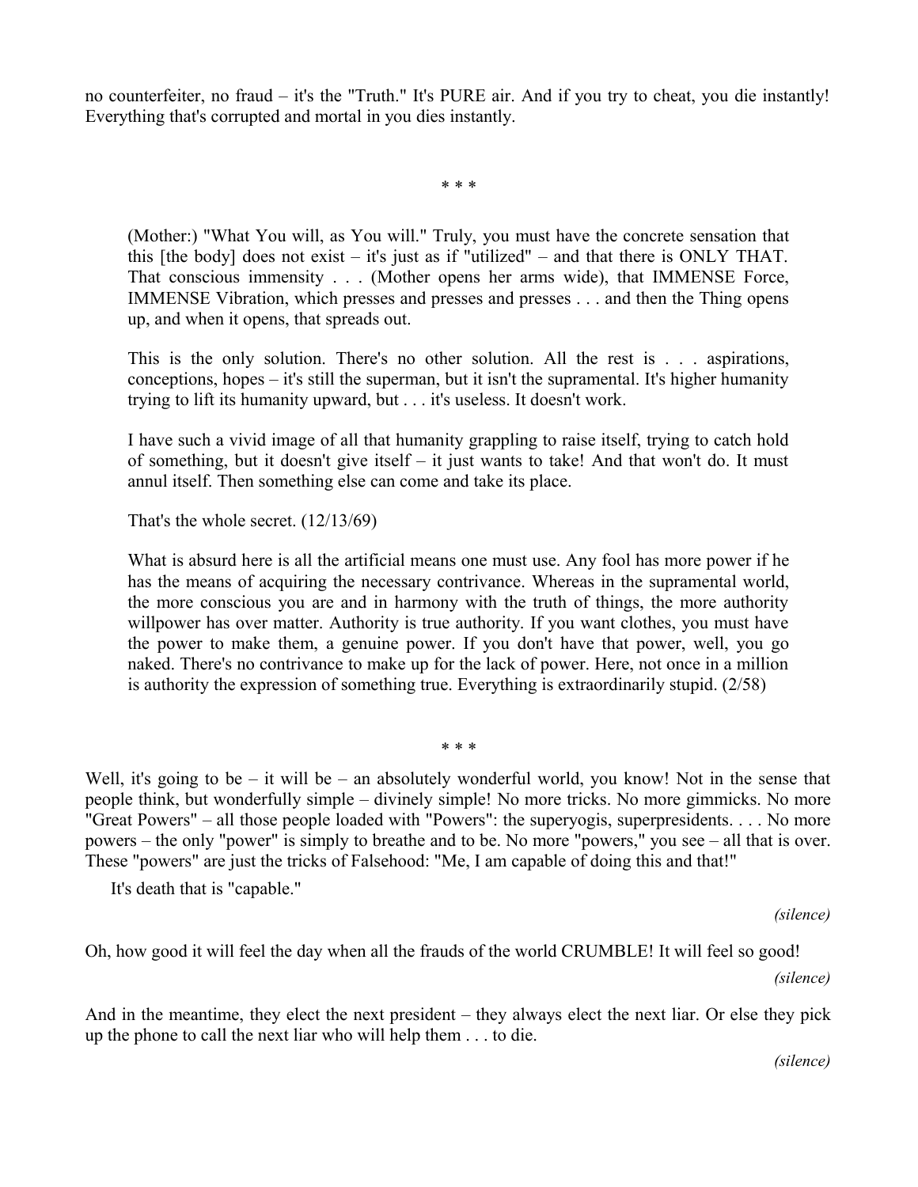no counterfeiter, no fraud – it's the "Truth." It's PURE air. And if you try to cheat, you die instantly! Everything that's corrupted and mortal in you dies instantly.

\* \* \*

> (Mother:) "What You will, as You will." Truly, you must have the concrete sensation that this [the body] does not exist – it's just as if "utilized" – and that there is ONLY THAT. That conscious immensity . . . (Mother opens her arms wide), that IMMENSE Force, IMMENSE Vibration, which presses and presses and presses . . . and then the Thing opens up, and when it opens, that spreads out.
>
> This is the only solution. There's no other solution. All the rest is . . . aspirations, conceptions, hopes – it's still the superman, but it isn't the supramental. It's higher humanity trying to lift its humanity upward, but . . . it's useless. It doesn't work.
>
> I have such a vivid image of all that humanity grappling to raise itself, trying to catch hold of something, but it doesn't give itself – it just wants to take! And that won't do. It must annul itself. Then something else can come and take its place.
>
> That's the whole secret. (12/13/69)
>
> What is absurd here is all the artificial means one must use. Any fool has more power if he has the means of acquiring the necessary contrivance. Whereas in the supramental world, the more conscious you are and in harmony with the truth of things, the more authority willpower has over matter. Authority is true authority. If you want clothes, you must have the power to make them, a genuine power. If you don't have that power, well, you go naked. There's no contrivance to make up for the lack of power. Here, not once in a million is authority the expression of something true. Everything is extraordinarily stupid. (2/58)

\* \* \*

Well, it's going to be – it will be – an absolutely wonderful world, you know! Not in the sense that people think, but wonderfully simple – divinely simple! No more tricks. No more gimmicks. No more "Great Powers" – all those people loaded with "Powers": the superyogis, superpresidents. . . . No more powers – the only "power" is simply to breathe and to be. No more "powers," you see – all that is over. These "powers" are just the tricks of Falsehood: "Me, I am capable of doing this and that!"

It's death that is "capable."

*(silence)*

Oh, how good it will feel the day when all the frauds of the world CRUMBLE! It will feel so good!

*(silence)*

And in the meantime, they elect the next president – they always elect the next liar. Or else they pick up the phone to call the next liar who will help them . . . to die.

*(silence)*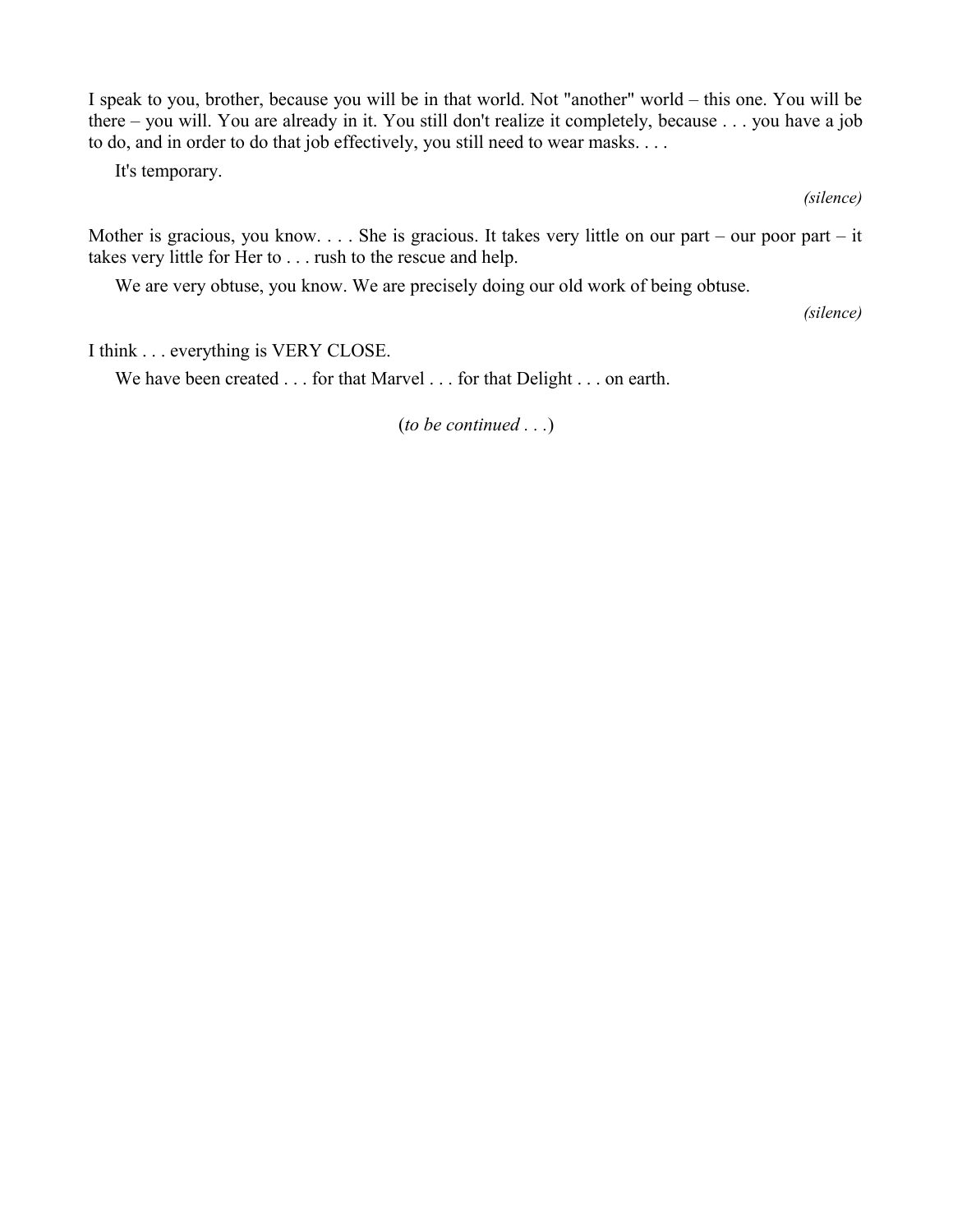I speak to you, brother, because you will be in that world. Not "another" world – this one. You will be there – you will. You are already in it. You still don't realize it completely, because . . . you have a job to do, and in order to do that job effectively, you still need to wear masks. . . .

It's temporary.

*(silence)*

Mother is gracious, you know. . . . She is gracious. It takes very little on our part – our poor part – it takes very little for Her to . . . rush to the rescue and help.

We are very obtuse, you know. We are precisely doing our old work of being obtuse.

*(silence)*

I think . . . everything is VERY CLOSE.

We have been created . . . for that Marvel . . . for that Delight . . . on earth.

(*to be continued . . .*)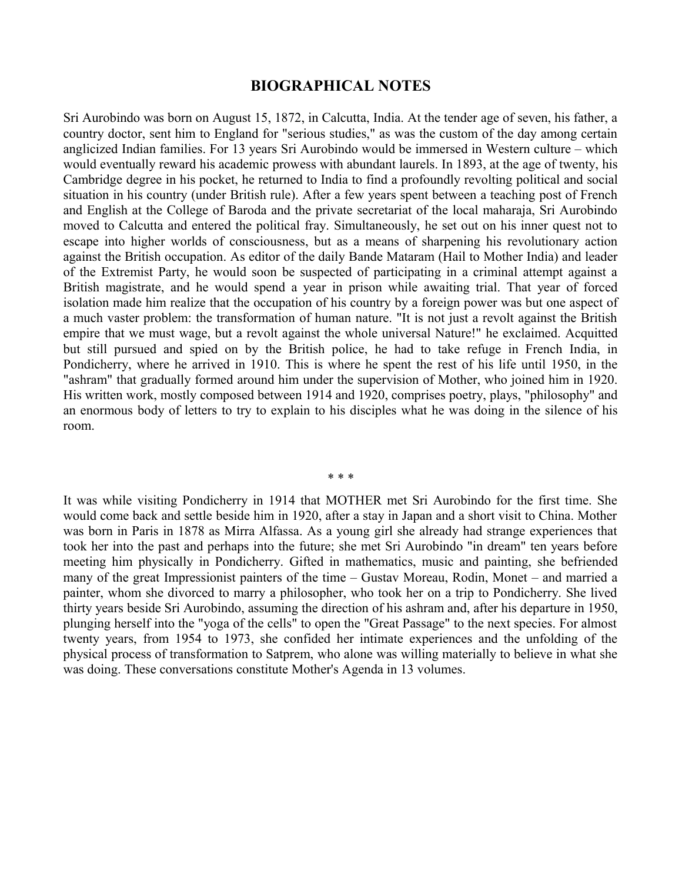# BIOGRAPHICAL NOTES

Sri Aurobindo was born on August 15, 1872, in Calcutta, India. At the tender age of seven, his father, a country doctor, sent him to England for "serious studies," as was the custom of the day among certain anglicized Indian families. For 13 years Sri Aurobindo would be immersed in Western culture – which would eventually reward his academic prowess with abundant laurels. In 1893, at the age of twenty, his Cambridge degree in his pocket, he returned to India to find a profoundly revolting political and social situation in his country (under British rule). After a few years spent between a teaching post of French and English at the College of Baroda and the private secretariat of the local maharaja, Sri Aurobindo moved to Calcutta and entered the political fray. Simultaneously, he set out on his inner quest not to escape into higher worlds of consciousness, but as a means of sharpening his revolutionary action against the British occupation. As editor of the daily Bande Mataram (Hail to Mother India) and leader of the Extremist Party, he would soon be suspected of participating in a criminal attempt against a British magistrate, and he would spend a year in prison while awaiting trial. That year of forced isolation made him realize that the occupation of his country by a foreign power was but one aspect of a much vaster problem: the transformation of human nature. "It is not just a revolt against the British empire that we must wage, but a revolt against the whole universal Nature!" he exclaimed. Acquitted but still pursued and spied on by the British police, he had to take refuge in French India, in Pondicherry, where he arrived in 1910. This is where he spent the rest of his life until 1950, in the "ashram" that gradually formed around him under the supervision of Mother, who joined him in 1920. His written work, mostly composed between 1914 and 1920, comprises poetry, plays, "philosophy" and an enormous body of letters to try to explain to his disciples what he was doing in the silence of his room.

\* \* \*

It was while visiting Pondicherry in 1914 that MOTHER met Sri Aurobindo for the first time. She would come back and settle beside him in 1920, after a stay in Japan and a short visit to China. Mother was born in Paris in 1878 as Mirra Alfassa. As a young girl she already had strange experiences that took her into the past and perhaps into the future; she met Sri Aurobindo "in dream" ten years before meeting him physically in Pondicherry. Gifted in mathematics, music and painting, she befriended many of the great Impressionist painters of the time – Gustav Moreau, Rodin, Monet – and married a painter, whom she divorced to marry a philosopher, who took her on a trip to Pondicherry. She lived thirty years beside Sri Aurobindo, assuming the direction of his ashram and, after his departure in 1950, plunging herself into the "yoga of the cells" to open the "Great Passage" to the next species. For almost twenty years, from 1954 to 1973, she confided her intimate experiences and the unfolding of the physical process of transformation to Satprem, who alone was willing materially to believe in what she was doing. These conversations constitute Mother's Agenda in 13 volumes.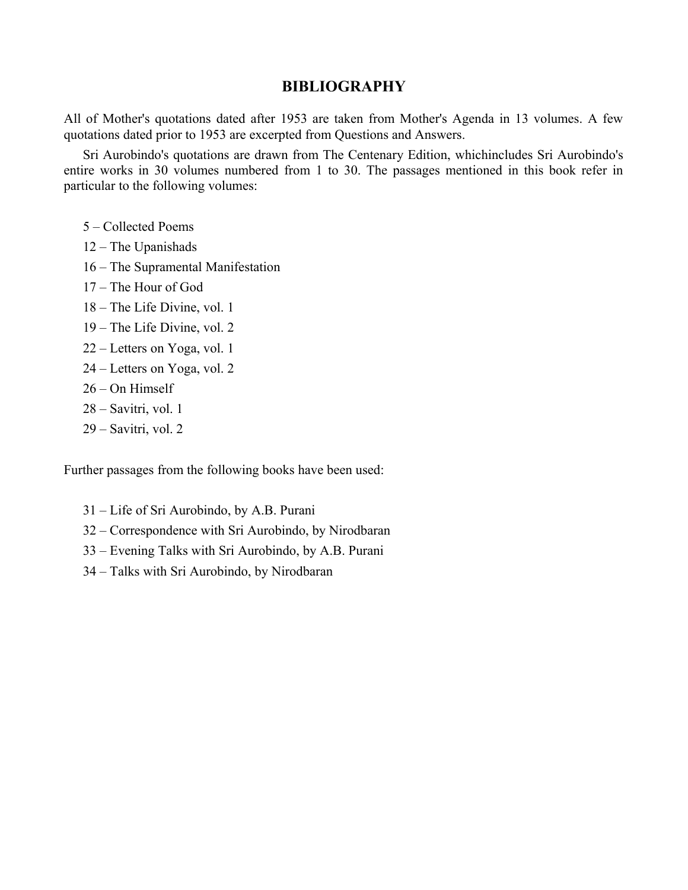# BIBLIOGRAPHY

All of Mother's quotations dated after 1953 are taken from Mother's Agenda in 13 volumes. A few quotations dated prior to 1953 are excerpted from Questions and Answers.

Sri Aurobindo's quotations are drawn from The Centenary Edition, whichincludes Sri Aurobindo's entire works in 30 volumes numbered from 1 to 30. The passages mentioned in this book refer in particular to the following volumes:

5 – Collected Poems
12 – The Upanishads
16 – The Supramental Manifestation
17 – The Hour of God
18 – The Life Divine, vol. 1
19 – The Life Divine, vol. 2
22 – Letters on Yoga, vol. 1
24 – Letters on Yoga, vol. 2
26 – On Himself
28 – Savitri, vol. 1
29 – Savitri, vol. 2

Further passages from the following books have been used:

31 – Life of Sri Aurobindo, by A.B. Purani
32 – Correspondence with Sri Aurobindo, by Nirodbaran
33 – Evening Talks with Sri Aurobindo, by A.B. Purani
34 – Talks with Sri Aurobindo, by Nirodbaran